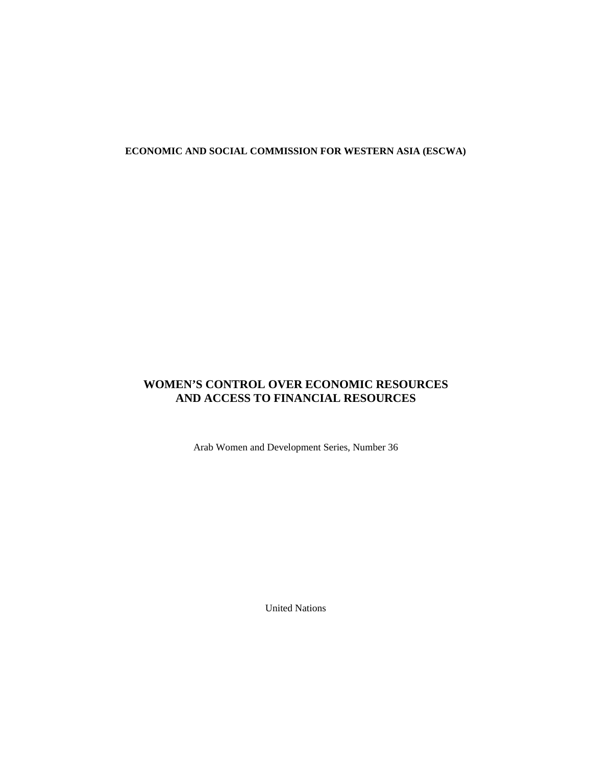**ECONOMIC AND SOCIAL COMMISSION FOR WESTERN ASIA (ESCWA)**

# WOMEN'S CONTROL OVER ECONOMIC RESOURCES AND ACCESS TO FINANCIAL RESOURCES

Arab Women and Development Series, Number 36

United Nations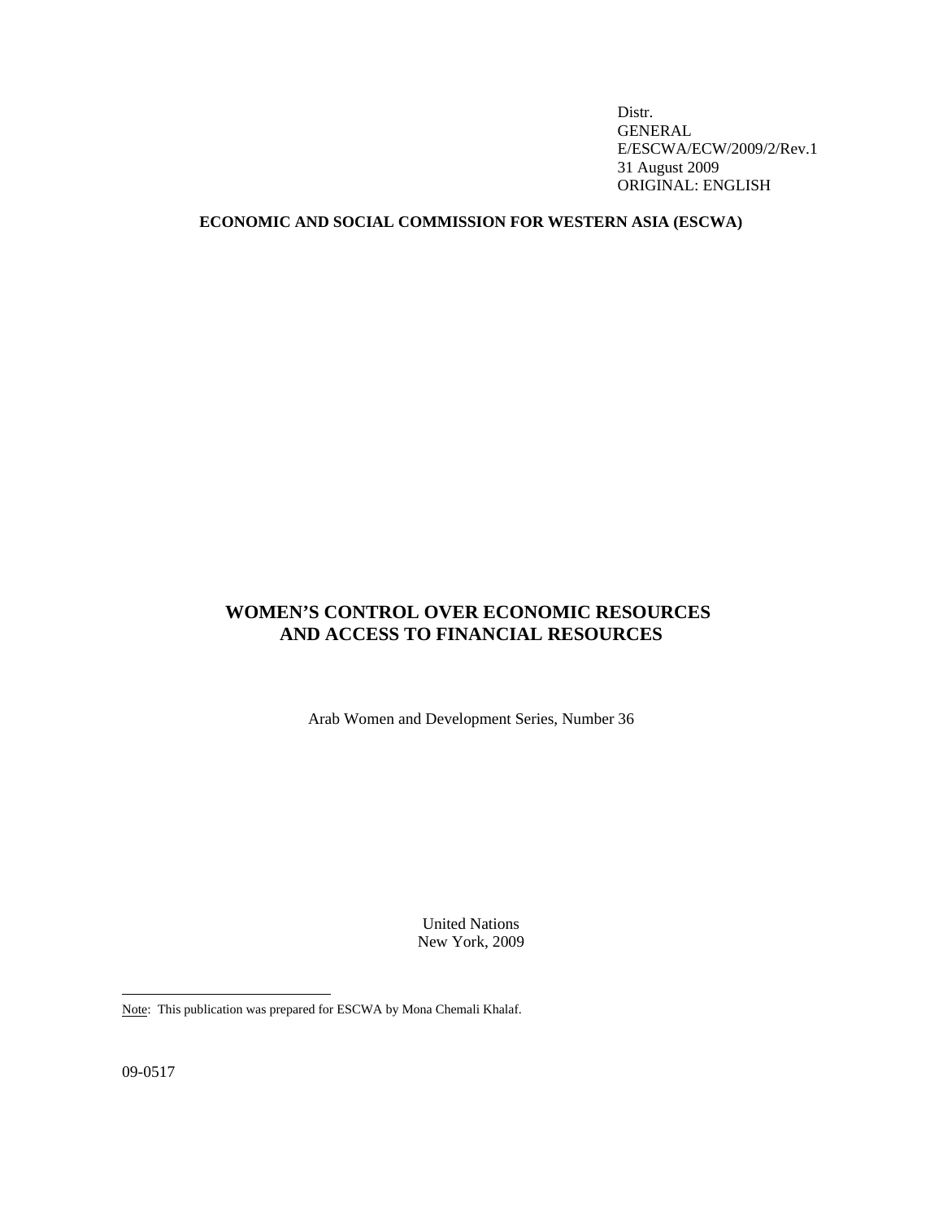Distr.
GENERAL
E/ESCWA/ECW/2009/2/Rev.1
31 August 2009
ORIGINAL: ENGLISH

**ECONOMIC AND SOCIAL COMMISSION FOR WESTERN ASIA (ESCWA)**

# WOMEN'S CONTROL OVER ECONOMIC RESOURCES AND ACCESS TO FINANCIAL RESOURCES

Arab Women and Development Series, Number 36

United Nations
New York, 2009

---

Note: This publication was prepared for ESCWA by Mona Chemali Khalaf.

09-0517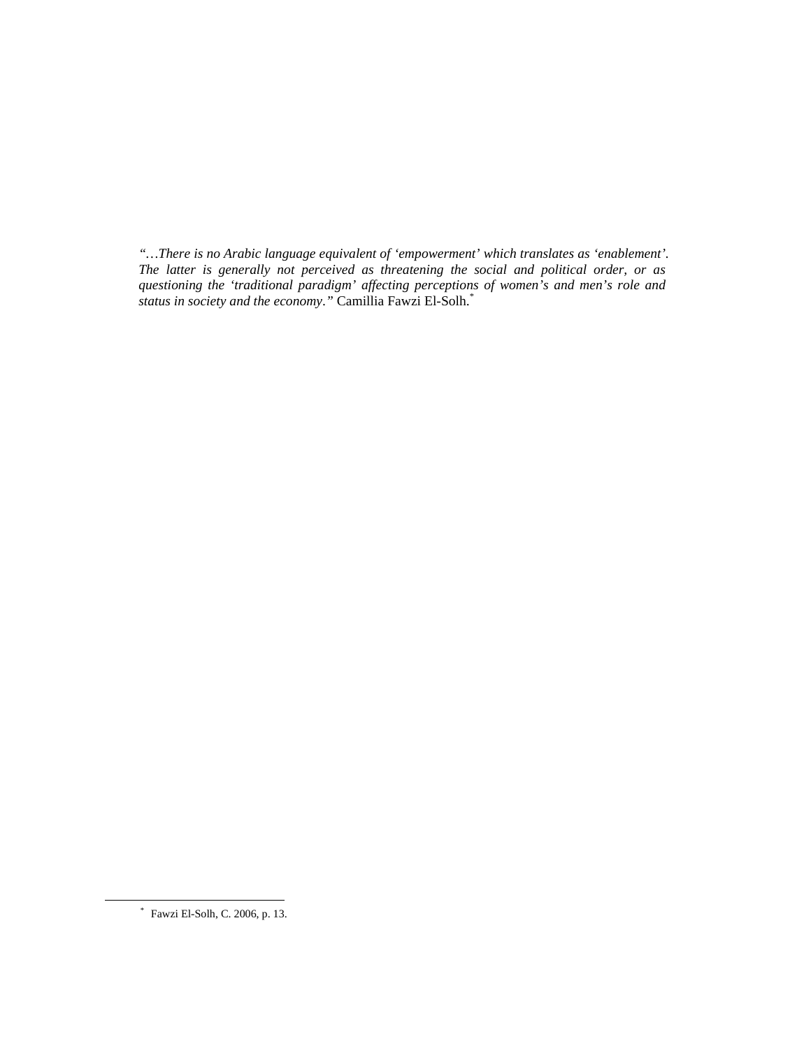*"…There is no Arabic language equivalent of 'empowerment' which translates as 'enablement'. The latter is generally not perceived as threatening the social and political order, or as questioning the 'traditional paradigm' affecting perceptions of women's and men's role and status in society and the economy."* Camillia Fawzi El-Solh.[*]

---

[*] Fawzi El-Solh, C. 2006, p. 13.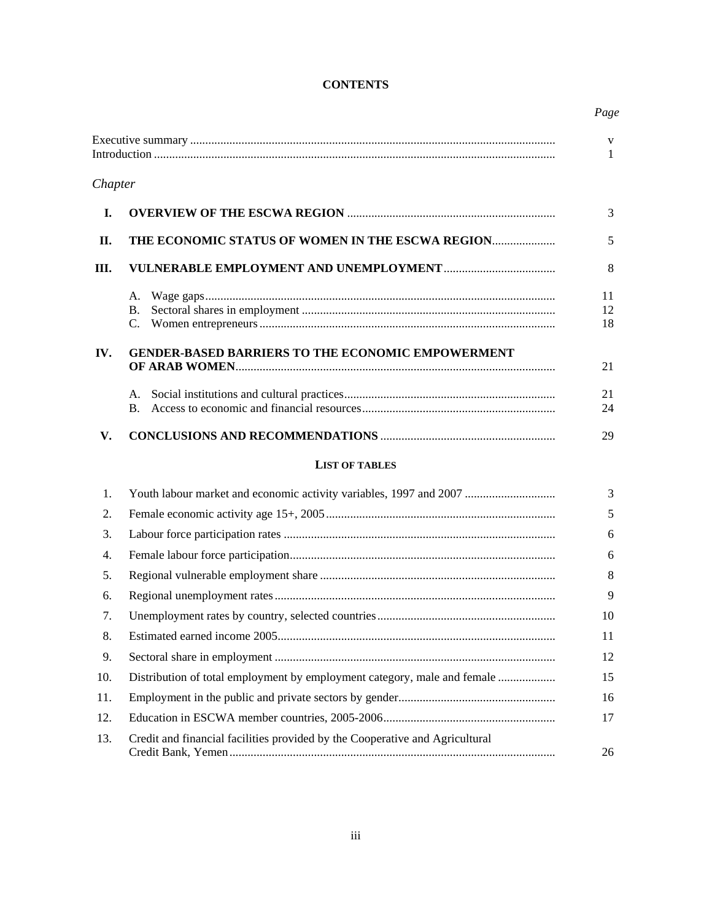# CONTENTS

| | | *Page* |
|---|---|---|
| Executive summary | | v |
| Introduction | | 1 |
| *Chapter* | | |
| **I.** | **OVERVIEW OF THE ESCWA REGION** | 3 |
| **II.** | **THE ECONOMIC STATUS OF WOMEN IN THE ESCWA REGION** | 5 |
| **III.** | **VULNERABLE EMPLOYMENT AND UNEMPLOYMENT** | 8 |
| | A. Wage gaps | 11 |
| | B. Sectoral shares in employment | 12 |
| | C. Women entrepreneurs | 18 |
| **IV.** | **GENDER-BASED BARRIERS TO THE ECONOMIC EMPOWERMENT OF ARAB WOMEN** | 21 |
| | A. Social institutions and cultural practices | 21 |
| | B. Access to economic and financial resources | 24 |
| **V.** | **CONCLUSIONS AND RECOMMENDATIONS** | 29 |

## LIST OF TABLES

| | | |
|---|---|---|
| 1. | Youth labour market and economic activity variables, 1997 and 2007 | 3 |
| 2. | Female economic activity age 15+, 2005 | 5 |
| 3. | Labour force participation rates | 6 |
| 4. | Female labour force participation | 6 |
| 5. | Regional vulnerable employment share | 8 |
| 6. | Regional unemployment rates | 9 |
| 7. | Unemployment rates by country, selected countries | 10 |
| 8. | Estimated earned income 2005 | 11 |
| 9. | Sectoral share in employment | 12 |
| 10. | Distribution of total employment by employment category, male and female | 15 |
| 11. | Employment in the public and private sectors by gender | 16 |
| 12. | Education in ESCWA member countries, 2005-2006 | 17 |
| 13. | Credit and financial facilities provided by the Cooperative and Agricultural Credit Bank, Yemen | 26 |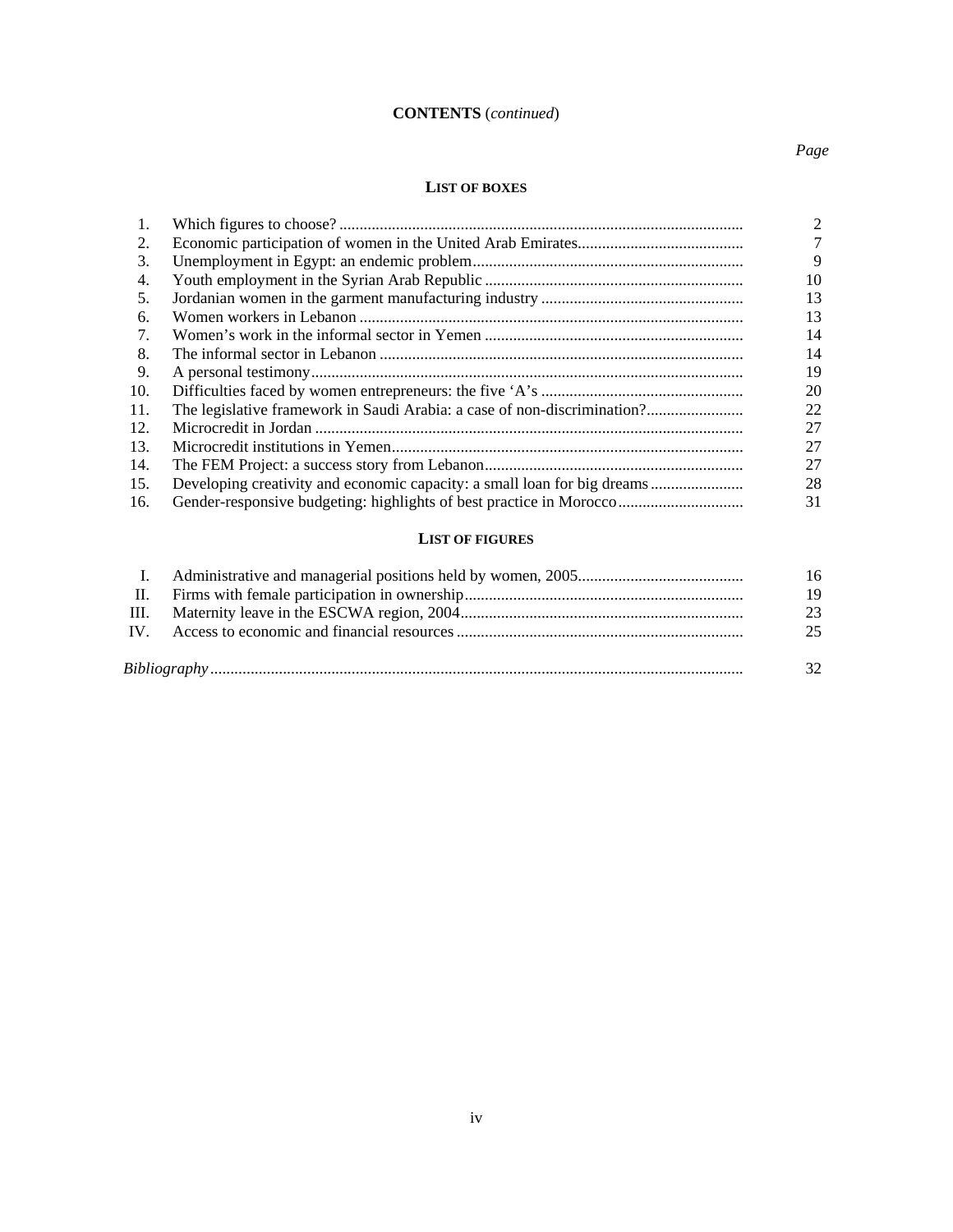**CONTENTS** (*continued*)

*Page*

**LIST OF BOXES**

| | | |
|---|---|---|
| 1. | Which figures to choose? | 2 |
| 2. | Economic participation of women in the United Arab Emirates | 7 |
| 3. | Unemployment in Egypt: an endemic problem | 9 |
| 4. | Youth employment in the Syrian Arab Republic | 10 |
| 5. | Jordanian women in the garment manufacturing industry | 13 |
| 6. | Women workers in Lebanon | 13 |
| 7. | Women's work in the informal sector in Yemen | 14 |
| 8. | The informal sector in Lebanon | 14 |
| 9. | A personal testimony | 19 |
| 10. | Difficulties faced by women entrepreneurs: the five 'A's | 20 |
| 11. | The legislative framework in Saudi Arabia: a case of non-discrimination? | 22 |
| 12. | Microcredit in Jordan | 27 |
| 13. | Microcredit institutions in Yemen | 27 |
| 14. | The FEM Project: a success story from Lebanon | 27 |
| 15. | Developing creativity and economic capacity: a small loan for big dreams | 28 |
| 16. | Gender-responsive budgeting: highlights of best practice in Morocco | 31 |

**LIST OF FIGURES**

| | | |
|---|---|---|
| I. | Administrative and managerial positions held by women, 2005 | 16 |
| II. | Firms with female participation in ownership | 19 |
| III. | Maternity leave in the ESCWA region, 2004 | 23 |
| IV. | Access to economic and financial resources | 25 |

*Bibliography* .................................................................................................................... 32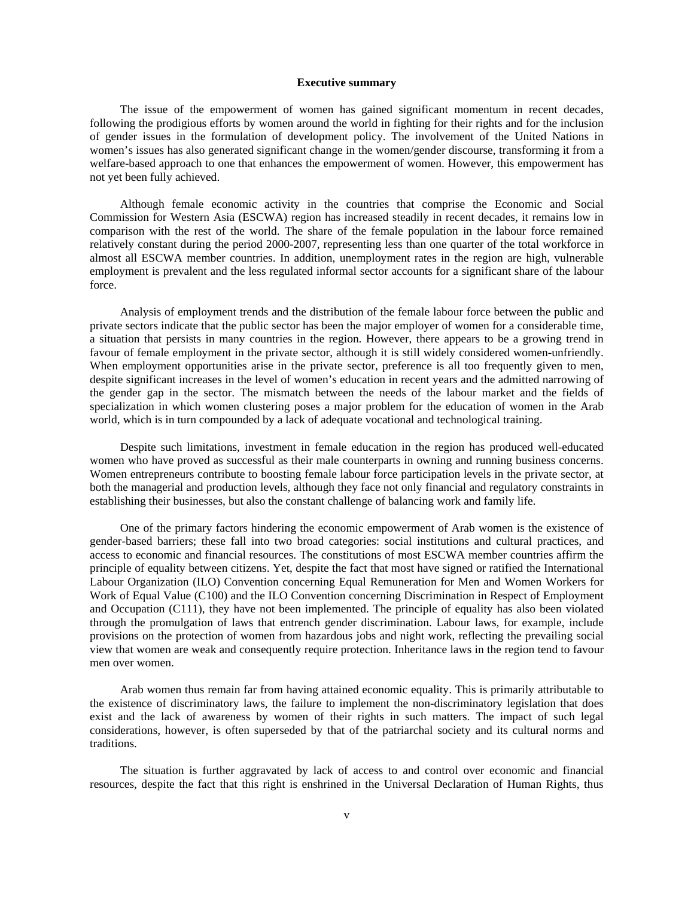# Executive summary

The issue of the empowerment of women has gained significant momentum in recent decades, following the prodigious efforts by women around the world in fighting for their rights and for the inclusion of gender issues in the formulation of development policy. The involvement of the United Nations in women's issues has also generated significant change in the women/gender discourse, transforming it from a welfare-based approach to one that enhances the empowerment of women. However, this empowerment has not yet been fully achieved.

Although female economic activity in the countries that comprise the Economic and Social Commission for Western Asia (ESCWA) region has increased steadily in recent decades, it remains low in comparison with the rest of the world. The share of the female population in the labour force remained relatively constant during the period 2000-2007, representing less than one quarter of the total workforce in almost all ESCWA member countries. In addition, unemployment rates in the region are high, vulnerable employment is prevalent and the less regulated informal sector accounts for a significant share of the labour force.

Analysis of employment trends and the distribution of the female labour force between the public and private sectors indicate that the public sector has been the major employer of women for a considerable time, a situation that persists in many countries in the region. However, there appears to be a growing trend in favour of female employment in the private sector, although it is still widely considered women-unfriendly. When employment opportunities arise in the private sector, preference is all too frequently given to men, despite significant increases in the level of women's education in recent years and the admitted narrowing of the gender gap in the sector. The mismatch between the needs of the labour market and the fields of specialization in which women clustering poses a major problem for the education of women in the Arab world, which is in turn compounded by a lack of adequate vocational and technological training.

Despite such limitations, investment in female education in the region has produced well-educated women who have proved as successful as their male counterparts in owning and running business concerns. Women entrepreneurs contribute to boosting female labour force participation levels in the private sector, at both the managerial and production levels, although they face not only financial and regulatory constraints in establishing their businesses, but also the constant challenge of balancing work and family life.

One of the primary factors hindering the economic empowerment of Arab women is the existence of gender-based barriers; these fall into two broad categories: social institutions and cultural practices, and access to economic and financial resources. The constitutions of most ESCWA member countries affirm the principle of equality between citizens. Yet, despite the fact that most have signed or ratified the International Labour Organization (ILO) Convention concerning Equal Remuneration for Men and Women Workers for Work of Equal Value (C100) and the ILO Convention concerning Discrimination in Respect of Employment and Occupation (C111), they have not been implemented. The principle of equality has also been violated through the promulgation of laws that entrench gender discrimination. Labour laws, for example, include provisions on the protection of women from hazardous jobs and night work, reflecting the prevailing social view that women are weak and consequently require protection. Inheritance laws in the region tend to favour men over women.

Arab women thus remain far from having attained economic equality. This is primarily attributable to the existence of discriminatory laws, the failure to implement the non-discriminatory legislation that does exist and the lack of awareness by women of their rights in such matters. The impact of such legal considerations, however, is often superseded by that of the patriarchal society and its cultural norms and traditions.

The situation is further aggravated by lack of access to and control over economic and financial resources, despite the fact that this right is enshrined in the Universal Declaration of Human Rights, thus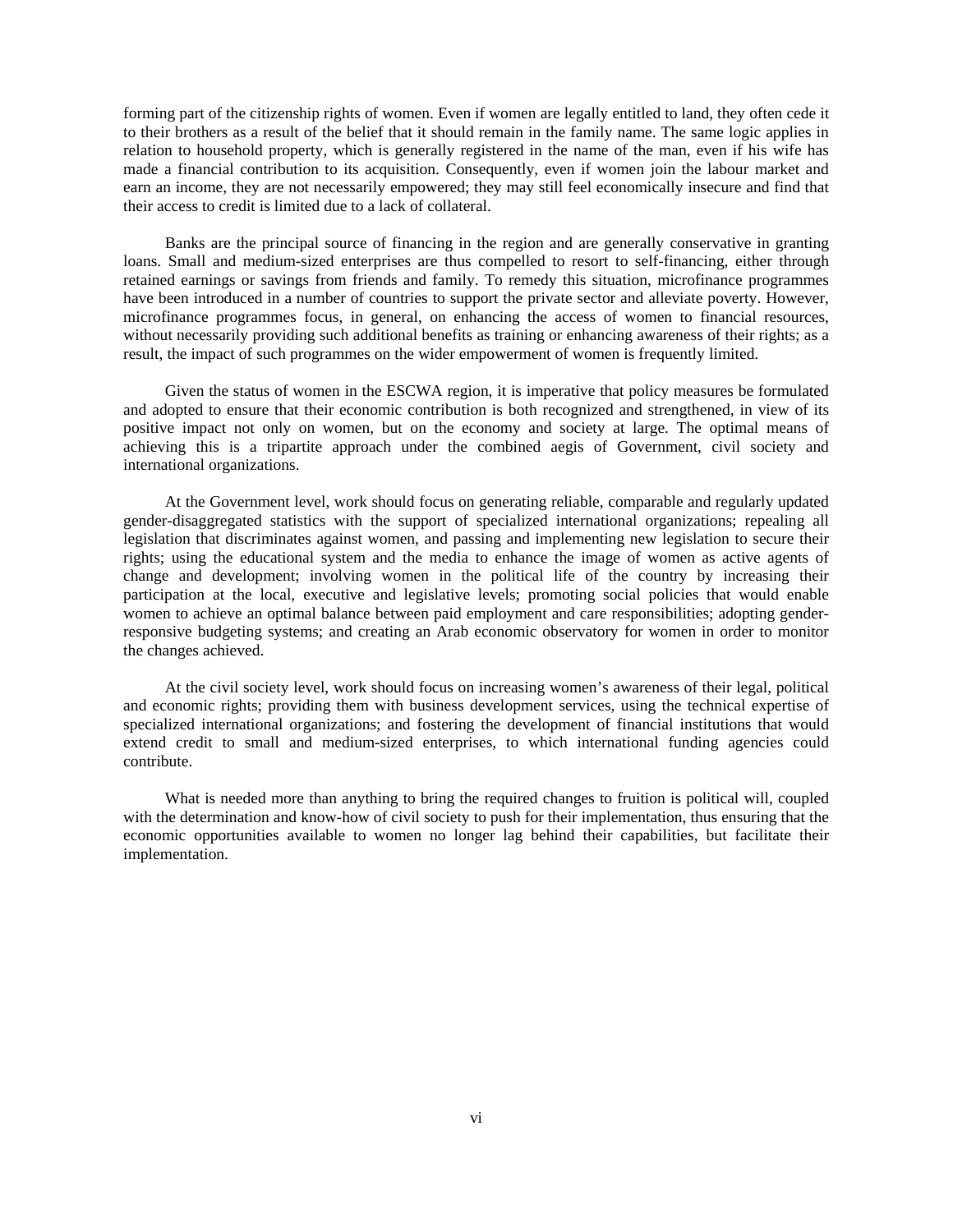forming part of the citizenship rights of women. Even if women are legally entitled to land, they often cede it to their brothers as a result of the belief that it should remain in the family name. The same logic applies in relation to household property, which is generally registered in the name of the man, even if his wife has made a financial contribution to its acquisition. Consequently, even if women join the labour market and earn an income, they are not necessarily empowered; they may still feel economically insecure and find that their access to credit is limited due to a lack of collateral.

Banks are the principal source of financing in the region and are generally conservative in granting loans. Small and medium-sized enterprises are thus compelled to resort to self-financing, either through retained earnings or savings from friends and family. To remedy this situation, microfinance programmes have been introduced in a number of countries to support the private sector and alleviate poverty. However, microfinance programmes focus, in general, on enhancing the access of women to financial resources, without necessarily providing such additional benefits as training or enhancing awareness of their rights; as a result, the impact of such programmes on the wider empowerment of women is frequently limited.

Given the status of women in the ESCWA region, it is imperative that policy measures be formulated and adopted to ensure that their economic contribution is both recognized and strengthened, in view of its positive impact not only on women, but on the economy and society at large. The optimal means of achieving this is a tripartite approach under the combined aegis of Government, civil society and international organizations.

At the Government level, work should focus on generating reliable, comparable and regularly updated gender-disaggregated statistics with the support of specialized international organizations; repealing all legislation that discriminates against women, and passing and implementing new legislation to secure their rights; using the educational system and the media to enhance the image of women as active agents of change and development; involving women in the political life of the country by increasing their participation at the local, executive and legislative levels; promoting social policies that would enable women to achieve an optimal balance between paid employment and care responsibilities; adopting gender-responsive budgeting systems; and creating an Arab economic observatory for women in order to monitor the changes achieved.

At the civil society level, work should focus on increasing women's awareness of their legal, political and economic rights; providing them with business development services, using the technical expertise of specialized international organizations; and fostering the development of financial institutions that would extend credit to small and medium-sized enterprises, to which international funding agencies could contribute.

What is needed more than anything to bring the required changes to fruition is political will, coupled with the determination and know-how of civil society to push for their implementation, thus ensuring that the economic opportunities available to women no longer lag behind their capabilities, but facilitate their implementation.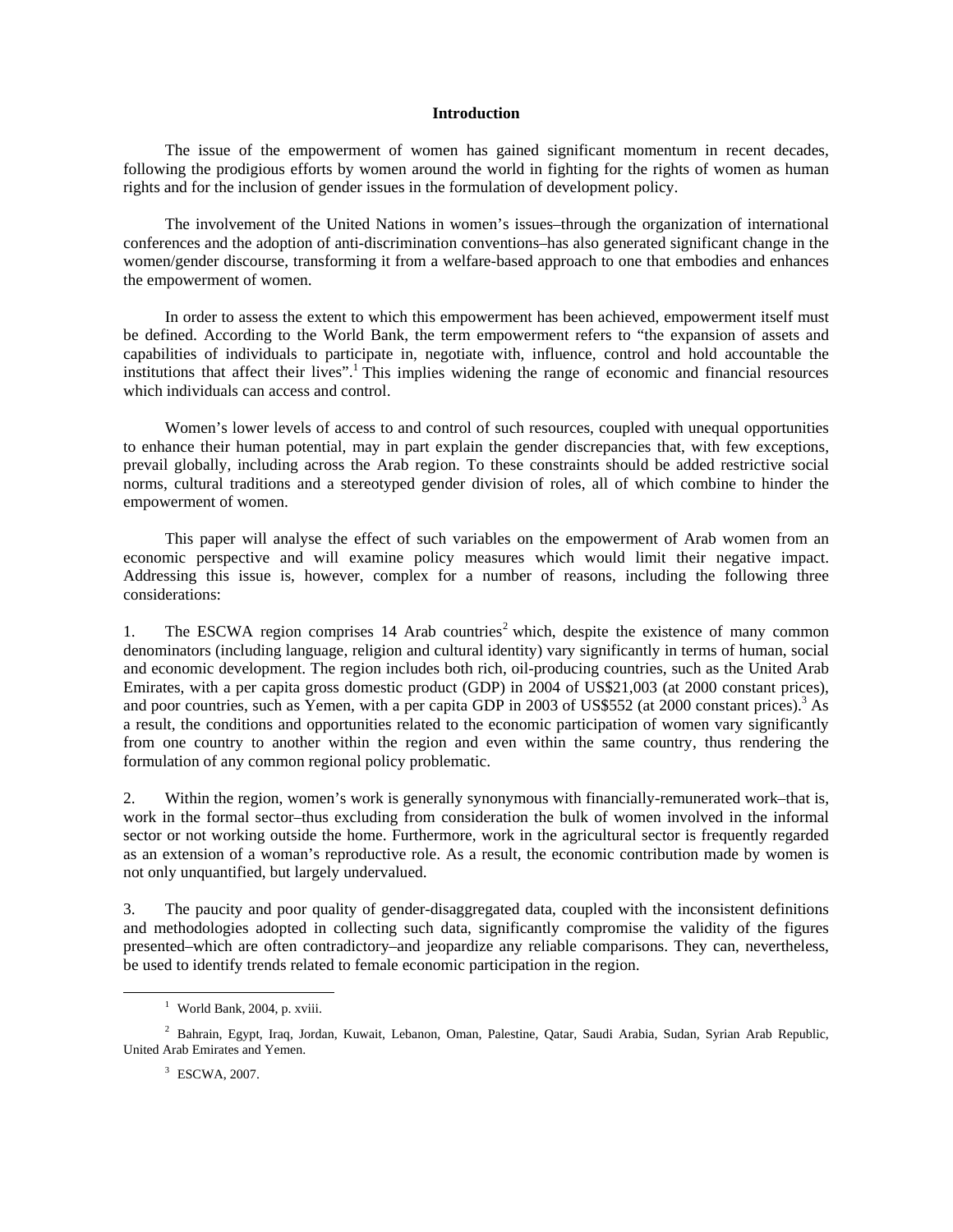## Introduction

The issue of the empowerment of women has gained significant momentum in recent decades, following the prodigious efforts by women around the world in fighting for the rights of women as human rights and for the inclusion of gender issues in the formulation of development policy.

The involvement of the United Nations in women's issues–through the organization of international conferences and the adoption of anti-discrimination conventions–has also generated significant change in the women/gender discourse, transforming it from a welfare-based approach to one that embodies and enhances the empowerment of women.

In order to assess the extent to which this empowerment has been achieved, empowerment itself must be defined. According to the World Bank, the term empowerment refers to "the expansion of assets and capabilities of individuals to participate in, negotiate with, influence, control and hold accountable the institutions that affect their lives".[1] This implies widening the range of economic and financial resources which individuals can access and control.

Women's lower levels of access to and control of such resources, coupled with unequal opportunities to enhance their human potential, may in part explain the gender discrepancies that, with few exceptions, prevail globally, including across the Arab region. To these constraints should be added restrictive social norms, cultural traditions and a stereotyped gender division of roles, all of which combine to hinder the empowerment of women.

This paper will analyse the effect of such variables on the empowerment of Arab women from an economic perspective and will examine policy measures which would limit their negative impact. Addressing this issue is, however, complex for a number of reasons, including the following three considerations:

1. The ESCWA region comprises 14 Arab countries[2] which, despite the existence of many common denominators (including language, religion and cultural identity) vary significantly in terms of human, social and economic development. The region includes both rich, oil-producing countries, such as the United Arab Emirates, with a per capita gross domestic product (GDP) in 2004 of US$21,003 (at 2000 constant prices), and poor countries, such as Yemen, with a per capita GDP in 2003 of US$552 (at 2000 constant prices).[3] As a result, the conditions and opportunities related to the economic participation of women vary significantly from one country to another within the region and even within the same country, thus rendering the formulation of any common regional policy problematic.

2. Within the region, women's work is generally synonymous with financially-remunerated work–that is, work in the formal sector–thus excluding from consideration the bulk of women involved in the informal sector or not working outside the home. Furthermore, work in the agricultural sector is frequently regarded as an extension of a woman's reproductive role. As a result, the economic contribution made by women is not only unquantified, but largely undervalued.

3. The paucity and poor quality of gender-disaggregated data, coupled with the inconsistent definitions and methodologies adopted in collecting such data, significantly compromise the validity of the figures presented–which are often contradictory–and jeopardize any reliable comparisons. They can, nevertheless, be used to identify trends related to female economic participation in the region.

---

[1] World Bank, 2004, p. xviii.

[2] Bahrain, Egypt, Iraq, Jordan, Kuwait, Lebanon, Oman, Palestine, Qatar, Saudi Arabia, Sudan, Syrian Arab Republic, United Arab Emirates and Yemen.

[3] ESCWA, 2007.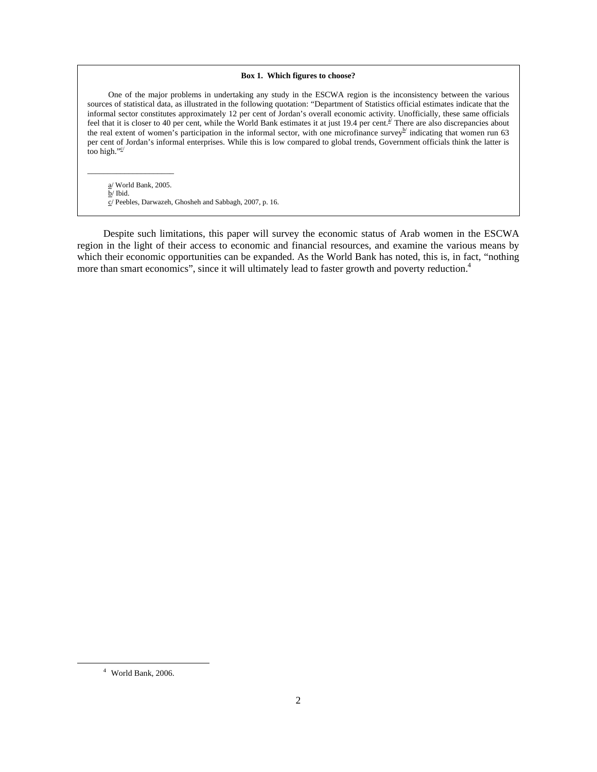**Box 1. Which figures to choose?**

One of the major problems in undertaking any study in the ESCWA region is the inconsistency between the various sources of statistical data, as illustrated in the following quotation: "Department of Statistics official estimates indicate that the informal sector constitutes approximately 12 per cent of Jordan's overall economic activity. Unofficially, these same officials feel that it is closer to 40 per cent, while the World Bank estimates it at just 19.4 per cent.[a/] There are also discrepancies about the real extent of women's participation in the informal sector, with one microfinance survey[b/] indicating that women run 63 per cent of Jordan's informal enterprises. While this is low compared to global trends, Government officials think the latter is too high."[c/]

\_\_\_\_\_\_\_\_\_\_\_\_\_\_\_\_\_\_\_\_\_

a/ World Bank, 2005.

b/ Ibid.

c/ Peebles, Darwazeh, Ghosheh and Sabbagh, 2007, p. 16.

Despite such limitations, this paper will survey the economic status of Arab women in the ESCWA region in the light of their access to economic and financial resources, and examine the various means by which their economic opportunities can be expanded. As the World Bank has noted, this is, in fact, "nothing more than smart economics", since it will ultimately lead to faster growth and poverty reduction.[4]

[4] World Bank, 2006.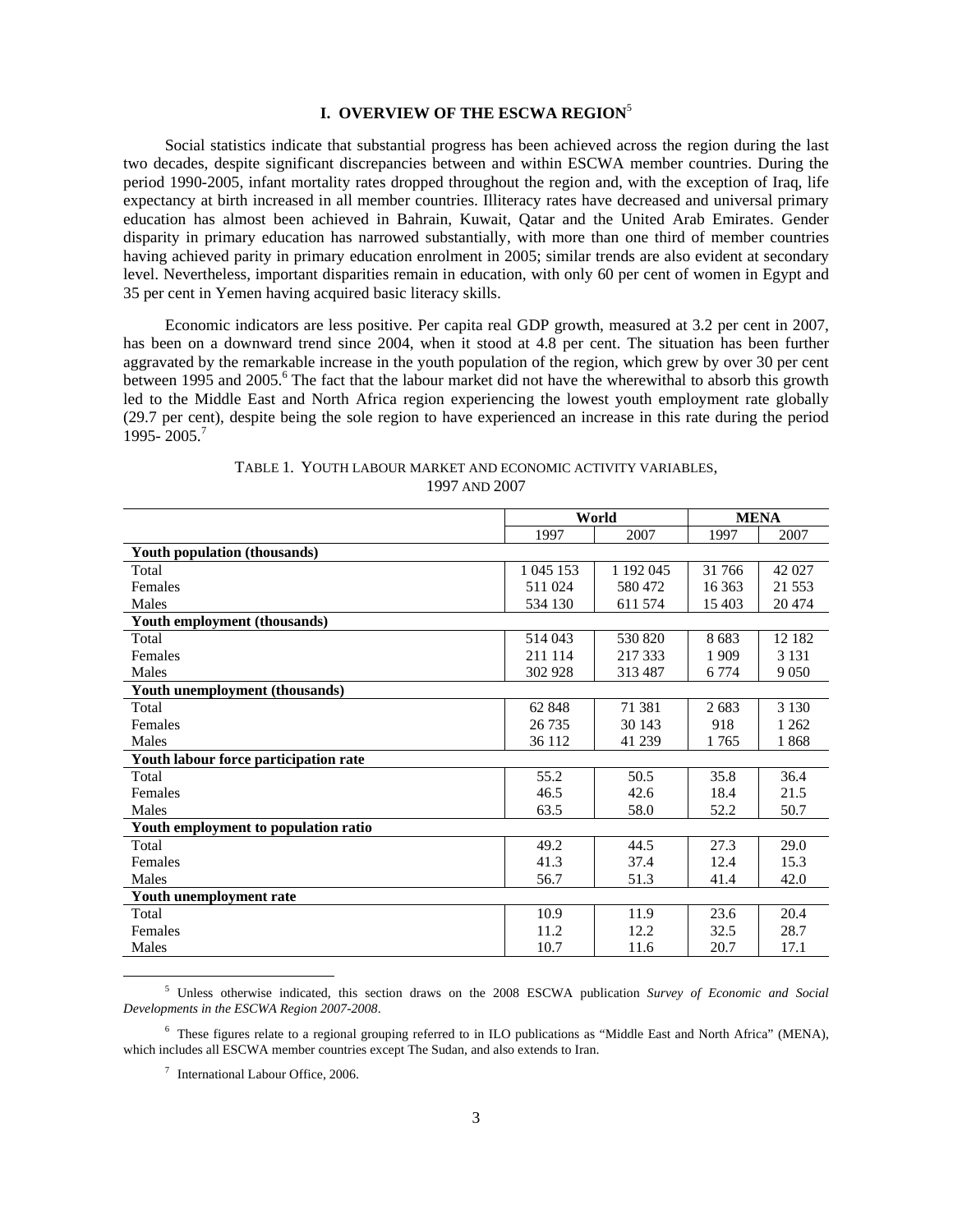# I. OVERVIEW OF THE ESCWA REGION[5]

Social statistics indicate that substantial progress has been achieved across the region during the last two decades, despite significant discrepancies between and within ESCWA member countries. During the period 1990-2005, infant mortality rates dropped throughout the region and, with the exception of Iraq, life expectancy at birth increased in all member countries. Illiteracy rates have decreased and universal primary education has almost been achieved in Bahrain, Kuwait, Qatar and the United Arab Emirates. Gender disparity in primary education has narrowed substantially, with more than one third of member countries having achieved parity in primary education enrolment in 2005; similar trends are also evident at secondary level. Nevertheless, important disparities remain in education, with only 60 per cent of women in Egypt and 35 per cent in Yemen having acquired basic literacy skills.

Economic indicators are less positive. Per capita real GDP growth, measured at 3.2 per cent in 2007, has been on a downward trend since 2004, when it stood at 4.8 per cent. The situation has been further aggravated by the remarkable increase in the youth population of the region, which grew by over 30 per cent between 1995 and 2005.[6] The fact that the labour market did not have the wherewithal to absorb this growth led to the Middle East and North Africa region experiencing the lowest youth employment rate globally (29.7 per cent), despite being the sole region to have experienced an increase in this rate during the period 1995- 2005.[7]

TABLE 1. YOUTH LABOUR MARKET AND ECONOMIC ACTIVITY VARIABLES, 1997 AND 2007

| | World | | MENA | |
|---|---|---|---|---|
| | 1997 | 2007 | 1997 | 2007 |
| **Youth population (thousands)** | | | | |
| Total | 1 045 153 | 1 192 045 | 31 766 | 42 027 |
| Females | 511 024 | 580 472 | 16 363 | 21 553 |
| Males | 534 130 | 611 574 | 15 403 | 20 474 |
| **Youth employment (thousands)** | | | | |
| Total | 514 043 | 530 820 | 8 683 | 12 182 |
| Females | 211 114 | 217 333 | 1 909 | 3 131 |
| Males | 302 928 | 313 487 | 6 774 | 9 050 |
| **Youth unemployment (thousands)** | | | | |
| Total | 62 848 | 71 381 | 2 683 | 3 130 |
| Females | 26 735 | 30 143 | 918 | 1 262 |
| Males | 36 112 | 41 239 | 1 765 | 1 868 |
| **Youth labour force participation rate** | | | | |
| Total | 55.2 | 50.5 | 35.8 | 36.4 |
| Females | 46.5 | 42.6 | 18.4 | 21.5 |
| Males | 63.5 | 58.0 | 52.2 | 50.7 |
| **Youth employment to population ratio** | | | | |
| Total | 49.2 | 44.5 | 27.3 | 29.0 |
| Females | 41.3 | 37.4 | 12.4 | 15.3 |
| Males | 56.7 | 51.3 | 41.4 | 42.0 |
| **Youth unemployment rate** | | | | |
| Total | 10.9 | 11.9 | 23.6 | 20.4 |
| Females | 11.2 | 12.2 | 32.5 | 28.7 |
| Males | 10.7 | 11.6 | 20.7 | 17.1 |

[5] Unless otherwise indicated, this section draws on the 2008 ESCWA publication *Survey of Economic and Social Developments in the ESCWA Region 2007-2008*.

[6] These figures relate to a regional grouping referred to in ILO publications as "Middle East and North Africa" (MENA), which includes all ESCWA member countries except The Sudan, and also extends to Iran.

[7] International Labour Office, 2006.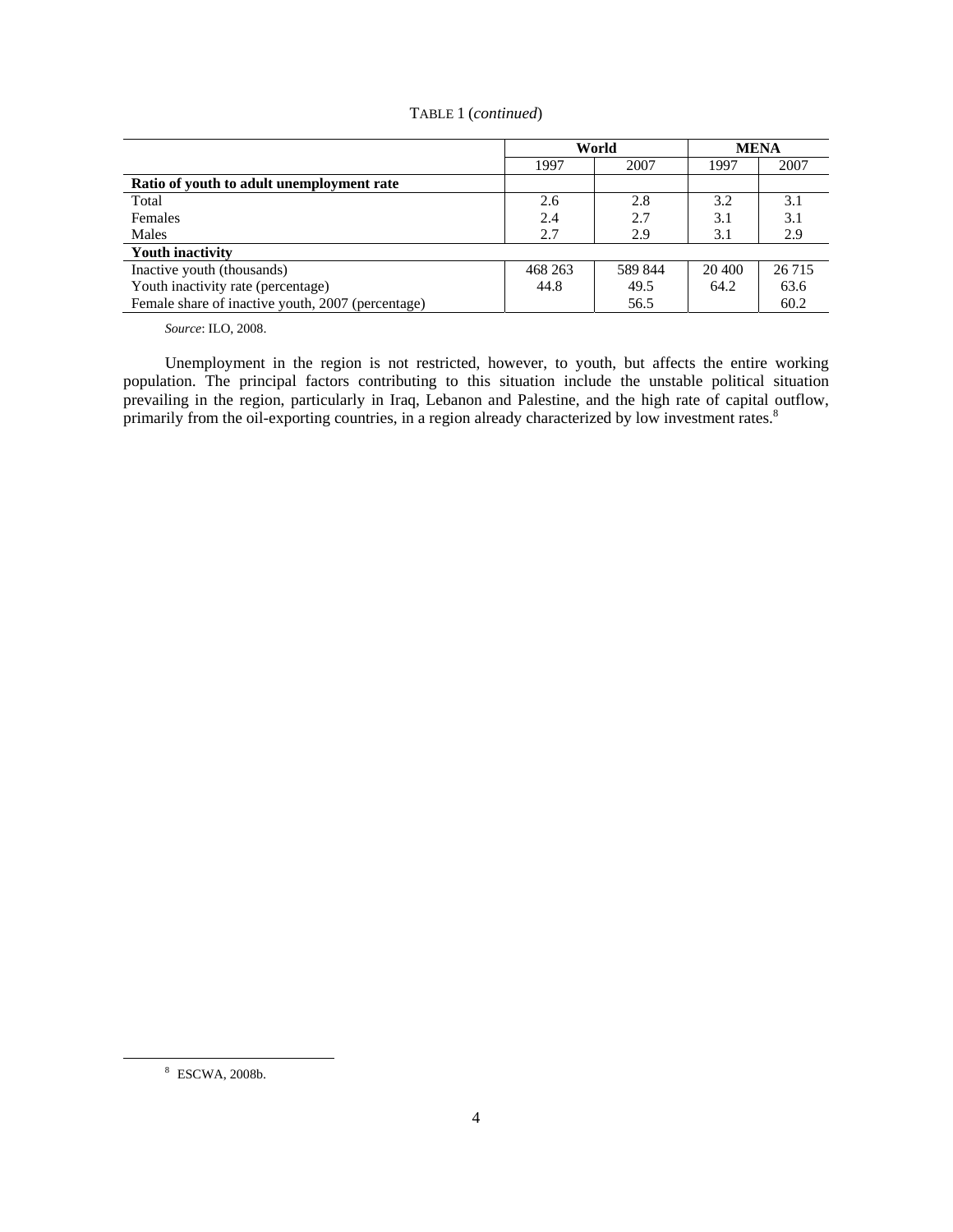TABLE 1 (*continued*)

| | World | | MENA | |
|---|---|---|---|---|
| | 1997 | 2007 | 1997 | 2007 |
| **Ratio of youth to adult unemployment rate** | | | | |
| Total | 2.6 | 2.8 | 3.2 | 3.1 |
| Females | 2.4 | 2.7 | 3.1 | 3.1 |
| Males | 2.7 | 2.9 | 3.1 | 2.9 |
| **Youth inactivity** | | | | |
| Inactive youth (thousands) | 468 263 | 589 844 | 20 400 | 26 715 |
| Youth inactivity rate (percentage) | 44.8 | 49.5 | 64.2 | 63.6 |
| Female share of inactive youth, 2007 (percentage) | | 56.5 | | 60.2 |

*Source*: ILO, 2008.

Unemployment in the region is not restricted, however, to youth, but affects the entire working population. The principal factors contributing to this situation include the unstable political situation prevailing in the region, particularly in Iraq, Lebanon and Palestine, and the high rate of capital outflow, primarily from the oil-exporting countries, in a region already characterized by low investment rates.[8]

[8] ESCWA, 2008b.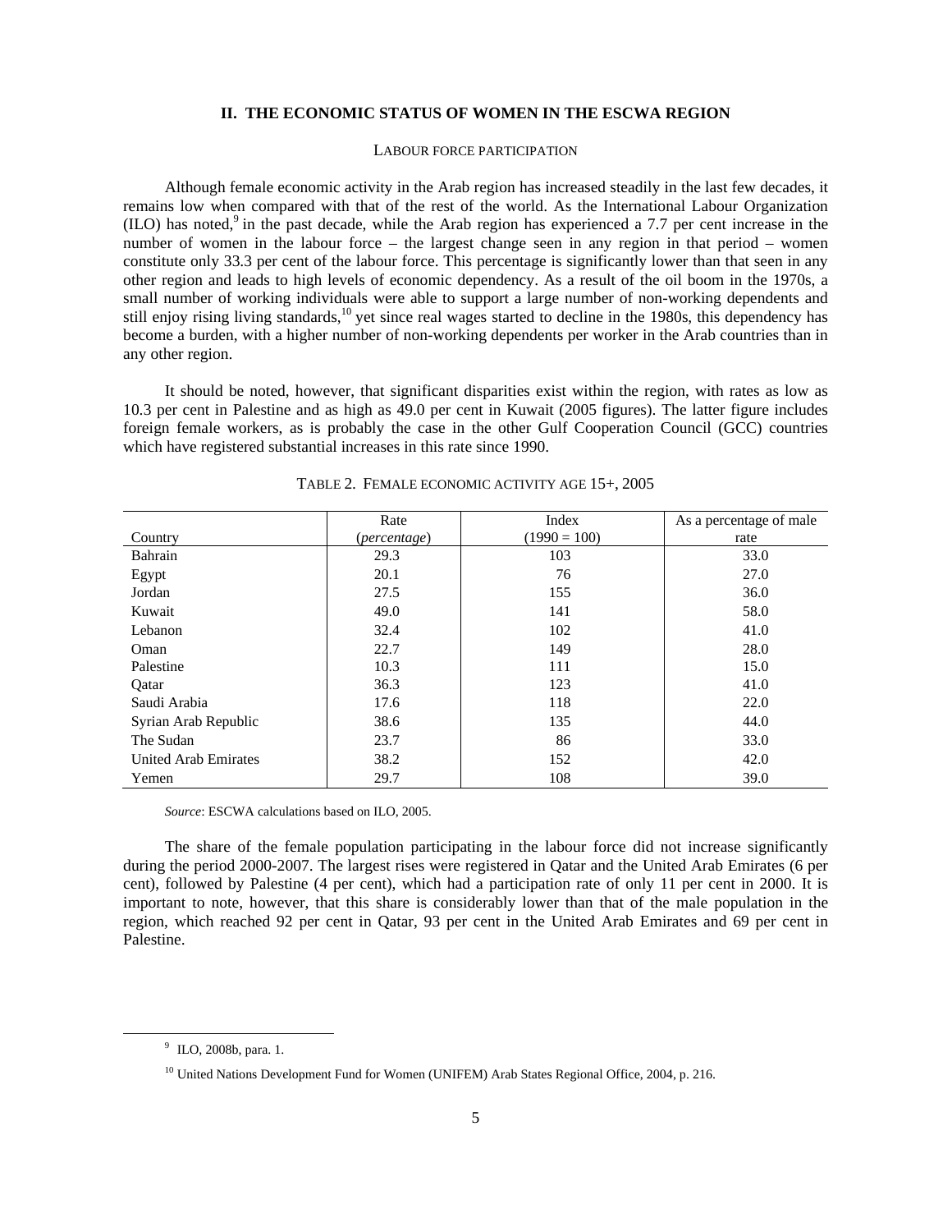## II. THE ECONOMIC STATUS OF WOMEN IN THE ESCWA REGION

### LABOUR FORCE PARTICIPATION

Although female economic activity in the Arab region has increased steadily in the last few decades, it remains low when compared with that of the rest of the world. As the International Labour Organization (ILO) has noted,[9] in the past decade, while the Arab region has experienced a 7.7 per cent increase in the number of women in the labour force – the largest change seen in any region in that period – women constitute only 33.3 per cent of the labour force. This percentage is significantly lower than that seen in any other region and leads to high levels of economic dependency. As a result of the oil boom in the 1970s, a small number of working individuals were able to support a large number of non-working dependents and still enjoy rising living standards,[10] yet since real wages started to decline in the 1980s, this dependency has become a burden, with a higher number of non-working dependents per worker in the Arab countries than in any other region.

It should be noted, however, that significant disparities exist within the region, with rates as low as 10.3 per cent in Palestine and as high as 49.0 per cent in Kuwait (2005 figures). The latter figure includes foreign female workers, as is probably the case in the other Gulf Cooperation Council (GCC) countries which have registered substantial increases in this rate since 1990.

TABLE 2. FEMALE ECONOMIC ACTIVITY AGE 15+, 2005

| Country | Rate (*percentage*) | Index (1990 = 100) | As a percentage of male rate |
|---|---|---|---|
| Bahrain | 29.3 | 103 | 33.0 |
| Egypt | 20.1 | 76 | 27.0 |
| Jordan | 27.5 | 155 | 36.0 |
| Kuwait | 49.0 | 141 | 58.0 |
| Lebanon | 32.4 | 102 | 41.0 |
| Oman | 22.7 | 149 | 28.0 |
| Palestine | 10.3 | 111 | 15.0 |
| Qatar | 36.3 | 123 | 41.0 |
| Saudi Arabia | 17.6 | 118 | 22.0 |
| Syrian Arab Republic | 38.6 | 135 | 44.0 |
| The Sudan | 23.7 | 86 | 33.0 |
| United Arab Emirates | 38.2 | 152 | 42.0 |
| Yemen | 29.7 | 108 | 39.0 |

*Source*: ESCWA calculations based on ILO, 2005.

The share of the female population participating in the labour force did not increase significantly during the period 2000-2007. The largest rises were registered in Qatar and the United Arab Emirates (6 per cent), followed by Palestine (4 per cent), which had a participation rate of only 11 per cent in 2000. It is important to note, however, that this share is considerably lower than that of the male population in the region, which reached 92 per cent in Qatar, 93 per cent in the United Arab Emirates and 69 per cent in Palestine.

---

[9] ILO, 2008b, para. 1.

[10] United Nations Development Fund for Women (UNIFEM) Arab States Regional Office, 2004, p. 216.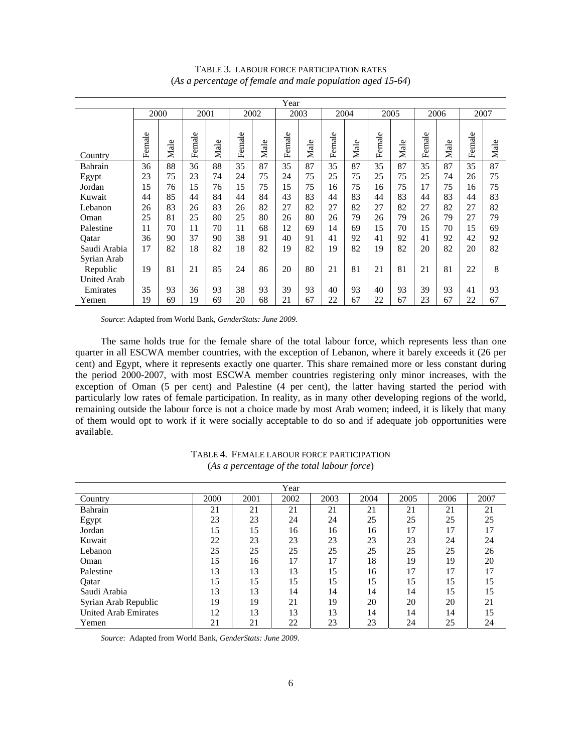TABLE 3. LABOUR FORCE PARTICIPATION RATES
(*As a percentage of female and male population aged 15-64*)

| | Year | | | | | | | | | | | | | | | |
|---|---|---|---|---|---|---|---|---|---|---|---|---|---|---|---|---|
| | 2000 | | 2001 | | 2002 | | 2003 | | 2004 | | 2005 | | 2006 | | 2007 | |
| Country | Female | Male | Female | Male | Female | Male | Female | Male | Female | Male | Female | Male | Female | Male | Female | Male |
| Bahrain | 36 | 88 | 36 | 88 | 35 | 87 | 35 | 87 | 35 | 87 | 35 | 87 | 35 | 87 | 35 | 87 |
| Egypt | 23 | 75 | 23 | 74 | 24 | 75 | 24 | 75 | 25 | 75 | 25 | 75 | 25 | 74 | 26 | 75 |
| Jordan | 15 | 76 | 15 | 76 | 15 | 75 | 15 | 75 | 16 | 75 | 16 | 75 | 17 | 75 | 16 | 75 |
| Kuwait | 44 | 85 | 44 | 84 | 44 | 84 | 43 | 83 | 44 | 83 | 44 | 83 | 44 | 83 | 44 | 83 |
| Lebanon | 26 | 83 | 26 | 83 | 26 | 82 | 27 | 82 | 27 | 82 | 27 | 82 | 27 | 82 | 27 | 82 |
| Oman | 25 | 81 | 25 | 80 | 25 | 80 | 26 | 80 | 26 | 79 | 26 | 79 | 26 | 79 | 27 | 79 |
| Palestine | 11 | 70 | 11 | 70 | 11 | 68 | 12 | 69 | 14 | 69 | 15 | 70 | 15 | 70 | 15 | 69 |
| Qatar | 36 | 90 | 37 | 90 | 38 | 91 | 40 | 91 | 41 | 92 | 41 | 92 | 41 | 92 | 42 | 92 |
| Saudi Arabia | 17 | 82 | 18 | 82 | 18 | 82 | 19 | 82 | 19 | 82 | 19 | 82 | 20 | 82 | 20 | 82 |
| Syrian Arab Republic | 19 | 81 | 21 | 85 | 24 | 86 | 20 | 80 | 21 | 81 | 21 | 81 | 21 | 81 | 22 | 8 |
| United Arab Emirates | 35 | 93 | 36 | 93 | 38 | 93 | 39 | 93 | 40 | 93 | 40 | 93 | 39 | 93 | 41 | 93 |
| Yemen | 19 | 69 | 19 | 69 | 20 | 68 | 21 | 67 | 22 | 67 | 22 | 67 | 23 | 67 | 22 | 67 |

*Source*: Adapted from World Bank, *GenderStats: June 2009.*

The same holds true for the female share of the total labour force, which represents less than one quarter in all ESCWA member countries, with the exception of Lebanon, where it barely exceeds it (26 per cent) and Egypt, where it represents exactly one quarter. This share remained more or less constant during the period 2000-2007, with most ESCWA member countries registering only minor increases, with the exception of Oman (5 per cent) and Palestine (4 per cent), the latter having started the period with particularly low rates of female participation. In reality, as in many other developing regions of the world, remaining outside the labour force is not a choice made by most Arab women; indeed, it is likely that many of them would opt to work if it were socially acceptable to do so and if adequate job opportunities were available.

TABLE 4. FEMALE LABOUR FORCE PARTICIPATION
(*As a percentage of the total labour force*)

| | Year | | | | | | | |
|---|---|---|---|---|---|---|---|---|
| Country | 2000 | 2001 | 2002 | 2003 | 2004 | 2005 | 2006 | 2007 |
| Bahrain | 21 | 21 | 21 | 21 | 21 | 21 | 21 | 21 |
| Egypt | 23 | 23 | 24 | 24 | 25 | 25 | 25 | 25 |
| Jordan | 15 | 15 | 16 | 16 | 16 | 17 | 17 | 17 |
| Kuwait | 22 | 23 | 23 | 23 | 23 | 23 | 24 | 24 |
| Lebanon | 25 | 25 | 25 | 25 | 25 | 25 | 25 | 26 |
| Oman | 15 | 16 | 17 | 17 | 18 | 19 | 19 | 20 |
| Palestine | 13 | 13 | 13 | 15 | 16 | 17 | 17 | 17 |
| Qatar | 15 | 15 | 15 | 15 | 15 | 15 | 15 | 15 |
| Saudi Arabia | 13 | 13 | 14 | 14 | 14 | 14 | 15 | 15 |
| Syrian Arab Republic | 19 | 19 | 21 | 19 | 20 | 20 | 20 | 21 |
| United Arab Emirates | 12 | 13 | 13 | 13 | 14 | 14 | 14 | 15 |
| Yemen | 21 | 21 | 22 | 23 | 23 | 24 | 25 | 24 |

*Source*: Adapted from World Bank, *GenderStats: June 2009.*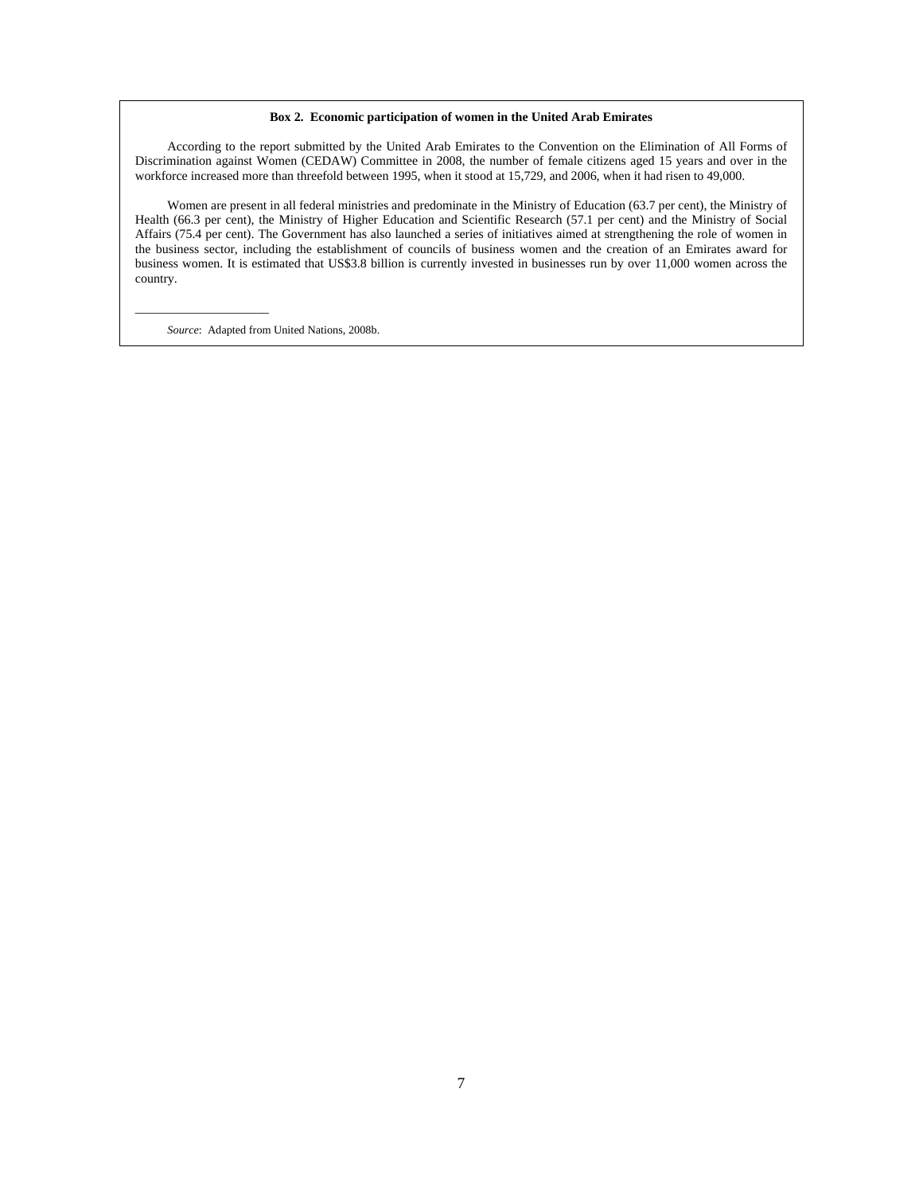**Box 2. Economic participation of women in the United Arab Emirates**

According to the report submitted by the United Arab Emirates to the Convention on the Elimination of All Forms of Discrimination against Women (CEDAW) Committee in 2008, the number of female citizens aged 15 years and over in the workforce increased more than threefold between 1995, when it stood at 15,729, and 2006, when it had risen to 49,000.

Women are present in all federal ministries and predominate in the Ministry of Education (63.7 per cent), the Ministry of Health (66.3 per cent), the Ministry of Higher Education and Scientific Research (57.1 per cent) and the Ministry of Social Affairs (75.4 per cent). The Government has also launched a series of initiatives aimed at strengthening the role of women in the business sector, including the establishment of councils of business women and the creation of an Emirates award for business women. It is estimated that US$3.8 billion is currently invested in businesses run by over 11,000 women across the country.

---

*Source*: Adapted from United Nations, 2008b.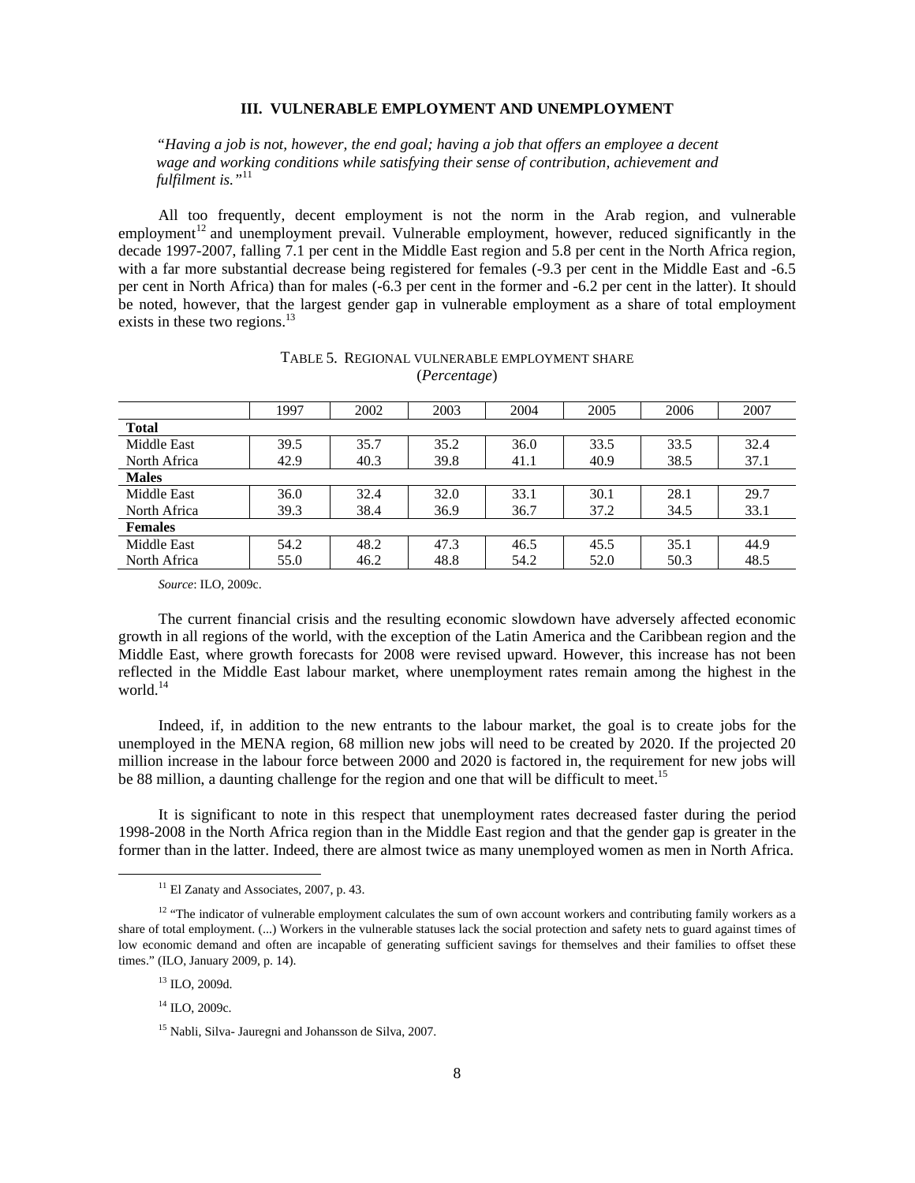### III. VULNERABLE EMPLOYMENT AND UNEMPLOYMENT

*"Having a job is not, however, the end goal; having a job that offers an employee a decent wage and working conditions while satisfying their sense of contribution, achievement and fulfilment is."*[11]

All too frequently, decent employment is not the norm in the Arab region, and vulnerable employment[12] and unemployment prevail. Vulnerable employment, however, reduced significantly in the decade 1997-2007, falling 7.1 per cent in the Middle East region and 5.8 per cent in the North Africa region, with a far more substantial decrease being registered for females (-9.3 per cent in the Middle East and -6.5 per cent in North Africa) than for males (-6.3 per cent in the former and -6.2 per cent in the latter). It should be noted, however, that the largest gender gap in vulnerable employment as a share of total employment exists in these two regions.[13]

TABLE 5. REGIONAL VULNERABLE EMPLOYMENT SHARE
(*Percentage*)

| | 1997 | 2002 | 2003 | 2004 | 2005 | 2006 | 2007 |
|---|---|---|---|---|---|---|---|
| **Total** | | | | | | | |
| Middle East | 39.5 | 35.7 | 35.2 | 36.0 | 33.5 | 33.5 | 32.4 |
| North Africa | 42.9 | 40.3 | 39.8 | 41.1 | 40.9 | 38.5 | 37.1 |
| **Males** | | | | | | | |
| Middle East | 36.0 | 32.4 | 32.0 | 33.1 | 30.1 | 28.1 | 29.7 |
| North Africa | 39.3 | 38.4 | 36.9 | 36.7 | 37.2 | 34.5 | 33.1 |
| **Females** | | | | | | | |
| Middle East | 54.2 | 48.2 | 47.3 | 46.5 | 45.5 | 35.1 | 44.9 |
| North Africa | 55.0 | 46.2 | 48.8 | 54.2 | 52.0 | 50.3 | 48.5 |

*Source*: ILO, 2009c.

The current financial crisis and the resulting economic slowdown have adversely affected economic growth in all regions of the world, with the exception of the Latin America and the Caribbean region and the Middle East, where growth forecasts for 2008 were revised upward. However, this increase has not been reflected in the Middle East labour market, where unemployment rates remain among the highest in the world.[14]

Indeed, if, in addition to the new entrants to the labour market, the goal is to create jobs for the unemployed in the MENA region, 68 million new jobs will need to be created by 2020. If the projected 20 million increase in the labour force between 2000 and 2020 is factored in, the requirement for new jobs will be 88 million, a daunting challenge for the region and one that will be difficult to meet.[15]

It is significant to note in this respect that unemployment rates decreased faster during the period 1998-2008 in the North Africa region than in the Middle East region and that the gender gap is greater in the former than in the latter. Indeed, there are almost twice as many unemployed women as men in North Africa.

[11] El Zanaty and Associates, 2007, p. 43.

[12] "The indicator of vulnerable employment calculates the sum of own account workers and contributing family workers as a share of total employment. (...) Workers in the vulnerable statuses lack the social protection and safety nets to guard against times of low economic demand and often are incapable of generating sufficient savings for themselves and their families to offset these times." (ILO, January 2009, p. 14).

[13] ILO, 2009d.

[14] ILO, 2009c.

[15] Nabli, Silva- Jauregni and Johansson de Silva, 2007.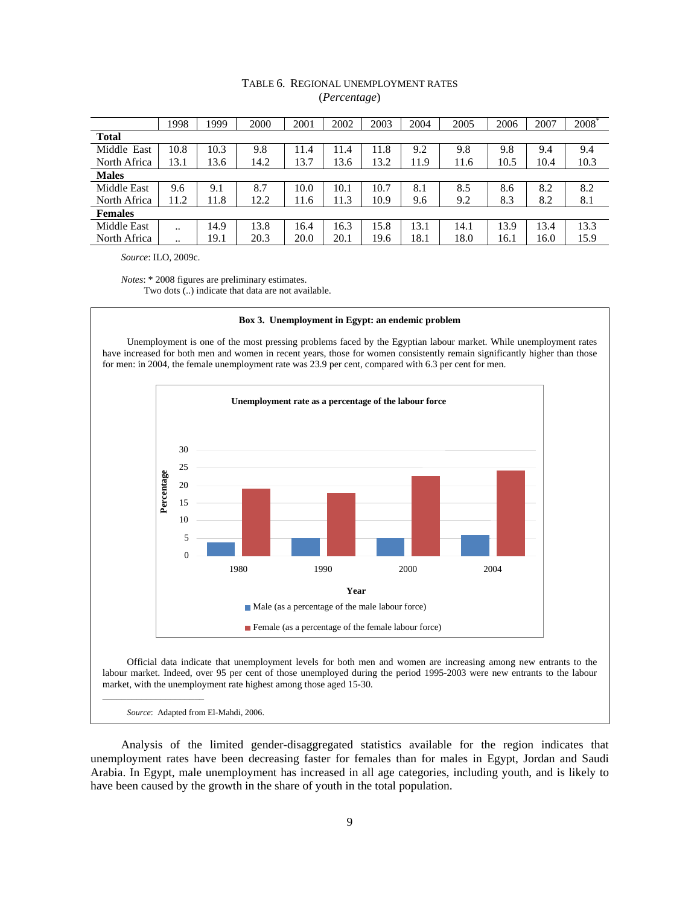TABLE 6. REGIONAL UNEMPLOYMENT RATES
(*Percentage*)

| | 1998 | 1999 | 2000 | 2001 | 2002 | 2003 | 2004 | 2005 | 2006 | 2007 | 2008* |
|---|---|---|---|---|---|---|---|---|---|---|---|
| **Total** | | | | | | | | | | | |
| Middle East | 10.8 | 10.3 | 9.8 | 11.4 | 11.4 | 11.8 | 9.2 | 9.8 | 9.8 | 9.4 | 9.4 |
| North Africa | 13.1 | 13.6 | 14.2 | 13.7 | 13.6 | 13.2 | 11.9 | 11.6 | 10.5 | 10.4 | 10.3 |
| **Males** | | | | | | | | | | | |
| Middle East | 9.6 | 9.1 | 8.7 | 10.0 | 10.1 | 10.7 | 8.1 | 8.5 | 8.6 | 8.2 | 8.2 |
| North Africa | 11.2 | 11.8 | 12.2 | 11.6 | 11.3 | 10.9 | 9.6 | 9.2 | 8.3 | 8.2 | 8.1 |
| **Females** | | | | | | | | | | | |
| Middle East | .. | 14.9 | 13.8 | 16.4 | 16.3 | 15.8 | 13.1 | 14.1 | 13.9 | 13.4 | 13.3 |
| North Africa | .. | 19.1 | 20.3 | 20.0 | 20.1 | 19.6 | 18.1 | 18.0 | 16.1 | 16.0 | 15.9 |

*Source*: ILO, 2009c.

*Notes*: * 2008 figures are preliminary estimates.
Two dots (..) indicate that data are not available.

**Box 3. Unemployment in Egypt: an endemic problem**

Unemployment is one of the most pressing problems faced by the Egyptian labour market. While unemployment rates have increased for both men and women in recent years, those for women consistently remain significantly higher than those for men: in 2004, the female unemployment rate was 23.9 per cent, compared with 6.3 per cent for men.

**Unemployment rate as a percentage of the labour force**

Official data indicate that unemployment levels for both men and women are increasing among new entrants to the labour market. Indeed, over 95 per cent of those unemployed during the period 1995-2003 were new entrants to the labour market, with the unemployment rate highest among those aged 15-30.

*Source*: Adapted from El-Mahdi, 2006.

Analysis of the limited gender-disaggregated statistics available for the region indicates that unemployment rates have been decreasing faster for females than for males in Egypt, Jordan and Saudi Arabia. In Egypt, male unemployment has increased in all age categories, including youth, and is likely to have been caused by the growth in the share of youth in the total population.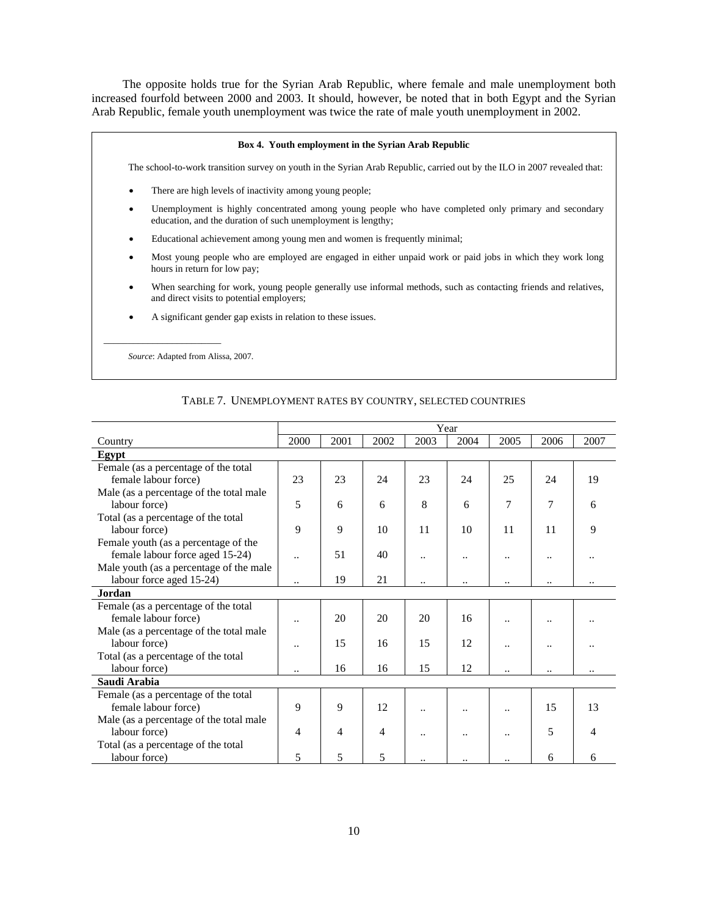The opposite holds true for the Syrian Arab Republic, where female and male unemployment both increased fourfold between 2000 and 2003. It should, however, be noted that in both Egypt and the Syrian Arab Republic, female youth unemployment was twice the rate of male youth unemployment in 2002.

**Box 4. Youth employment in the Syrian Arab Republic**

The school-to-work transition survey on youth in the Syrian Arab Republic, carried out by the ILO in 2007 revealed that:

- There are high levels of inactivity among young people;
- Unemployment is highly concentrated among young people who have completed only primary and secondary education, and the duration of such unemployment is lengthy;
- Educational achievement among young men and women is frequently minimal;
- Most young people who are employed are engaged in either unpaid work or paid jobs in which they work long hours in return for low pay;
- When searching for work, young people generally use informal methods, such as contacting friends and relatives, and direct visits to potential employers;
- A significant gender gap exists in relation to these issues.

*Source*: Adapted from Alissa, 2007.

TABLE 7. UNEMPLOYMENT RATES BY COUNTRY, SELECTED COUNTRIES

| | Year | | | | | | | |
|---|---|---|---|---|---|---|---|---|
| Country | 2000 | 2001 | 2002 | 2003 | 2004 | 2005 | 2006 | 2007 |
| **Egypt** | | | | | | | | |
| Female (as a percentage of the total female labour force) | 23 | 23 | 24 | 23 | 24 | 25 | 24 | 19 |
| Male (as a percentage of the total male labour force) | 5 | 6 | 6 | 8 | 6 | 7 | 7 | 6 |
| Total (as a percentage of the total labour force) | 9 | 9 | 10 | 11 | 10 | 11 | 11 | 9 |
| Female youth (as a percentage of the female labour force aged 15-24) | .. | 51 | 40 | .. | .. | .. | .. | .. |
| Male youth (as a percentage of the male labour force aged 15-24) | .. | 19 | 21 | .. | .. | .. | .. | .. |
| **Jordan** | | | | | | | | |
| Female (as a percentage of the total female labour force) | .. | 20 | 20 | 20 | 16 | .. | .. | .. |
| Male (as a percentage of the total male labour force) | .. | 15 | 16 | 15 | 12 | .. | .. | .. |
| Total (as a percentage of the total labour force) | .. | 16 | 16 | 15 | 12 | .. | .. | .. |
| **Saudi Arabia** | | | | | | | | |
| Female (as a percentage of the total female labour force) | 9 | 9 | 12 | .. | .. | .. | 15 | 13 |
| Male (as a percentage of the total male labour force) | 4 | 4 | 4 | .. | .. | .. | 5 | 4 |
| Total (as a percentage of the total labour force) | 5 | 5 | 5 | .. | .. | .. | 6 | 6 |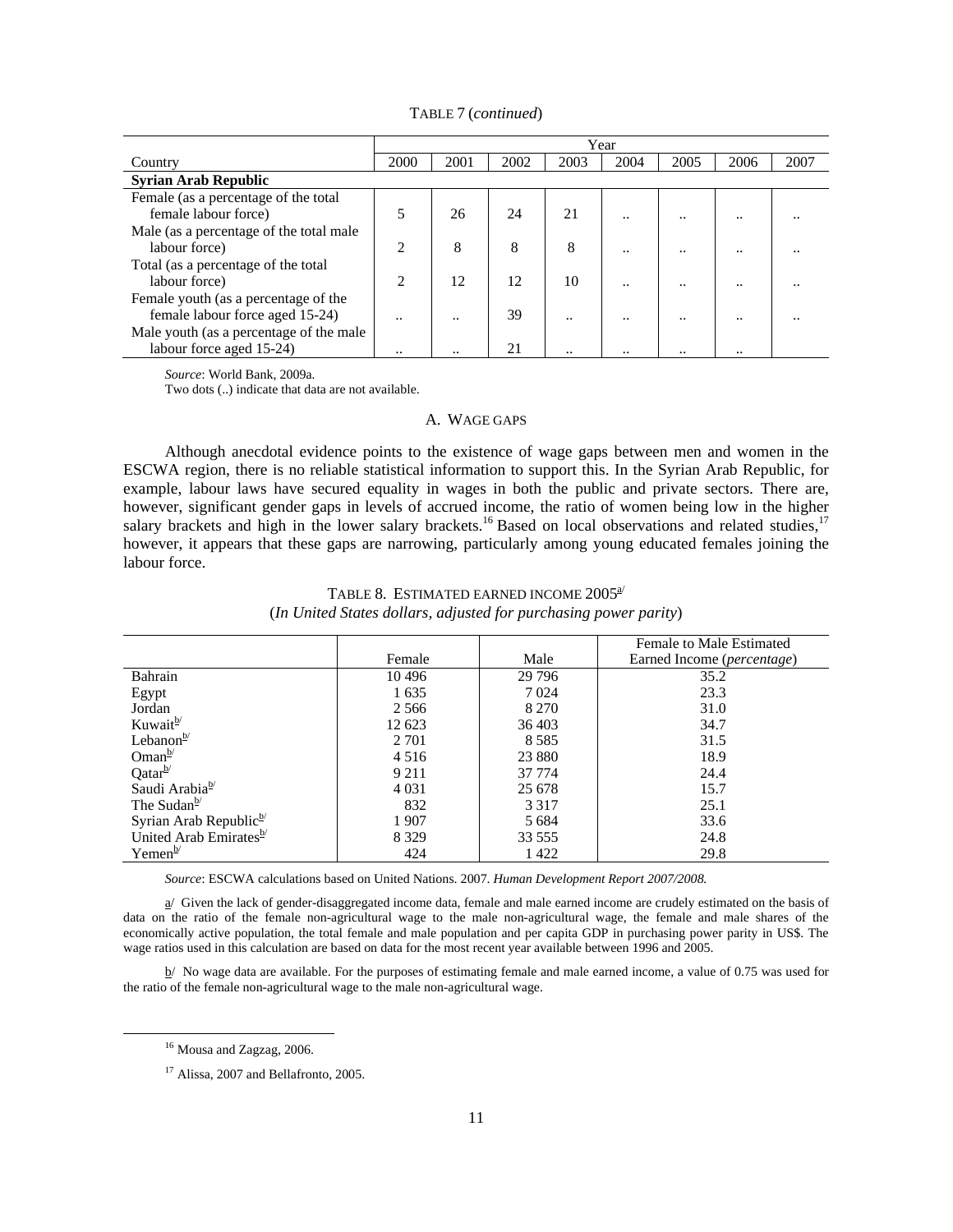TABLE 7 (*continued*)

| Country | Year | | | | | | | |
|---|---|---|---|---|---|---|---|---|
| | 2000 | 2001 | 2002 | 2003 | 2004 | 2005 | 2006 | 2007 |
| **Syrian Arab Republic** | | | | | | | | |
| Female (as a percentage of the total female labour force) | 5 | 26 | 24 | 21 | .. | .. | .. | .. |
| Male (as a percentage of the total male labour force) | 2 | 8 | 8 | 8 | .. | .. | .. | .. |
| Total (as a percentage of the total labour force) | 2 | 12 | 12 | 10 | .. | .. | .. | .. |
| Female youth (as a percentage of the female labour force aged 15-24) | .. | .. | 39 | .. | .. | .. | .. | .. |
| Male youth (as a percentage of the male labour force aged 15-24) | .. | .. | 21 | .. | .. | .. | .. | |

*Source*: World Bank, 2009a.

Two dots (..) indicate that data are not available.

## A. WAGE GAPS

Although anecdotal evidence points to the existence of wage gaps between men and women in the ESCWA region, there is no reliable statistical information to support this. In the Syrian Arab Republic, for example, labour laws have secured equality in wages in both the public and private sectors. There are, however, significant gender gaps in levels of accrued income, the ratio of women being low in the higher salary brackets and high in the lower salary brackets.[16] Based on local observations and related studies,[17] however, it appears that these gaps are narrowing, particularly among young educated females joining the labour force.

TABLE 8. ESTIMATED EARNED INCOME 2005[a/]
(*In United States dollars, adjusted for purchasing power parity*)

| | Female | Male | Female to Male Estimated Earned Income (*percentage*) |
|---|---|---|---|
| Bahrain | 10 496 | 29 796 | 35.2 |
| Egypt | 1 635 | 7 024 | 23.3 |
| Jordan | 2 566 | 8 270 | 31.0 |
| Kuwait[b/] | 12 623 | 36 403 | 34.7 |
| Lebanon[b/] | 2 701 | 8 585 | 31.5 |
| Oman[b/] | 4 516 | 23 880 | 18.9 |
| Qatar[b/] | 9 211 | 37 774 | 24.4 |
| Saudi Arabia[b/] | 4 031 | 25 678 | 15.7 |
| The Sudan[b/] | 832 | 3 317 | 25.1 |
| Syrian Arab Republic[b/] | 1 907 | 5 684 | 33.6 |
| United Arab Emirates[b/] | 8 329 | 33 555 | 24.8 |
| Yemen[b/] | 424 | 1 422 | 29.8 |

*Source*: ESCWA calculations based on United Nations. 2007. *Human Development Report 2007/2008.*

a/ Given the lack of gender-disaggregated income data, female and male earned income are crudely estimated on the basis of data on the ratio of the female non-agricultural wage to the male non-agricultural wage, the female and male shares of the economically active population, the total female and male population and per capita GDP in purchasing power parity in US$. The wage ratios used in this calculation are based on data for the most recent year available between 1996 and 2005.

b/ No wage data are available. For the purposes of estimating female and male earned income, a value of 0.75 was used for the ratio of the female non-agricultural wage to the male non-agricultural wage.

[16] Mousa and Zagzag, 2006.

[17] Alissa, 2007 and Bellafronto, 2005.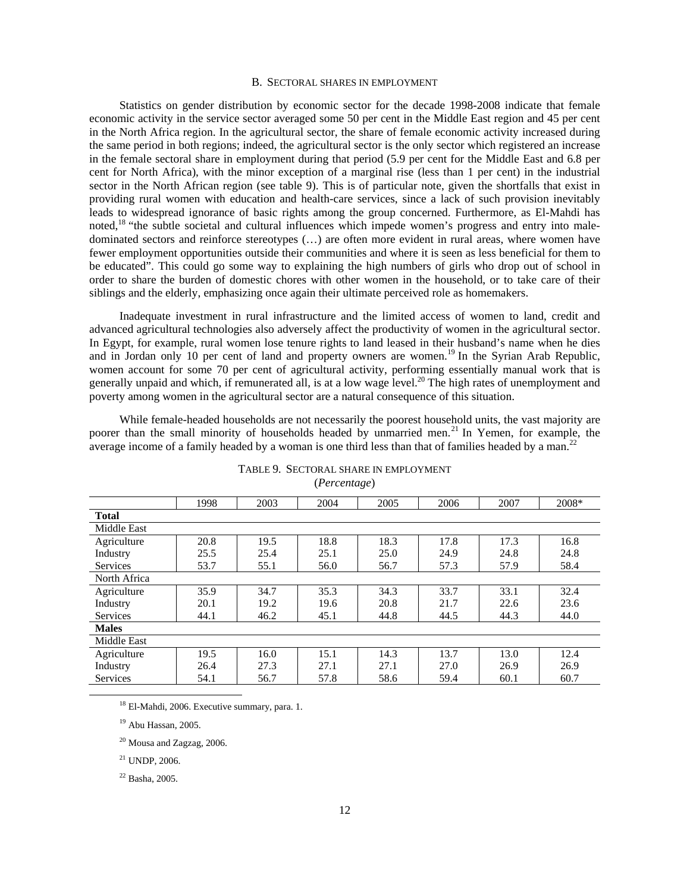## B. Sectoral shares in employment

Statistics on gender distribution by economic sector for the decade 1998-2008 indicate that female economic activity in the service sector averaged some 50 per cent in the Middle East region and 45 per cent in the North Africa region. In the agricultural sector, the share of female economic activity increased during the same period in both regions; indeed, the agricultural sector is the only sector which registered an increase in the female sectoral share in employment during that period (5.9 per cent for the Middle East and 6.8 per cent for North Africa), with the minor exception of a marginal rise (less than 1 per cent) in the industrial sector in the North African region (see table 9). This is of particular note, given the shortfalls that exist in providing rural women with education and health-care services, since a lack of such provision inevitably leads to widespread ignorance of basic rights among the group concerned. Furthermore, as El-Mahdi has noted,[18] "the subtle societal and cultural influences which impede women's progress and entry into male-dominated sectors and reinforce stereotypes (…) are often more evident in rural areas, where women have fewer employment opportunities outside their communities and where it is seen as less beneficial for them to be educated". This could go some way to explaining the high numbers of girls who drop out of school in order to share the burden of domestic chores with other women in the household, or to take care of their siblings and the elderly, emphasizing once again their ultimate perceived role as homemakers.

Inadequate investment in rural infrastructure and the limited access of women to land, credit and advanced agricultural technologies also adversely affect the productivity of women in the agricultural sector. In Egypt, for example, rural women lose tenure rights to land leased in their husband's name when he dies and in Jordan only 10 per cent of land and property owners are women.[19] In the Syrian Arab Republic, women account for some 70 per cent of agricultural activity, performing essentially manual work that is generally unpaid and which, if remunerated all, is at a low wage level.[20] The high rates of unemployment and poverty among women in the agricultural sector are a natural consequence of this situation.

While female-headed households are not necessarily the poorest household units, the vast majority are poorer than the small minority of households headed by unmarried men.[21] In Yemen, for example, the average income of a family headed by a woman is one third less than that of families headed by a man.[22]

TABLE 9. SECTORAL SHARE IN EMPLOYMENT
(*Percentage*)

| | 1998 | 2003 | 2004 | 2005 | 2006 | 2007 | 2008* |
|---|---|---|---|---|---|---|---|
| **Total** | | | | | | | |
| Middle East | | | | | | | |
| Agriculture | 20.8 | 19.5 | 18.8 | 18.3 | 17.8 | 17.3 | 16.8 |
| Industry | 25.5 | 25.4 | 25.1 | 25.0 | 24.9 | 24.8 | 24.8 |
| Services | 53.7 | 55.1 | 56.0 | 56.7 | 57.3 | 57.9 | 58.4 |
| North Africa | | | | | | | |
| Agriculture | 35.9 | 34.7 | 35.3 | 34.3 | 33.7 | 33.1 | 32.4 |
| Industry | 20.1 | 19.2 | 19.6 | 20.8 | 21.7 | 22.6 | 23.6 |
| Services | 44.1 | 46.2 | 45.1 | 44.8 | 44.5 | 44.3 | 44.0 |
| **Males** | | | | | | | |
| Middle East | | | | | | | |
| Agriculture | 19.5 | 16.0 | 15.1 | 14.3 | 13.7 | 13.0 | 12.4 |
| Industry | 26.4 | 27.3 | 27.1 | 27.1 | 27.0 | 26.9 | 26.9 |
| Services | 54.1 | 56.7 | 57.8 | 58.6 | 59.4 | 60.1 | 60.7 |

[18] El-Mahdi, 2006. Executive summary, para. 1.

[19] Abu Hassan, 2005.

[20] Mousa and Zagzag, 2006.

[21] UNDP, 2006.

[22] Basha, 2005.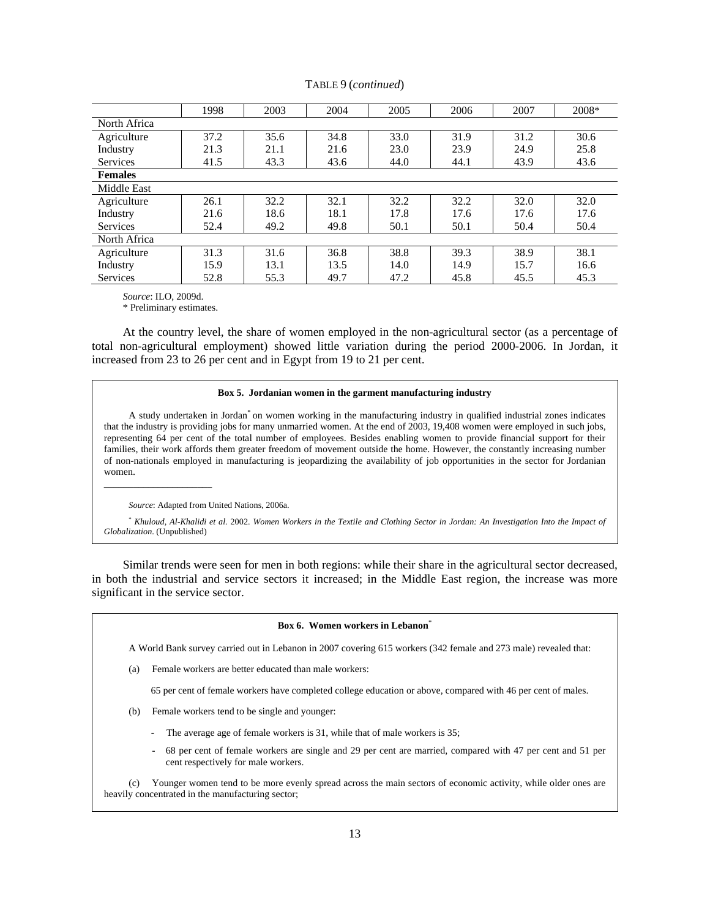TABLE 9 (*continued*)

| | 1998 | 2003 | 2004 | 2005 | 2006 | 2007 | 2008* |
|---|---|---|---|---|---|---|---|
| North Africa | | | | | | | |
| Agriculture | 37.2 | 35.6 | 34.8 | 33.0 | 31.9 | 31.2 | 30.6 |
| Industry | 21.3 | 21.1 | 21.6 | 23.0 | 23.9 | 24.9 | 25.8 |
| Services | 41.5 | 43.3 | 43.6 | 44.0 | 44.1 | 43.9 | 43.6 |
| **Females** | | | | | | | |
| Middle East | | | | | | | |
| Agriculture | 26.1 | 32.2 | 32.1 | 32.2 | 32.2 | 32.0 | 32.0 |
| Industry | 21.6 | 18.6 | 18.1 | 17.8 | 17.6 | 17.6 | 17.6 |
| Services | 52.4 | 49.2 | 49.8 | 50.1 | 50.1 | 50.4 | 50.4 |
| North Africa | | | | | | | |
| Agriculture | 31.3 | 31.6 | 36.8 | 38.8 | 39.3 | 38.9 | 38.1 |
| Industry | 15.9 | 13.1 | 13.5 | 14.0 | 14.9 | 15.7 | 16.6 |
| Services | 52.8 | 55.3 | 49.7 | 47.2 | 45.8 | 45.5 | 45.3 |

*Source*: ILO, 2009d.

\* Preliminary estimates.

At the country level, the share of women employed in the non-agricultural sector (as a percentage of total non-agricultural employment) showed little variation during the period 2000-2006. In Jordan, it increased from 23 to 26 per cent and in Egypt from 19 to 21 per cent.

**Box 5. Jordanian women in the garment manufacturing industry**

A study undertaken in Jordan* on women working in the manufacturing industry in qualified industrial zones indicates that the industry is providing jobs for many unmarried women. At the end of 2003, 19,408 women were employed in such jobs, representing 64 per cent of the total number of employees. Besides enabling women to provide financial support for their families, their work affords them greater freedom of movement outside the home. However, the constantly increasing number of non-nationals employed in manufacturing is jeopardizing the availability of job opportunities in the sector for Jordanian women.

*Source*: Adapted from United Nations, 2006a.

\* *Khuloud, Al-Khalidi et al.* 2002. *Women Workers in the Textile and Clothing Sector in Jordan: An Investigation Into the Impact of Globalization*. (Unpublished)

Similar trends were seen for men in both regions: while their share in the agricultural sector decreased, in both the industrial and service sectors it increased; in the Middle East region, the increase was more significant in the service sector.

**Box 6. Women workers in Lebanon***

A World Bank survey carried out in Lebanon in 2007 covering 615 workers (342 female and 273 male) revealed that:

(a) Female workers are better educated than male workers:

65 per cent of female workers have completed college education or above, compared with 46 per cent of males.

(b) Female workers tend to be single and younger:

- The average age of female workers is 31, while that of male workers is 35;
- 68 per cent of female workers are single and 29 per cent are married, compared with 47 per cent and 51 per cent respectively for male workers.

(c) Younger women tend to be more evenly spread across the main sectors of economic activity, while older ones are heavily concentrated in the manufacturing sector;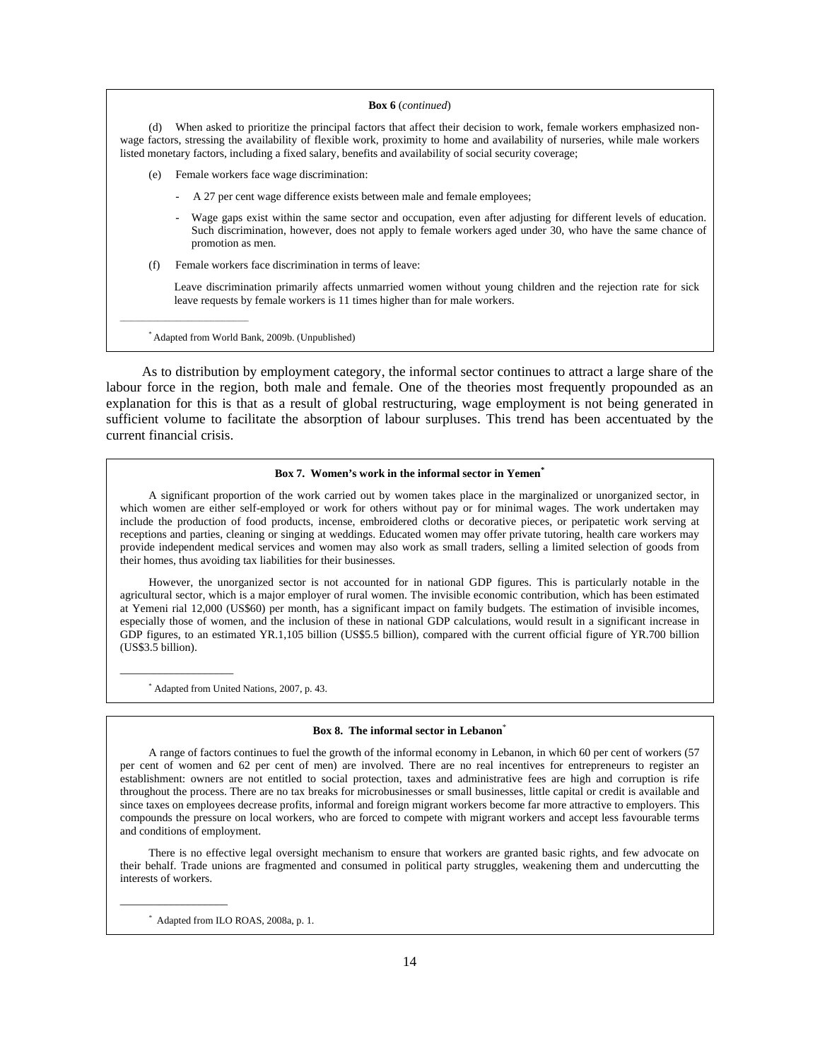**Box 6** (*continued*)

(d) When asked to prioritize the principal factors that affect their decision to work, female workers emphasized non-wage factors, stressing the availability of flexible work, proximity to home and availability of nurseries, while male workers listed monetary factors, including a fixed salary, benefits and availability of social security coverage;

(e) Female workers face wage discrimination:

- A 27 per cent wage difference exists between male and female employees;
- Wage gaps exist within the same sector and occupation, even after adjusting for different levels of education. Such discrimination, however, does not apply to female workers aged under 30, who have the same chance of promotion as men.

(f) Female workers face discrimination in terms of leave:

Leave discrimination primarily affects unmarried women without young children and the rejection rate for sick leave requests by female workers is 11 times higher than for male workers.

---

* Adapted from World Bank, 2009b. (Unpublished)

As to distribution by employment category, the informal sector continues to attract a large share of the labour force in the region, both male and female. One of the theories most frequently propounded as an explanation for this is that as a result of global restructuring, wage employment is not being generated in sufficient volume to facilitate the absorption of labour surpluses. This trend has been accentuated by the current financial crisis.

**Box 7. Women's work in the informal sector in Yemen***

A significant proportion of the work carried out by women takes place in the marginalized or unorganized sector, in which women are either self-employed or work for others without pay or for minimal wages. The work undertaken may include the production of food products, incense, embroidered cloths or decorative pieces, or peripatetic work serving at receptions and parties, cleaning or singing at weddings. Educated women may offer private tutoring, health care workers may provide independent medical services and women may also work as small traders, selling a limited selection of goods from their homes, thus avoiding tax liabilities for their businesses.

However, the unorganized sector is not accounted for in national GDP figures. This is particularly notable in the agricultural sector, which is a major employer of rural women. The invisible economic contribution, which has been estimated at Yemeni rial 12,000 (US$60) per month, has a significant impact on family budgets. The estimation of invisible incomes, especially those of women, and the inclusion of these in national GDP calculations, would result in a significant increase in GDP figures, to an estimated YR.1,105 billion (US$5.5 billion), compared with the current official figure of YR.700 billion (US$3.5 billion).

---

* Adapted from United Nations, 2007, p. 43.

**Box 8. The informal sector in Lebanon***

A range of factors continues to fuel the growth of the informal economy in Lebanon, in which 60 per cent of workers (57 per cent of women and 62 per cent of men) are involved. There are no real incentives for entrepreneurs to register an establishment: owners are not entitled to social protection, taxes and administrative fees are high and corruption is rife throughout the process. There are no tax breaks for microbusinesses or small businesses, little capital or credit is available and since taxes on employees decrease profits, informal and foreign migrant workers become far more attractive to employers. This compounds the pressure on local workers, who are forced to compete with migrant workers and accept less favourable terms and conditions of employment.

There is no effective legal oversight mechanism to ensure that workers are granted basic rights, and few advocate on their behalf. Trade unions are fragmented and consumed in political party struggles, weakening them and undercutting the interests of workers.

---

* Adapted from ILO ROAS, 2008a, p. 1.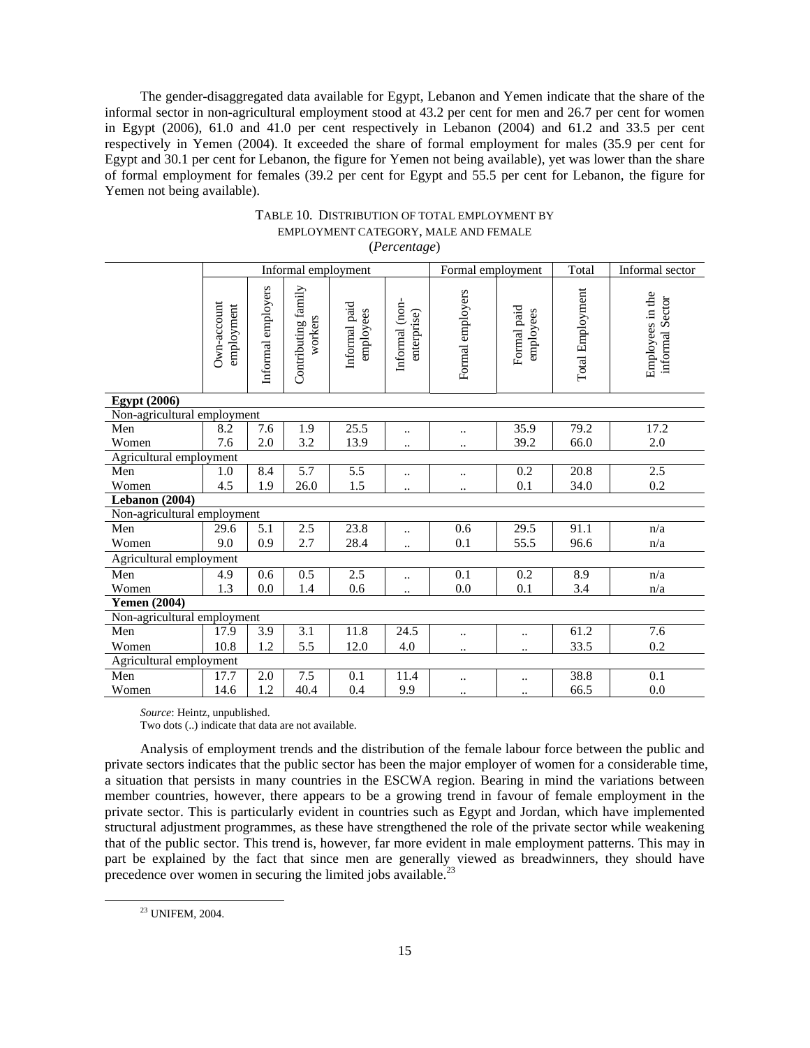The gender-disaggregated data available for Egypt, Lebanon and Yemen indicate that the share of the informal sector in non-agricultural employment stood at 43.2 per cent for men and 26.7 per cent for women in Egypt (2006), 61.0 and 41.0 per cent respectively in Lebanon (2004) and 61.2 and 33.5 per cent respectively in Yemen (2004). It exceeded the share of formal employment for males (35.9 per cent for Egypt and 30.1 per cent for Lebanon, the figure for Yemen not being available), yet was lower than the share of formal employment for females (39.2 per cent for Egypt and 55.5 per cent for Lebanon, the figure for Yemen not being available).

TABLE 10. DISTRIBUTION OF TOTAL EMPLOYMENT BY EMPLOYMENT CATEGORY, MALE AND FEMALE

(*Percentage*)

| | Informal employment | | | | | Formal employment | | Total | Informal sector |
|---|---|---|---|---|---|---|---|---|---|
| | Own-account employment | Informal employers | Contributing family workers | Informal paid employees | Informal (non-enterprise) | Formal employers | Formal paid employees | Total Employment | Employees in the informal Sector |
| **Egypt (2006)** | | | | | | | | | |
| Non-agricultural employment | | | | | | | | | |
| Men | 8.2 | 7.6 | 1.9 | 25.5 | .. | .. | 35.9 | 79.2 | 17.2 |
| Women | 7.6 | 2.0 | 3.2 | 13.9 | .. | .. | 39.2 | 66.0 | 2.0 |
| Agricultural employment | | | | | | | | | |
| Men | 1.0 | 8.4 | 5.7 | 5.5 | .. | .. | 0.2 | 20.8 | 2.5 |
| Women | 4.5 | 1.9 | 26.0 | 1.5 | .. | .. | 0.1 | 34.0 | 0.2 |
| **Lebanon (2004)** | | | | | | | | | |
| Non-agricultural employment | | | | | | | | | |
| Men | 29.6 | 5.1 | 2.5 | 23.8 | .. | 0.6 | 29.5 | 91.1 | n/a |
| Women | 9.0 | 0.9 | 2.7 | 28.4 | .. | 0.1 | 55.5 | 96.6 | n/a |
| Agricultural employment | | | | | | | | | |
| Men | 4.9 | 0.6 | 0.5 | 2.5 | .. | 0.1 | 0.2 | 8.9 | n/a |
| Women | 1.3 | 0.0 | 1.4 | 0.6 | .. | 0.0 | 0.1 | 3.4 | n/a |
| **Yemen (2004)** | | | | | | | | | |
| Non-agricultural employment | | | | | | | | | |
| Men | 17.9 | 3.9 | 3.1 | 11.8 | 24.5 | .. | .. | 61.2 | 7.6 |
| Women | 10.8 | 1.2 | 5.5 | 12.0 | 4.0 | .. | .. | 33.5 | 0.2 |
| Agricultural employment | | | | | | | | | |
| Men | 17.7 | 2.0 | 7.5 | 0.1 | 11.4 | .. | .. | 38.8 | 0.1 |
| Women | 14.6 | 1.2 | 40.4 | 0.4 | 9.9 | .. | .. | 66.5 | 0.0 |

*Source*: Heintz, unpublished.

Two dots (..) indicate that data are not available.

Analysis of employment trends and the distribution of the female labour force between the public and private sectors indicates that the public sector has been the major employer of women for a considerable time, a situation that persists in many countries in the ESCWA region. Bearing in mind the variations between member countries, however, there appears to be a growing trend in favour of female employment in the private sector. This is particularly evident in countries such as Egypt and Jordan, which have implemented structural adjustment programmes, as these have strengthened the role of the private sector while weakening that of the public sector. This trend is, however, far more evident in male employment patterns. This may in part be explained by the fact that since men are generally viewed as breadwinners, they should have precedence over women in securing the limited jobs available.[23]

[23] UNIFEM, 2004.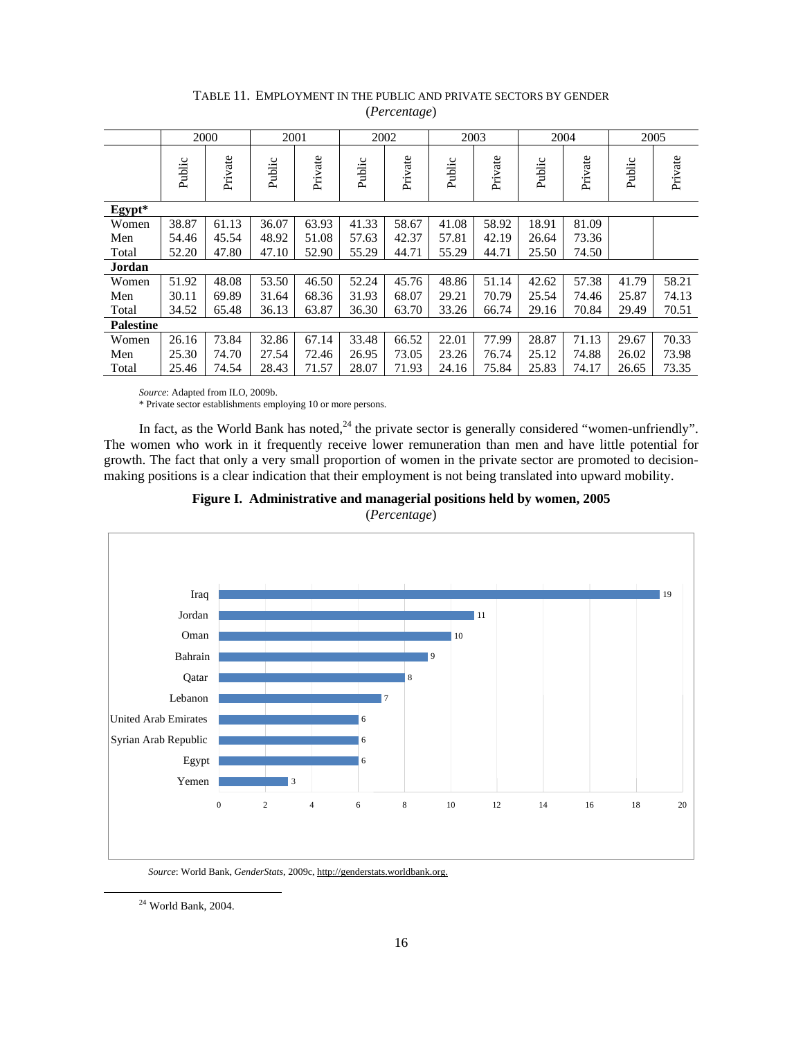TABLE 11. EMPLOYMENT IN THE PUBLIC AND PRIVATE SECTORS BY GENDER
(*Percentage*)

| | 2000 | | 2001 | | 2002 | | 2003 | | 2004 | | 2005 | |
|---|---|---|---|---|---|---|---|---|---|---|---|---|
| | Public | Private | Public | Private | Public | Private | Public | Private | Public | Private | Public | Private |
| **Egypt*** | | | | | | | | | | | | |
| Women | 38.87 | 61.13 | 36.07 | 63.93 | 41.33 | 58.67 | 41.08 | 58.92 | 18.91 | 81.09 | | |
| Men | 54.46 | 45.54 | 48.92 | 51.08 | 57.63 | 42.37 | 57.81 | 42.19 | 26.64 | 73.36 | | |
| Total | 52.20 | 47.80 | 47.10 | 52.90 | 55.29 | 44.71 | 55.29 | 44.71 | 25.50 | 74.50 | | |
| **Jordan** | | | | | | | | | | | | |
| Women | 51.92 | 48.08 | 53.50 | 46.50 | 52.24 | 45.76 | 48.86 | 51.14 | 42.62 | 57.38 | 41.79 | 58.21 |
| Men | 30.11 | 69.89 | 31.64 | 68.36 | 31.93 | 68.07 | 29.21 | 70.79 | 25.54 | 74.46 | 25.87 | 74.13 |
| Total | 34.52 | 65.48 | 36.13 | 63.87 | 36.30 | 63.70 | 33.26 | 66.74 | 29.16 | 70.84 | 29.49 | 70.51 |
| **Palestine** | | | | | | | | | | | | |
| Women | 26.16 | 73.84 | 32.86 | 67.14 | 33.48 | 66.52 | 22.01 | 77.99 | 28.87 | 71.13 | 29.67 | 70.33 |
| Men | 25.30 | 74.70 | 27.54 | 72.46 | 26.95 | 73.05 | 23.26 | 76.74 | 25.12 | 74.88 | 26.02 | 73.98 |
| Total | 25.46 | 74.54 | 28.43 | 71.57 | 28.07 | 71.93 | 24.16 | 75.84 | 25.83 | 74.17 | 26.65 | 73.35 |

*Source*: Adapted from ILO, 2009b.
* Private sector establishments employing 10 or more persons.

In fact, as the World Bank has noted,[24] the private sector is generally considered "women-unfriendly". The women who work in it frequently receive lower remuneration than men and have little potential for growth. The fact that only a very small proportion of women in the private sector are promoted to decision-making positions is a clear indication that their employment is not being translated into upward mobility.

**Figure I. Administrative and managerial positions held by women, 2005**
(*Percentage*)

| Country | Percentage |
|---|---|
| Iraq | 19 |
| Jordan | 11 |
| Oman | 10 |
| Bahrain | 9 |
| Qatar | 8 |
| Lebanon | 7 |
| United Arab Emirates | 6 |
| Syrian Arab Republic | 6 |
| Egypt | 6 |
| Yemen | 3 |

*Source*: World Bank, *GenderStats*, 2009c, http://genderstats.worldbank.org.

[24] World Bank, 2004.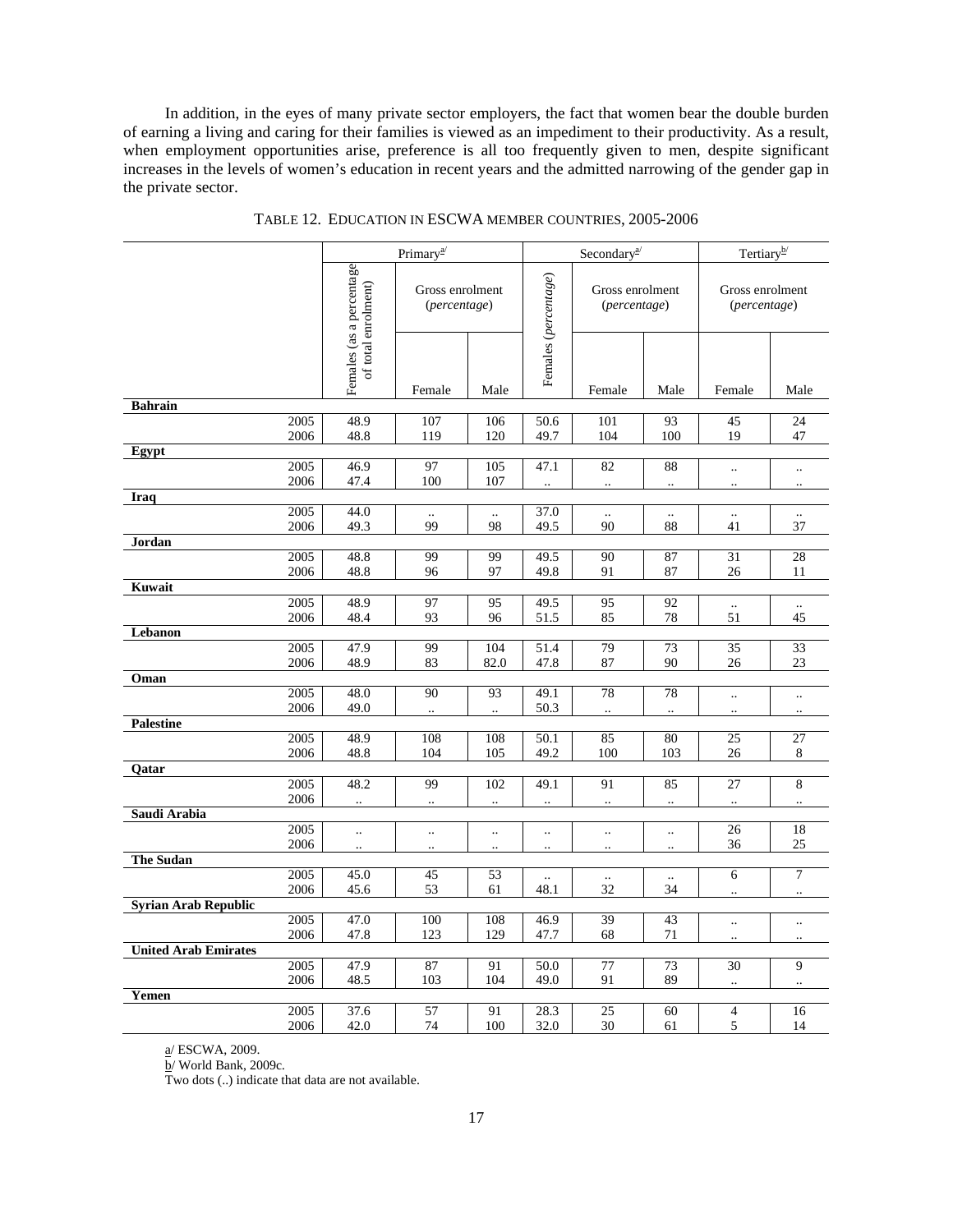In addition, in the eyes of many private sector employers, the fact that women bear the double burden of earning a living and caring for their families is viewed as an impediment to their productivity. As a result, when employment opportunities arise, preference is all too frequently given to men, despite significant increases in the levels of women's education in recent years and the admitted narrowing of the gender gap in the private sector.

TABLE 12. EDUCATION IN ESCWA MEMBER COUNTRIES, 2005-2006

| | | Primary[a/] | | | Secondary[a/] | | | Tertiary[b/] | |
|---|---|---|---|---|---|---|---|---|---|
| | | Females (as a percentage of total enrolment) | Gross enrolment (*percentage*) | | Females (*percentage*) | Gross enrolment (*percentage*) | | Gross enrolment (*percentage*) | |
| | | | Female | Male | | Female | Male | Female | Male |
| **Bahrain** | | | | | | | | | |
| | 2005 | 48.9 | 107 | 106 | 50.6 | 101 | 93 | 45 | 24 |
| | 2006 | 48.8 | 119 | 120 | 49.7 | 104 | 100 | 19 | 47 |
| **Egypt** | | | | | | | | | |
| | 2005 | 46.9 | 97 | 105 | 47.1 | 82 | 88 | .. | .. |
| | 2006 | 47.4 | 100 | 107 | .. | .. | .. | .. | .. |
| **Iraq** | | | | | | | | | |
| | 2005 | 44.0 | .. | .. | 37.0 | .. | .. | .. | .. |
| | 2006 | 49.3 | 99 | 98 | 49.5 | 90 | 88 | 41 | 37 |
| **Jordan** | | | | | | | | | |
| | 2005 | 48.8 | 99 | 99 | 49.5 | 90 | 87 | 31 | 28 |
| | 2006 | 48.8 | 96 | 97 | 49.8 | 91 | 87 | 26 | 11 |
| **Kuwait** | | | | | | | | | |
| | 2005 | 48.9 | 97 | 95 | 49.5 | 95 | 92 | .. | .. |
| | 2006 | 48.4 | 93 | 96 | 51.5 | 85 | 78 | 51 | 45 |
| **Lebanon** | | | | | | | | | |
| | 2005 | 47.9 | 99 | 104 | 51.4 | 79 | 73 | 35 | 33 |
| | 2006 | 48.9 | 83 | 82.0 | 47.8 | 87 | 90 | 26 | 23 |
| **Oman** | | | | | | | | | |
| | 2005 | 48.0 | 90 | 93 | 49.1 | 78 | 78 | .. | .. |
| | 2006 | 49.0 | .. | .. | 50.3 | .. | .. | .. | .. |
| **Palestine** | | | | | | | | | |
| | 2005 | 48.9 | 108 | 108 | 50.1 | 85 | 80 | 25 | 27 |
| | 2006 | 48.8 | 104 | 105 | 49.2 | 100 | 103 | 26 | 8 |
| **Qatar** | | | | | | | | | |
| | 2005 | 48.2 | 99 | 102 | 49.1 | 91 | 85 | 27 | 8 |
| | 2006 | .. | .. | .. | .. | .. | .. | .. | .. |
| **Saudi Arabia** | | | | | | | | | |
| | 2005 | .. | .. | .. | .. | .. | .. | 26 | 18 |
| | 2006 | .. | .. | .. | .. | .. | .. | 36 | 25 |
| **The Sudan** | | | | | | | | | |
| | 2005 | 45.0 | 45 | 53 | .. | .. | .. | 6 | 7 |
| | 2006 | 45.6 | 53 | 61 | 48.1 | 32 | 34 | .. | .. |
| **Syrian Arab Republic** | | | | | | | | | |
| | 2005 | 47.0 | 100 | 108 | 46.9 | 39 | 43 | .. | .. |
| | 2006 | 47.8 | 123 | 129 | 47.7 | 68 | 71 | .. | .. |
| **United Arab Emirates** | | | | | | | | | |
| | 2005 | 47.9 | 87 | 91 | 50.0 | 77 | 73 | 30 | 9 |
| | 2006 | 48.5 | 103 | 104 | 49.0 | 91 | 89 | .. | .. |
| **Yemen** | | | | | | | | | |
| | 2005 | 37.6 | 57 | 91 | 28.3 | 25 | 60 | 4 | 16 |
| | 2006 | 42.0 | 74 | 100 | 32.0 | 30 | 61 | 5 | 14 |

a/ ESCWA, 2009.

b/ World Bank, 2009c.

Two dots (..) indicate that data are not available.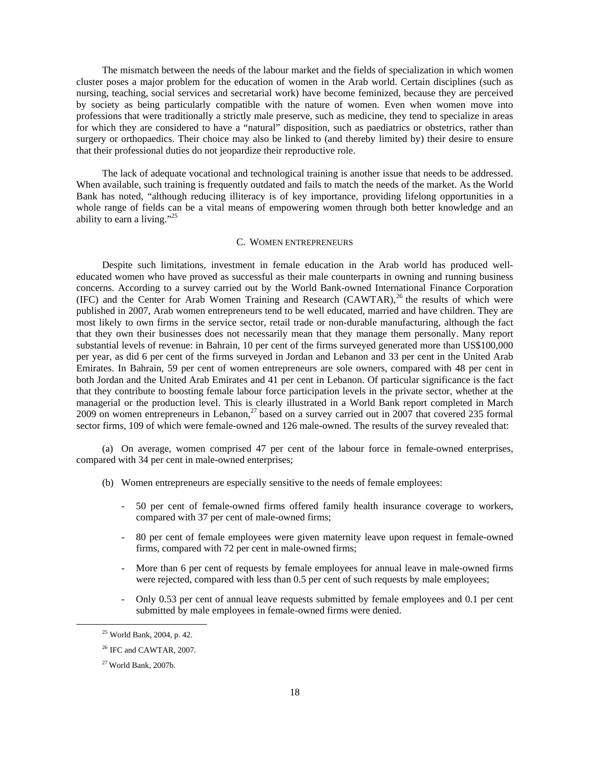The mismatch between the needs of the labour market and the fields of specialization in which women cluster poses a major problem for the education of women in the Arab world. Certain disciplines (such as nursing, teaching, social services and secretarial work) have become feminized, because they are perceived by society as being particularly compatible with the nature of women. Even when women move into professions that were traditionally a strictly male preserve, such as medicine, they tend to specialize in areas for which they are considered to have a "natural" disposition, such as paediatrics or obstetrics, rather than surgery or orthopaedics. Their choice may also be linked to (and thereby limited by) their desire to ensure that their professional duties do not jeopardize their reproductive role.

The lack of adequate vocational and technological training is another issue that needs to be addressed. When available, such training is frequently outdated and fails to match the needs of the market. As the World Bank has noted, "although reducing illiteracy is of key importance, providing lifelong opportunities in a whole range of fields can be a vital means of empowering women through both better knowledge and an ability to earn a living."[25]

## C. WOMEN ENTREPRENEURS

Despite such limitations, investment in female education in the Arab world has produced well-educated women who have proved as successful as their male counterparts in owning and running business concerns. According to a survey carried out by the World Bank-owned International Finance Corporation (IFC) and the Center for Arab Women Training and Research (CAWTAR),[26] the results of which were published in 2007, Arab women entrepreneurs tend to be well educated, married and have children. They are most likely to own firms in the service sector, retail trade or non-durable manufacturing, although the fact that they own their businesses does not necessarily mean that they manage them personally. Many report substantial levels of revenue: in Bahrain, 10 per cent of the firms surveyed generated more than US$100,000 per year, as did 6 per cent of the firms surveyed in Jordan and Lebanon and 33 per cent in the United Arab Emirates. In Bahrain, 59 per cent of women entrepreneurs are sole owners, compared with 48 per cent in both Jordan and the United Arab Emirates and 41 per cent in Lebanon. Of particular significance is the fact that they contribute to boosting female labour force participation levels in the private sector, whether at the managerial or the production level. This is clearly illustrated in a World Bank report completed in March 2009 on women entrepreneurs in Lebanon,[27] based on a survey carried out in 2007 that covered 235 formal sector firms, 109 of which were female-owned and 126 male-owned. The results of the survey revealed that:

(a) On average, women comprised 47 per cent of the labour force in female-owned enterprises, compared with 34 per cent in male-owned enterprises;

(b) Women entrepreneurs are especially sensitive to the needs of female employees:

- 50 per cent of female-owned firms offered family health insurance coverage to workers, compared with 37 per cent of male-owned firms;
- 80 per cent of female employees were given maternity leave upon request in female-owned firms, compared with 72 per cent in male-owned firms;
- More than 6 per cent of requests by female employees for annual leave in male-owned firms were rejected, compared with less than 0.5 per cent of such requests by male employees;
- Only 0.53 per cent of annual leave requests submitted by female employees and 0.1 per cent submitted by male employees in female-owned firms were denied.

---

[25] World Bank, 2004, p. 42.

[26] IFC and CAWTAR, 2007.

[27] World Bank, 2007b.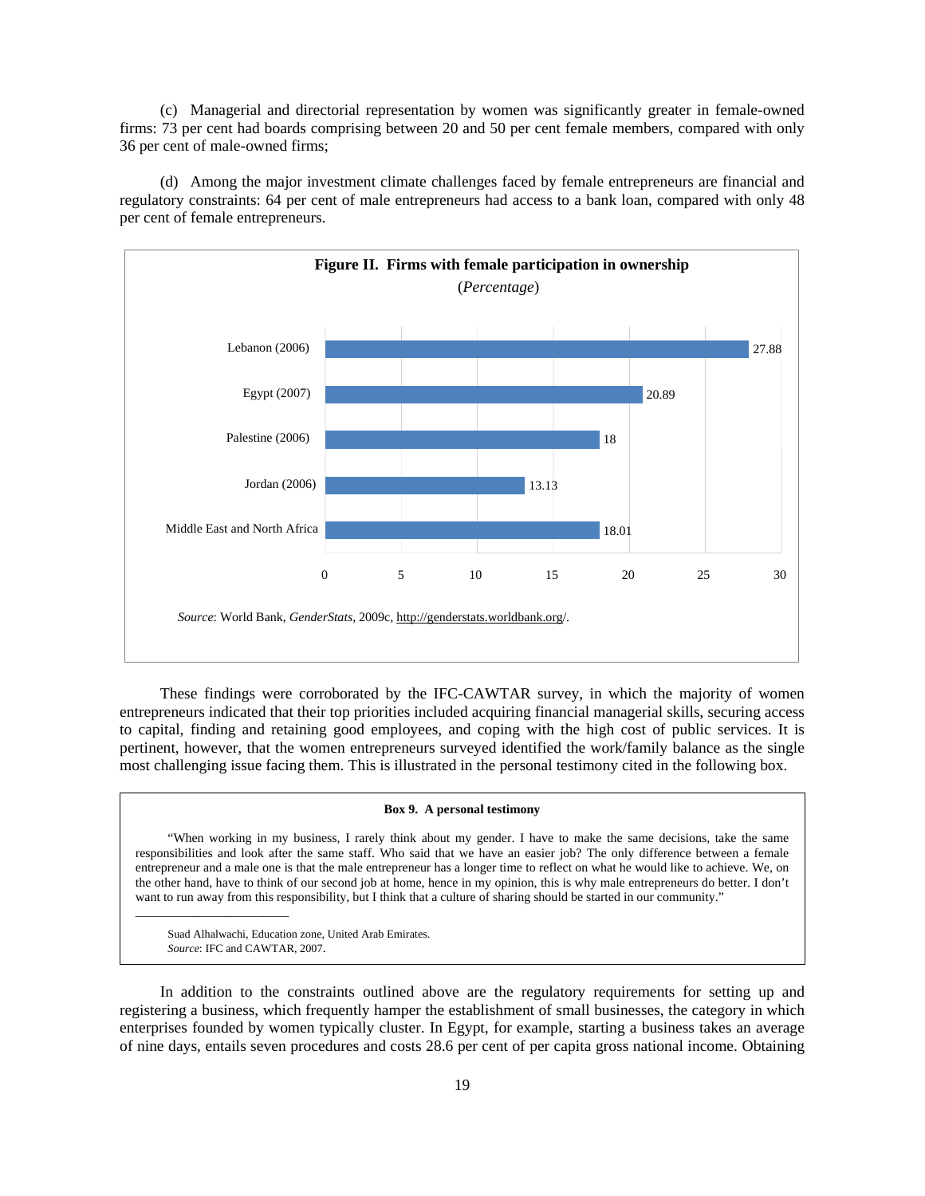(c) Managerial and directorial representation by women was significantly greater in female-owned firms: 73 per cent had boards comprising between 20 and 50 per cent female members, compared with only 36 per cent of male-owned firms;

(d) Among the major investment climate challenges faced by female entrepreneurs are financial and regulatory constraints: 64 per cent of male entrepreneurs had access to a bank loan, compared with only 48 per cent of female entrepreneurs.

**Figure II. Firms with female participation in ownership**

(*Percentage*)

| | Percentage |
|---|---|
| Lebanon (2006) | 27.88 |
| Egypt (2007) | 20.89 |
| Palestine (2006) | 18 |
| Jordan (2006) | 13.13 |
| Middle East and North Africa | 18.01 |

*Source*: World Bank, *GenderStats*, 2009c, http://genderstats.worldbank.org/.

These findings were corroborated by the IFC-CAWTAR survey, in which the majority of women entrepreneurs indicated that their top priorities included acquiring financial managerial skills, securing access to capital, finding and retaining good employees, and coping with the high cost of public services. It is pertinent, however, that the women entrepreneurs surveyed identified the work/family balance as the single most challenging issue facing them. This is illustrated in the personal testimony cited in the following box.

**Box 9. A personal testimony**

"When working in my business, I rarely think about my gender. I have to make the same decisions, take the same responsibilities and look after the same staff. Who said that we have an easier job? The only difference between a female entrepreneur and a male one is that the male entrepreneur has a longer time to reflect on what he would like to achieve. We, on the other hand, have to think of our second job at home, hence in my opinion, this is why male entrepreneurs do better. I don't want to run away from this responsibility, but I think that a culture of sharing should be started in our community."

Suad Alhalwachi, Education zone, United Arab Emirates.
*Source*: IFC and CAWTAR, 2007.

In addition to the constraints outlined above are the regulatory requirements for setting up and registering a business, which frequently hamper the establishment of small businesses, the category in which enterprises founded by women typically cluster. In Egypt, for example, starting a business takes an average of nine days, entails seven procedures and costs 28.6 per cent of per capita gross national income. Obtaining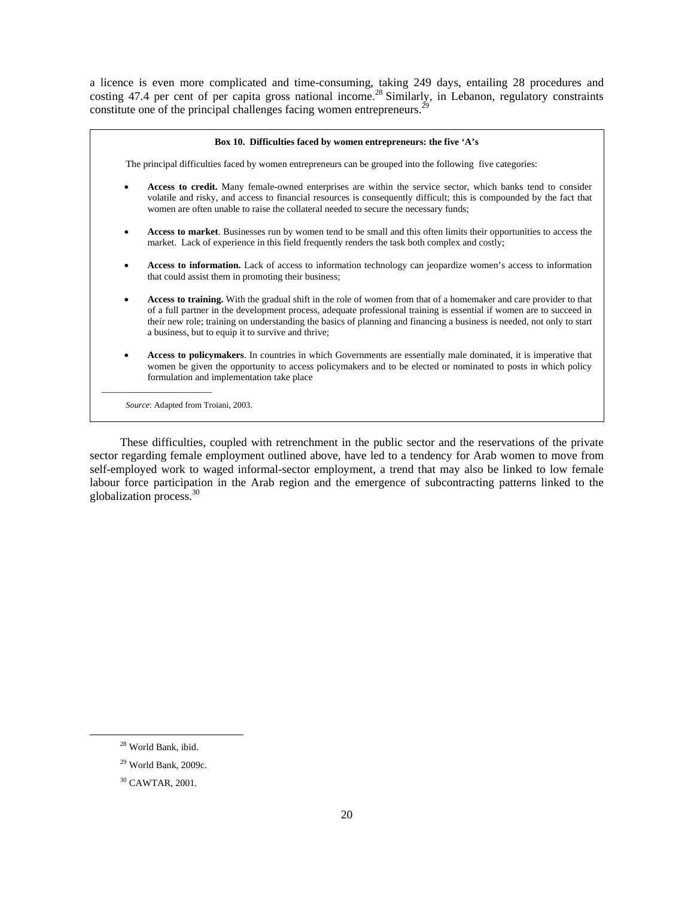a licence is even more complicated and time-consuming, taking 249 days, entailing 28 procedures and costing 47.4 per cent of per capita gross national income.[28] Similarly, in Lebanon, regulatory constraints constitute one of the principal challenges facing women entrepreneurs.[29]

**Box 10. Difficulties faced by women entrepreneurs: the five 'A's**

The principal difficulties faced by women entrepreneurs can be grouped into the following five categories:

- **Access to credit.** Many female-owned enterprises are within the service sector, which banks tend to consider volatile and risky, and access to financial resources is consequently difficult; this is compounded by the fact that women are often unable to raise the collateral needed to secure the necessary funds;
- **Access to market**. Businesses run by women tend to be small and this often limits their opportunities to access the market. Lack of experience in this field frequently renders the task both complex and costly;
- **Access to information.** Lack of access to information technology can jeopardize women's access to information that could assist them in promoting their business;
- **Access to training.** With the gradual shift in the role of women from that of a homemaker and care provider to that of a full partner in the development process, adequate professional training is essential if women are to succeed in their new role; training on understanding the basics of planning and financing a business is needed, not only to start a business, but to equip it to survive and thrive;
- **Access to policymakers**. In countries in which Governments are essentially male dominated, it is imperative that women be given the opportunity to access policymakers and to be elected or nominated to posts in which policy formulation and implementation take place

*Source*: Adapted from Troiani, 2003.

These difficulties, coupled with retrenchment in the public sector and the reservations of the private sector regarding female employment outlined above, have led to a tendency for Arab women to move from self-employed work to waged informal-sector employment, a trend that may also be linked to low female labour force participation in the Arab region and the emergence of subcontracting patterns linked to the globalization process.[30]

---

[28] World Bank, ibid.

[29] World Bank, 2009c.

[30] CAWTAR, 2001.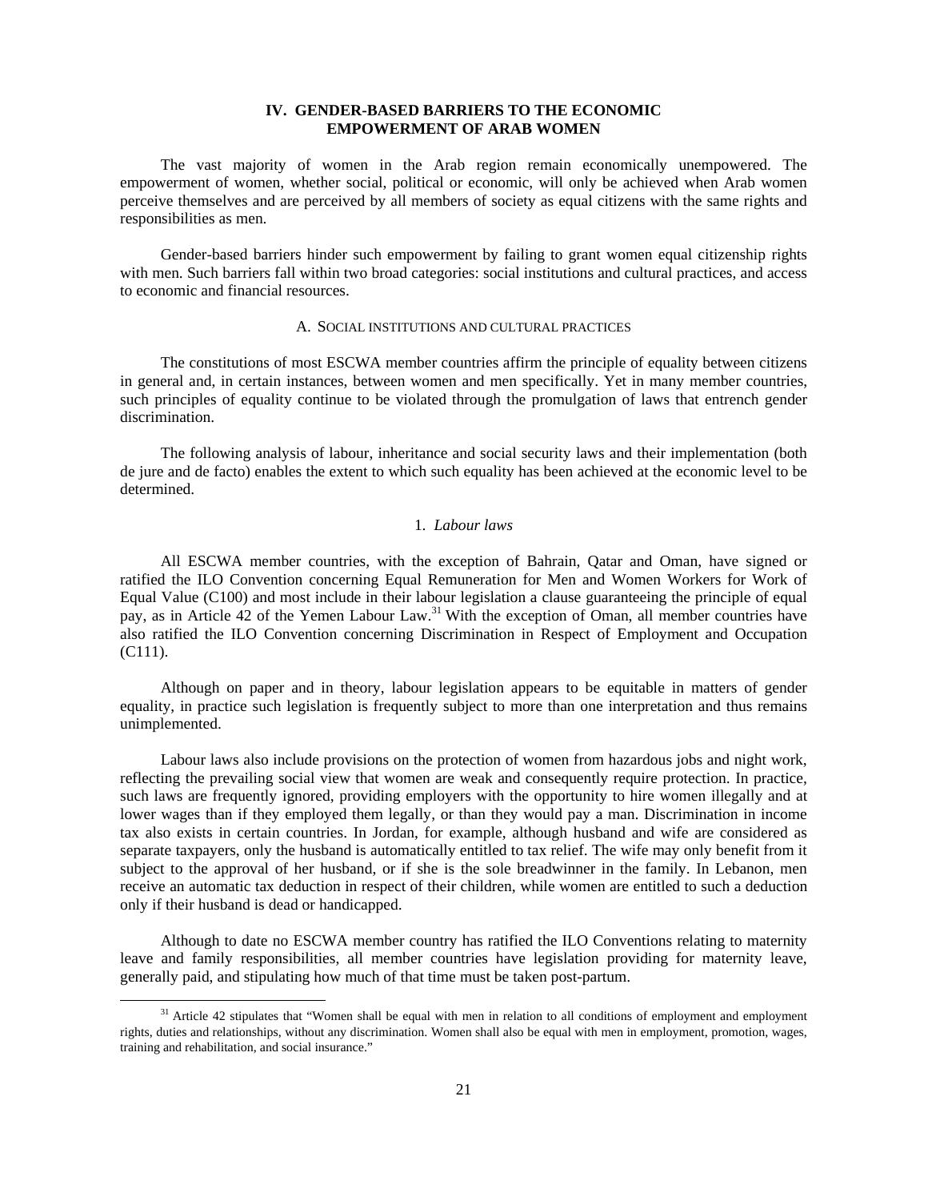## IV. GENDER-BASED BARRIERS TO THE ECONOMIC EMPOWERMENT OF ARAB WOMEN

The vast majority of women in the Arab region remain economically unempowered. The empowerment of women, whether social, political or economic, will only be achieved when Arab women perceive themselves and are perceived by all members of society as equal citizens with the same rights and responsibilities as men.

Gender-based barriers hinder such empowerment by failing to grant women equal citizenship rights with men. Such barriers fall within two broad categories: social institutions and cultural practices, and access to economic and financial resources.

### A. SOCIAL INSTITUTIONS AND CULTURAL PRACTICES

The constitutions of most ESCWA member countries affirm the principle of equality between citizens in general and, in certain instances, between women and men specifically. Yet in many member countries, such principles of equality continue to be violated through the promulgation of laws that entrench gender discrimination.

The following analysis of labour, inheritance and social security laws and their implementation (both de jure and de facto) enables the extent to which such equality has been achieved at the economic level to be determined.

#### 1. *Labour laws*

All ESCWA member countries, with the exception of Bahrain, Qatar and Oman, have signed or ratified the ILO Convention concerning Equal Remuneration for Men and Women Workers for Work of Equal Value (C100) and most include in their labour legislation a clause guaranteeing the principle of equal pay, as in Article 42 of the Yemen Labour Law.[31] With the exception of Oman, all member countries have also ratified the ILO Convention concerning Discrimination in Respect of Employment and Occupation (C111).

Although on paper and in theory, labour legislation appears to be equitable in matters of gender equality, in practice such legislation is frequently subject to more than one interpretation and thus remains unimplemented.

Labour laws also include provisions on the protection of women from hazardous jobs and night work, reflecting the prevailing social view that women are weak and consequently require protection. In practice, such laws are frequently ignored, providing employers with the opportunity to hire women illegally and at lower wages than if they employed them legally, or than they would pay a man. Discrimination in income tax also exists in certain countries. In Jordan, for example, although husband and wife are considered as separate taxpayers, only the husband is automatically entitled to tax relief. The wife may only benefit from it subject to the approval of her husband, or if she is the sole breadwinner in the family. In Lebanon, men receive an automatic tax deduction in respect of their children, while women are entitled to such a deduction only if their husband is dead or handicapped.

Although to date no ESCWA member country has ratified the ILO Conventions relating to maternity leave and family responsibilities, all member countries have legislation providing for maternity leave, generally paid, and stipulating how much of that time must be taken post-partum.

---

[31] Article 42 stipulates that "Women shall be equal with men in relation to all conditions of employment and employment rights, duties and relationships, without any discrimination. Women shall also be equal with men in employment, promotion, wages, training and rehabilitation, and social insurance."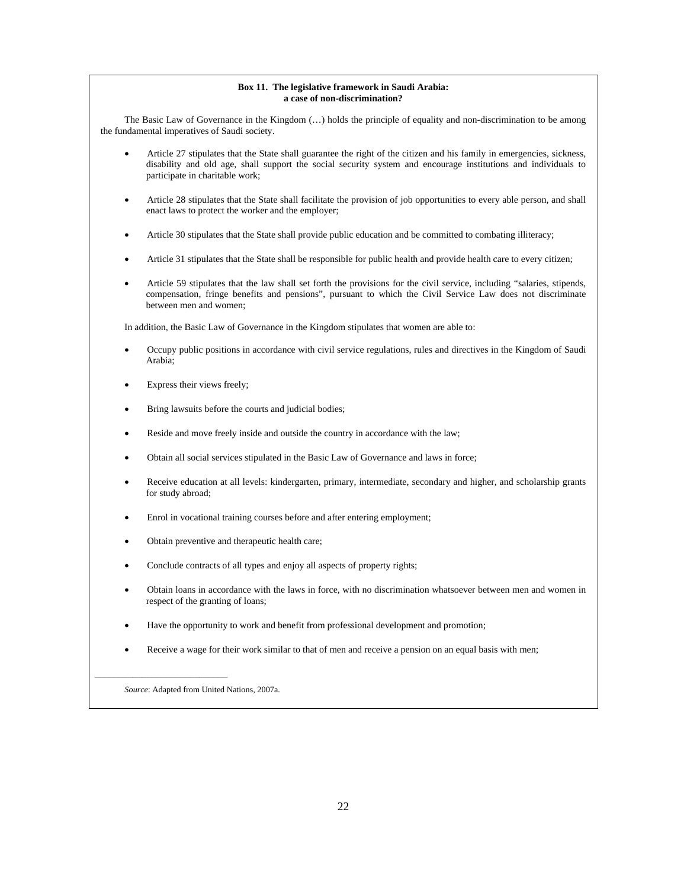**Box 11. The legislative framework in Saudi Arabia: a case of non-discrimination?**

The Basic Law of Governance in the Kingdom (…) holds the principle of equality and non-discrimination to be among the fundamental imperatives of Saudi society.

- Article 27 stipulates that the State shall guarantee the right of the citizen and his family in emergencies, sickness, disability and old age, shall support the social security system and encourage institutions and individuals to participate in charitable work;
- Article 28 stipulates that the State shall facilitate the provision of job opportunities to every able person, and shall enact laws to protect the worker and the employer;
- Article 30 stipulates that the State shall provide public education and be committed to combating illiteracy;
- Article 31 stipulates that the State shall be responsible for public health and provide health care to every citizen;
- Article 59 stipulates that the law shall set forth the provisions for the civil service, including "salaries, stipends, compensation, fringe benefits and pensions", pursuant to which the Civil Service Law does not discriminate between men and women;

In addition, the Basic Law of Governance in the Kingdom stipulates that women are able to:

- Occupy public positions in accordance with civil service regulations, rules and directives in the Kingdom of Saudi Arabia;
- Express their views freely;
- Bring lawsuits before the courts and judicial bodies;
- Reside and move freely inside and outside the country in accordance with the law;
- Obtain all social services stipulated in the Basic Law of Governance and laws in force;
- Receive education at all levels: kindergarten, primary, intermediate, secondary and higher, and scholarship grants for study abroad;
- Enrol in vocational training courses before and after entering employment;
- Obtain preventive and therapeutic health care;
- Conclude contracts of all types and enjoy all aspects of property rights;
- Obtain loans in accordance with the laws in force, with no discrimination whatsoever between men and women in respect of the granting of loans;
- Have the opportunity to work and benefit from professional development and promotion;
- Receive a wage for their work similar to that of men and receive a pension on an equal basis with men;

---

*Source*: Adapted from United Nations, 2007a.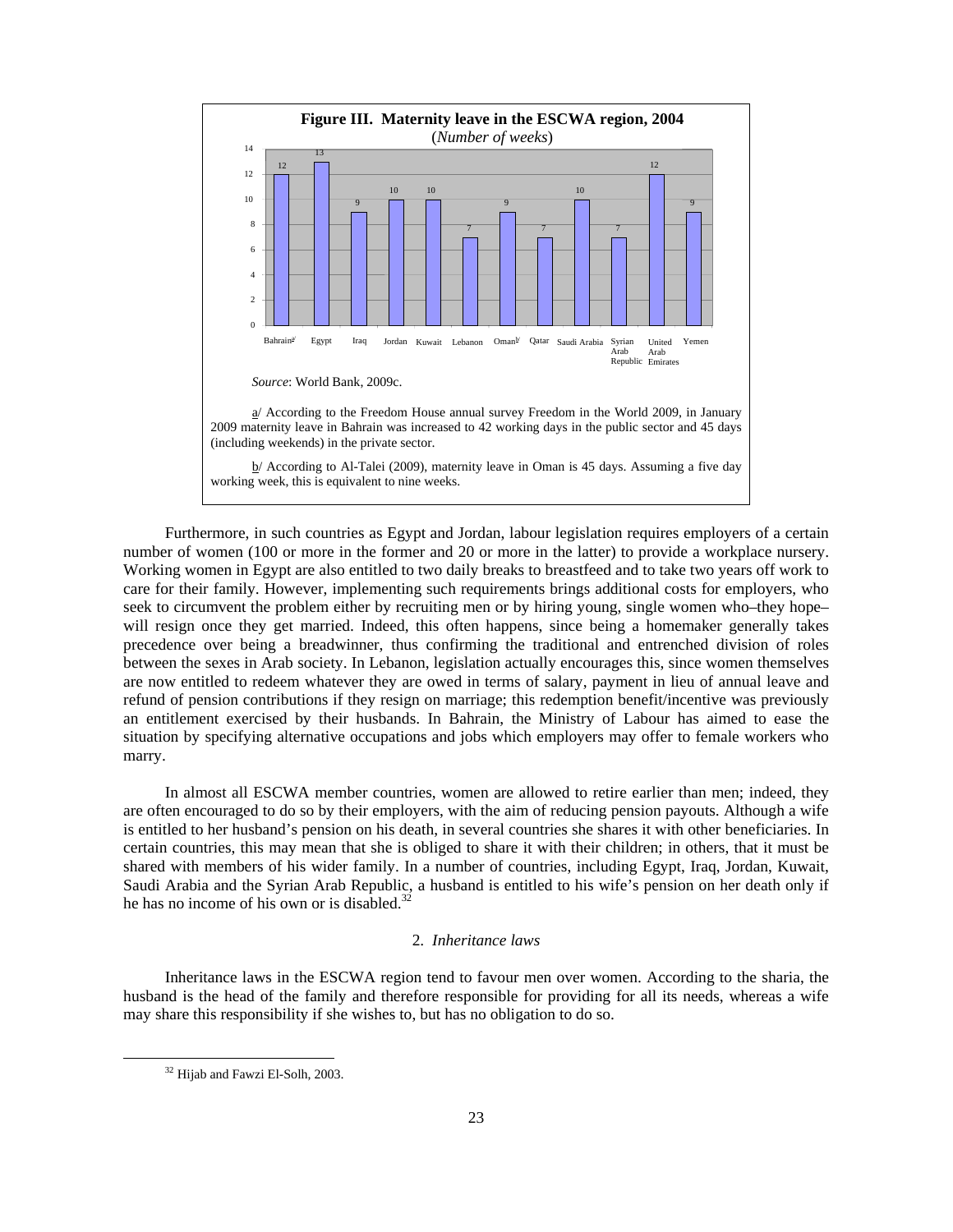**Figure III. Maternity leave in the ESCWA region, 2004**
(*Number of weeks*)

| Country | Weeks |
|---|---|
| Bahrain[a] | 12 |
| Egypt | 13 |
| Iraq | 9 |
| Jordan | 10 |
| Kuwait | 10 |
| Lebanon | 7 |
| Oman[b] | 9 |
| Qatar | 7 |
| Saudi Arabia | 10 |
| Syrian Arab Republic | 7 |
| United Arab Emirates | 12 |
| Yemen | 9 |

*Source*: World Bank, 2009c.

a/ According to the Freedom House annual survey Freedom in the World 2009, in January 2009 maternity leave in Bahrain was increased to 42 working days in the public sector and 45 days (including weekends) in the private sector.

b/ According to Al-Talei (2009), maternity leave in Oman is 45 days. Assuming a five day working week, this is equivalent to nine weeks.

Furthermore, in such countries as Egypt and Jordan, labour legislation requires employers of a certain number of women (100 or more in the former and 20 or more in the latter) to provide a workplace nursery. Working women in Egypt are also entitled to two daily breaks to breastfeed and to take two years off work to care for their family. However, implementing such requirements brings additional costs for employers, who seek to circumvent the problem either by recruiting men or by hiring young, single women who–they hope–will resign once they get married. Indeed, this often happens, since being a homemaker generally takes precedence over being a breadwinner, thus confirming the traditional and entrenched division of roles between the sexes in Arab society. In Lebanon, legislation actually encourages this, since women themselves are now entitled to redeem whatever they are owed in terms of salary, payment in lieu of annual leave and refund of pension contributions if they resign on marriage; this redemption benefit/incentive was previously an entitlement exercised by their husbands. In Bahrain, the Ministry of Labour has aimed to ease the situation by specifying alternative occupations and jobs which employers may offer to female workers who marry.

In almost all ESCWA member countries, women are allowed to retire earlier than men; indeed, they are often encouraged to do so by their employers, with the aim of reducing pension payouts. Although a wife is entitled to her husband's pension on his death, in several countries she shares it with other beneficiaries. In certain countries, this may mean that she is obliged to share it with their children; in others, that it must be shared with members of his wider family. In a number of countries, including Egypt, Iraq, Jordan, Kuwait, Saudi Arabia and the Syrian Arab Republic, a husband is entitled to his wife's pension on her death only if he has no income of his own or is disabled.[32]

### 2. *Inheritance laws*

Inheritance laws in the ESCWA region tend to favour men over women. According to the sharia, the husband is the head of the family and therefore responsible for providing for all its needs, whereas a wife may share this responsibility if she wishes to, but has no obligation to do so.

[32] Hijab and Fawzi El-Solh, 2003.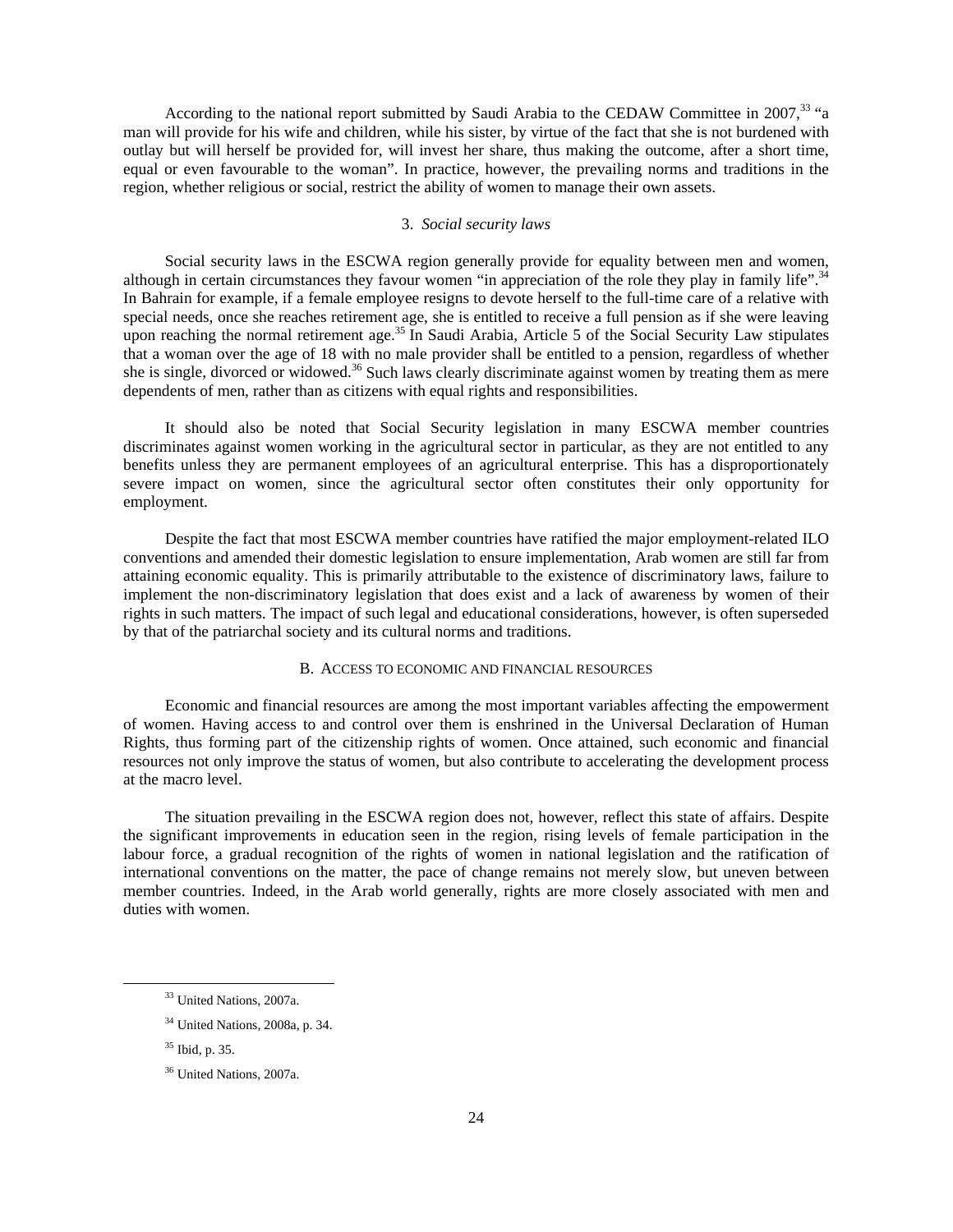According to the national report submitted by Saudi Arabia to the CEDAW Committee in 2007,[33] "a man will provide for his wife and children, while his sister, by virtue of the fact that she is not burdened with outlay but will herself be provided for, will invest her share, thus making the outcome, after a short time, equal or even favourable to the woman". In practice, however, the prevailing norms and traditions in the region, whether religious or social, restrict the ability of women to manage their own assets.

### 3. *Social security laws*

Social security laws in the ESCWA region generally provide for equality between men and women, although in certain circumstances they favour women "in appreciation of the role they play in family life".[34] In Bahrain for example, if a female employee resigns to devote herself to the full-time care of a relative with special needs, once she reaches retirement age, she is entitled to receive a full pension as if she were leaving upon reaching the normal retirement age.[35] In Saudi Arabia, Article 5 of the Social Security Law stipulates that a woman over the age of 18 with no male provider shall be entitled to a pension, regardless of whether she is single, divorced or widowed.[36] Such laws clearly discriminate against women by treating them as mere dependents of men, rather than as citizens with equal rights and responsibilities.

It should also be noted that Social Security legislation in many ESCWA member countries discriminates against women working in the agricultural sector in particular, as they are not entitled to any benefits unless they are permanent employees of an agricultural enterprise. This has a disproportionately severe impact on women, since the agricultural sector often constitutes their only opportunity for employment.

Despite the fact that most ESCWA member countries have ratified the major employment-related ILO conventions and amended their domestic legislation to ensure implementation, Arab women are still far from attaining economic equality. This is primarily attributable to the existence of discriminatory laws, failure to implement the non-discriminatory legislation that does exist and a lack of awareness by women of their rights in such matters. The impact of such legal and educational considerations, however, is often superseded by that of the patriarchal society and its cultural norms and traditions.

## B. Access to economic and financial resources

Economic and financial resources are among the most important variables affecting the empowerment of women. Having access to and control over them is enshrined in the Universal Declaration of Human Rights, thus forming part of the citizenship rights of women. Once attained, such economic and financial resources not only improve the status of women, but also contribute to accelerating the development process at the macro level.

The situation prevailing in the ESCWA region does not, however, reflect this state of affairs. Despite the significant improvements in education seen in the region, rising levels of female participation in the labour force, a gradual recognition of the rights of women in national legislation and the ratification of international conventions on the matter, the pace of change remains not merely slow, but uneven between member countries. Indeed, in the Arab world generally, rights are more closely associated with men and duties with women.

---

[33] United Nations, 2007a.

[34] United Nations, 2008a, p. 34.

[35] Ibid, p. 35.

[36] United Nations, 2007a.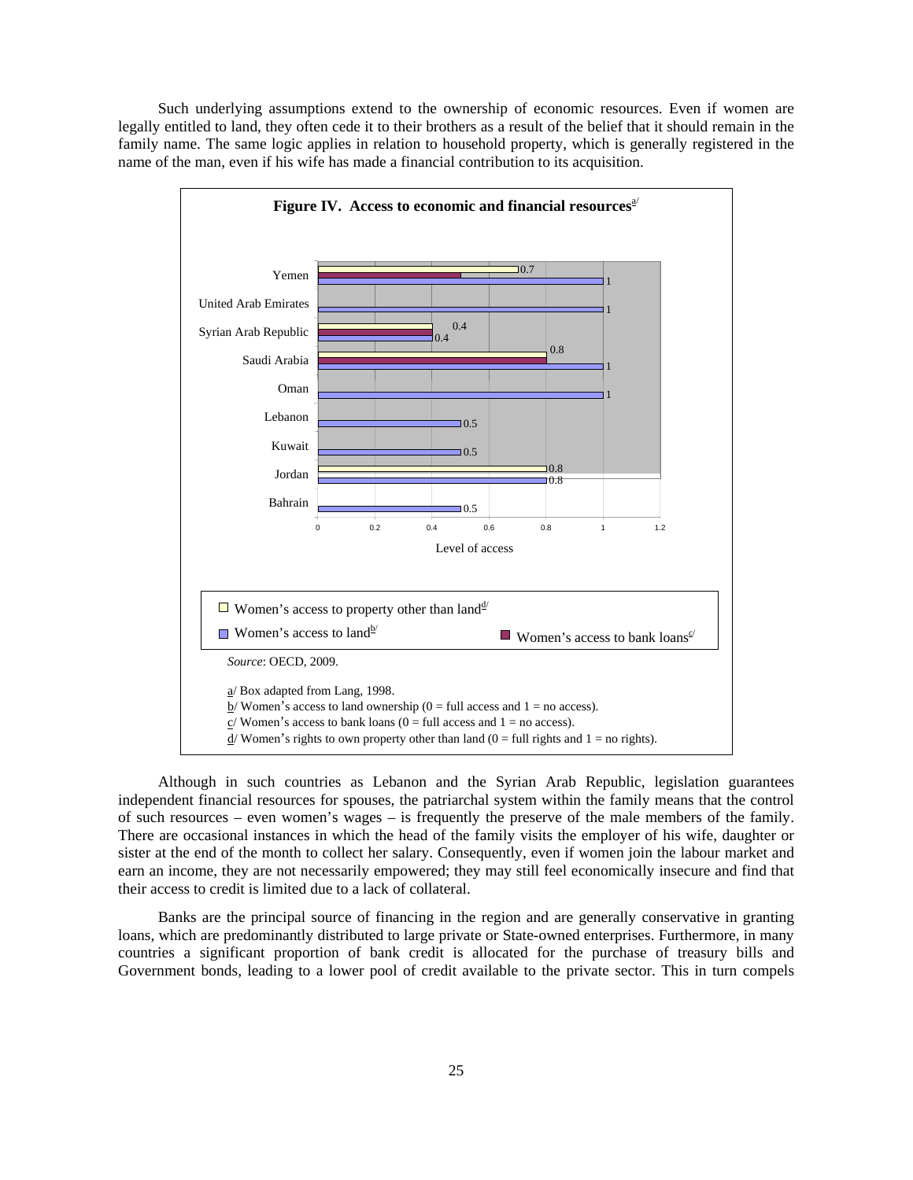Such underlying assumptions extend to the ownership of economic resources. Even if women are legally entitled to land, they often cede it to their brothers as a result of the belief that it should remain in the family name. The same logic applies in relation to household property, which is generally registered in the name of the man, even if his wife has made a financial contribution to its acquisition.

**Figure IV. Access to economic and financial resources**[a/]

| Country | Women's access to land[b/] | Women's access to bank loans[c/] | Women's access to property other than land[d/] |
|---|---|---|---|
| Yemen | 1 | 0.5 | 0.7 |
| United Arab Emirates | 1 | | |
| Syrian Arab Republic | 0.4 | 0.4 | 0.4 |
| Saudi Arabia | 1 | 0.8 | 0.8 |
| Oman | 1 | | |
| Lebanon | 0.5 | | |
| Kuwait | 0.5 | | |
| Jordan | 0.8 | | 0.8 |
| Bahrain | 0.5 | | |

Level of access

*Source*: OECD, 2009.

a/ Box adapted from Lang, 1998.
b/ Women's access to land ownership (0 = full access and 1 = no access).
c/ Women's access to bank loans (0 = full access and 1 = no access).
d/ Women's rights to own property other than land (0 = full rights and 1 = no rights).

Although in such countries as Lebanon and the Syrian Arab Republic, legislation guarantees independent financial resources for spouses, the patriarchal system within the family means that the control of such resources – even women's wages – is frequently the preserve of the male members of the family. There are occasional instances in which the head of the family visits the employer of his wife, daughter or sister at the end of the month to collect her salary. Consequently, even if women join the labour market and earn an income, they are not necessarily empowered; they may still feel economically insecure and find that their access to credit is limited due to a lack of collateral.

Banks are the principal source of financing in the region and are generally conservative in granting loans, which are predominantly distributed to large private or State-owned enterprises. Furthermore, in many countries a significant proportion of bank credit is allocated for the purchase of treasury bills and Government bonds, leading to a lower pool of credit available to the private sector. This in turn compels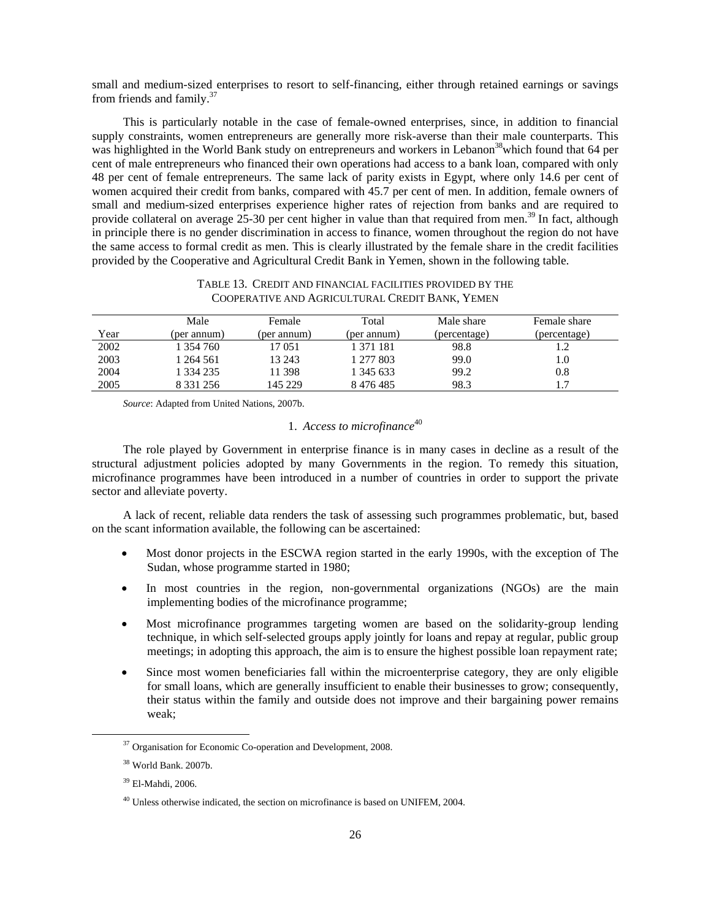small and medium-sized enterprises to resort to self-financing, either through retained earnings or savings from friends and family.[37]

This is particularly notable in the case of female-owned enterprises, since, in addition to financial supply constraints, women entrepreneurs are generally more risk-averse than their male counterparts. This was highlighted in the World Bank study on entrepreneurs and workers in Lebanon[38]which found that 64 per cent of male entrepreneurs who financed their own operations had access to a bank loan, compared with only 48 per cent of female entrepreneurs. The same lack of parity exists in Egypt, where only 14.6 per cent of women acquired their credit from banks, compared with 45.7 per cent of men. In addition, female owners of small and medium-sized enterprises experience higher rates of rejection from banks and are required to provide collateral on average 25-30 per cent higher in value than that required from men.[39] In fact, although in principle there is no gender discrimination in access to finance, women throughout the region do not have the same access to formal credit as men. This is clearly illustrated by the female share in the credit facilities provided by the Cooperative and Agricultural Credit Bank in Yemen, shown in the following table.

TABLE 13. CREDIT AND FINANCIAL FACILITIES PROVIDED BY THE COOPERATIVE AND AGRICULTURAL CREDIT BANK, YEMEN

| Year | Male (per annum) | Female (per annum) | Total (per annum) | Male share (percentage) | Female share (percentage) |
|---|---|---|---|---|---|
| 2002 | 1 354 760 | 17 051 | 1 371 181 | 98.8 | 1.2 |
| 2003 | 1 264 561 | 13 243 | 1 277 803 | 99.0 | 1.0 |
| 2004 | 1 334 235 | 11 398 | 1 345 633 | 99.2 | 0.8 |
| 2005 | 8 331 256 | 145 229 | 8 476 485 | 98.3 | 1.7 |

*Source*: Adapted from United Nations, 2007b.

### 1. *Access to microfinance*[40]

The role played by Government in enterprise finance is in many cases in decline as a result of the structural adjustment policies adopted by many Governments in the region. To remedy this situation, microfinance programmes have been introduced in a number of countries in order to support the private sector and alleviate poverty.

A lack of recent, reliable data renders the task of assessing such programmes problematic, but, based on the scant information available, the following can be ascertained:

- Most donor projects in the ESCWA region started in the early 1990s, with the exception of The Sudan, whose programme started in 1980;
- In most countries in the region, non-governmental organizations (NGOs) are the main implementing bodies of the microfinance programme;
- Most microfinance programmes targeting women are based on the solidarity-group lending technique, in which self-selected groups apply jointly for loans and repay at regular, public group meetings; in adopting this approach, the aim is to ensure the highest possible loan repayment rate;
- Since most women beneficiaries fall within the microenterprise category, they are only eligible for small loans, which are generally insufficient to enable their businesses to grow; consequently, their status within the family and outside does not improve and their bargaining power remains weak;

[37] Organisation for Economic Co-operation and Development, 2008.

[38] World Bank. 2007b.

[39] El-Mahdi, 2006.

[40] Unless otherwise indicated, the section on microfinance is based on UNIFEM, 2004.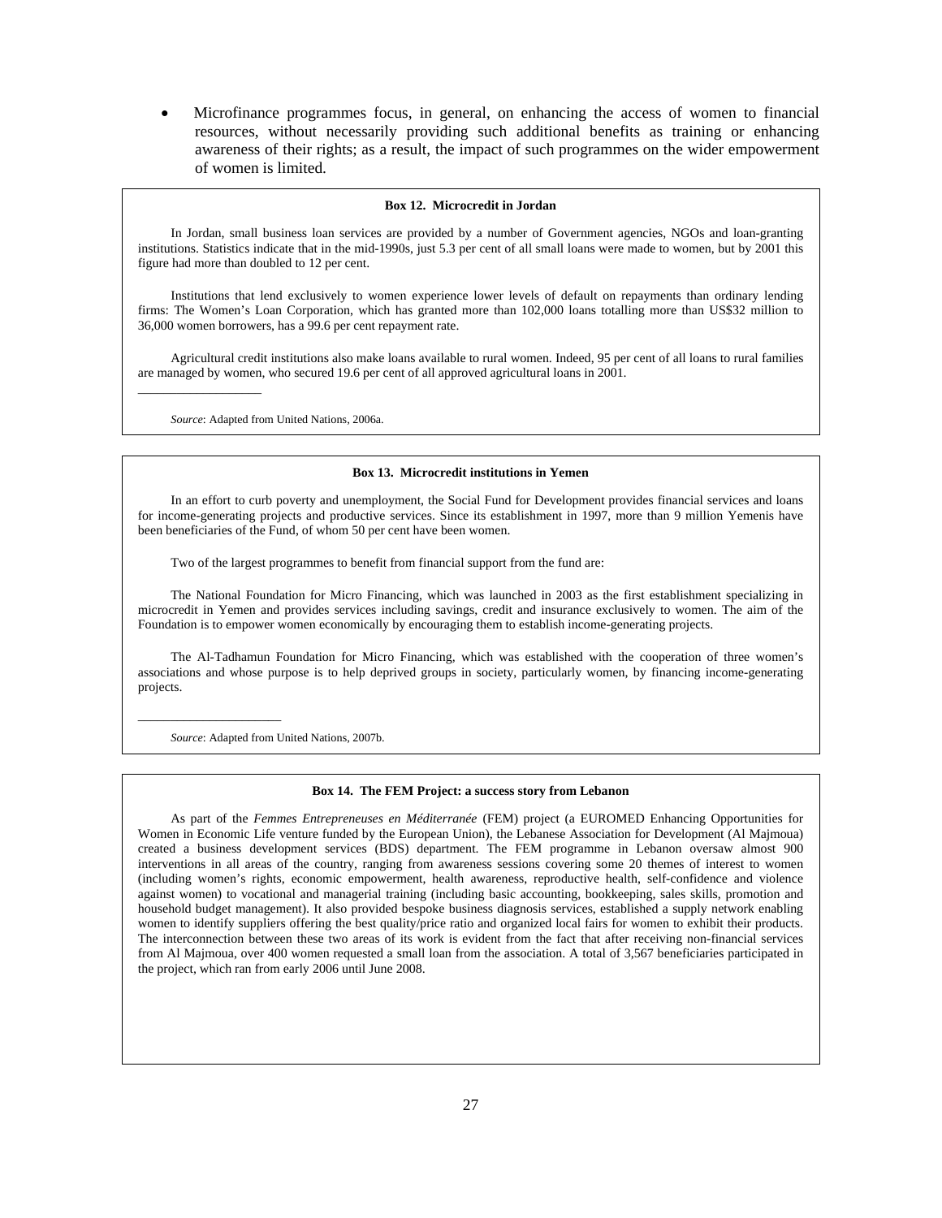- Microfinance programmes focus, in general, on enhancing the access of women to financial resources, without necessarily providing such additional benefits as training or enhancing awareness of their rights; as a result, the impact of such programmes on the wider empowerment of women is limited.

**Box 12. Microcredit in Jordan**

In Jordan, small business loan services are provided by a number of Government agencies, NGOs and loan-granting institutions. Statistics indicate that in the mid-1990s, just 5.3 per cent of all small loans were made to women, but by 2001 this figure had more than doubled to 12 per cent.

Institutions that lend exclusively to women experience lower levels of default on repayments than ordinary lending firms: The Women's Loan Corporation, which has granted more than 102,000 loans totalling more than US$32 million to 36,000 women borrowers, has a 99.6 per cent repayment rate.

Agricultural credit institutions also make loans available to rural women. Indeed, 95 per cent of all loans to rural families are managed by women, who secured 19.6 per cent of all approved agricultural loans in 2001.

---

*Source*: Adapted from United Nations, 2006a.

**Box 13. Microcredit institutions in Yemen**

In an effort to curb poverty and unemployment, the Social Fund for Development provides financial services and loans for income-generating projects and productive services. Since its establishment in 1997, more than 9 million Yemenis have been beneficiaries of the Fund, of whom 50 per cent have been women.

Two of the largest programmes to benefit from financial support from the fund are:

The National Foundation for Micro Financing, which was launched in 2003 as the first establishment specializing in microcredit in Yemen and provides services including savings, credit and insurance exclusively to women. The aim of the Foundation is to empower women economically by encouraging them to establish income-generating projects.

The Al-Tadhamun Foundation for Micro Financing, which was established with the cooperation of three women's associations and whose purpose is to help deprived groups in society, particularly women, by financing income-generating projects.

---

*Source*: Adapted from United Nations, 2007b.

**Box 14. The FEM Project: a success story from Lebanon**

As part of the *Femmes Entrepreneuses en Méditerranée* (FEM) project (a EUROMED Enhancing Opportunities for Women in Economic Life venture funded by the European Union), the Lebanese Association for Development (Al Majmoua) created a business development services (BDS) department. The FEM programme in Lebanon oversaw almost 900 interventions in all areas of the country, ranging from awareness sessions covering some 20 themes of interest to women (including women's rights, economic empowerment, health awareness, reproductive health, self-confidence and violence against women) to vocational and managerial training (including basic accounting, bookkeeping, sales skills, promotion and household budget management). It also provided bespoke business diagnosis services, established a supply network enabling women to identify suppliers offering the best quality/price ratio and organized local fairs for women to exhibit their products. The interconnection between these two areas of its work is evident from the fact that after receiving non-financial services from Al Majmoua, over 400 women requested a small loan from the association. A total of 3,567 beneficiaries participated in the project, which ran from early 2006 until June 2008.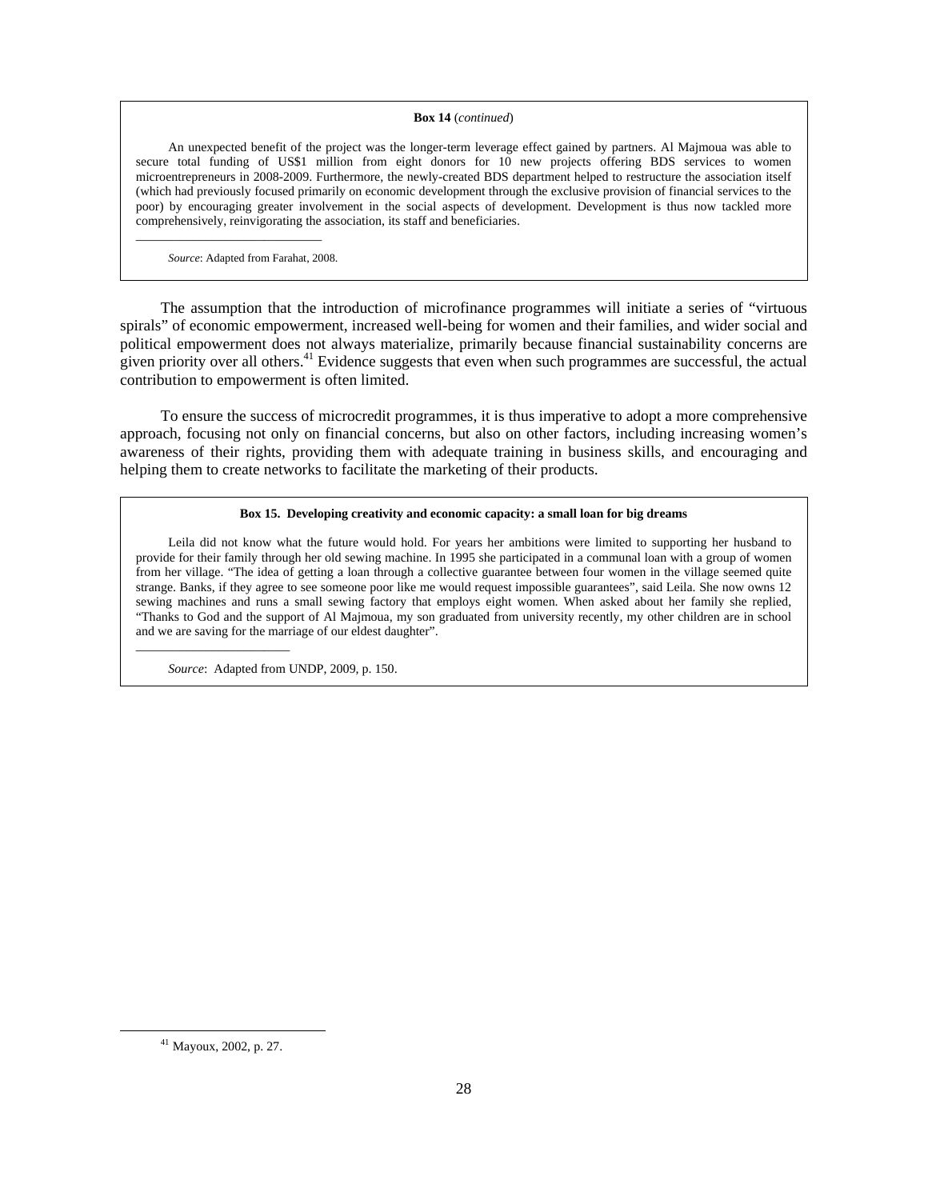**Box 14** (*continued*)

An unexpected benefit of the project was the longer-term leverage effect gained by partners. Al Majmoua was able to secure total funding of US$1 million from eight donors for 10 new projects offering BDS services to women microentrepreneurs in 2008-2009. Furthermore, the newly-created BDS department helped to restructure the association itself (which had previously focused primarily on economic development through the exclusive provision of financial services to the poor) by encouraging greater involvement in the social aspects of development. Development is thus now tackled more comprehensively, reinvigorating the association, its staff and beneficiaries.

*Source*: Adapted from Farahat, 2008.

The assumption that the introduction of microfinance programmes will initiate a series of "virtuous spirals" of economic empowerment, increased well-being for women and their families, and wider social and political empowerment does not always materialize, primarily because financial sustainability concerns are given priority over all others.[41] Evidence suggests that even when such programmes are successful, the actual contribution to empowerment is often limited.

To ensure the success of microcredit programmes, it is thus imperative to adopt a more comprehensive approach, focusing not only on financial concerns, but also on other factors, including increasing women's awareness of their rights, providing them with adequate training in business skills, and encouraging and helping them to create networks to facilitate the marketing of their products.

**Box 15. Developing creativity and economic capacity: a small loan for big dreams**

Leila did not know what the future would hold. For years her ambitions were limited to supporting her husband to provide for their family through her old sewing machine. In 1995 she participated in a communal loan with a group of women from her village. "The idea of getting a loan through a collective guarantee between four women in the village seemed quite strange. Banks, if they agree to see someone poor like me would request impossible guarantees", said Leila. She now owns 12 sewing machines and runs a small sewing factory that employs eight women. When asked about her family she replied, "Thanks to God and the support of Al Majmoua, my son graduated from university recently, my other children are in school and we are saving for the marriage of our eldest daughter".

*Source*: Adapted from UNDP, 2009, p. 150.

[41] Mayoux, 2002, p. 27.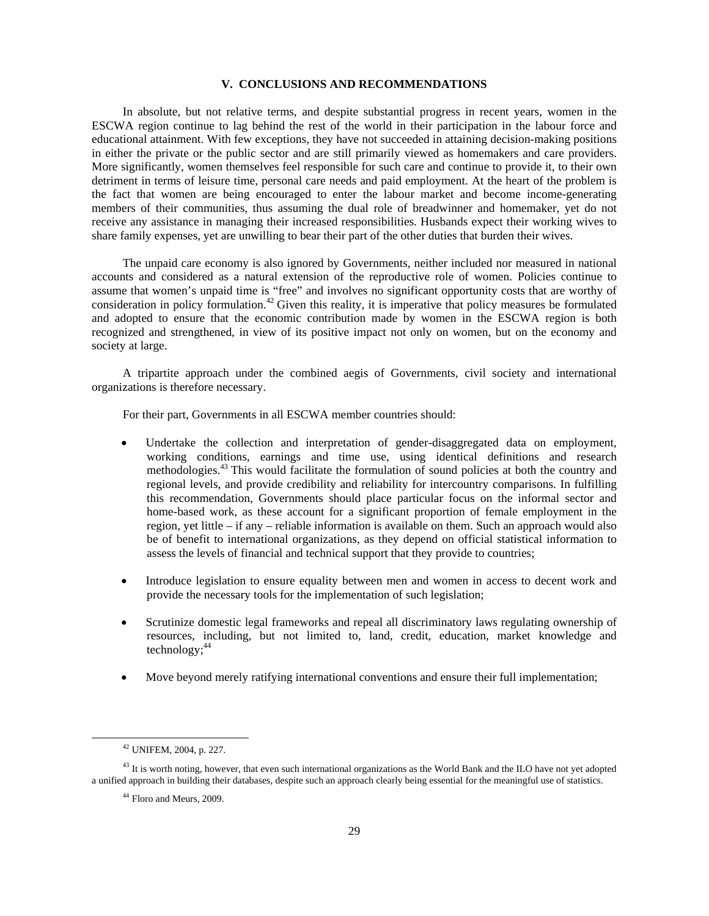## V. CONCLUSIONS AND RECOMMENDATIONS

In absolute, but not relative terms, and despite substantial progress in recent years, women in the ESCWA region continue to lag behind the rest of the world in their participation in the labour force and educational attainment. With few exceptions, they have not succeeded in attaining decision-making positions in either the private or the public sector and are still primarily viewed as homemakers and care providers. More significantly, women themselves feel responsible for such care and continue to provide it, to their own detriment in terms of leisure time, personal care needs and paid employment. At the heart of the problem is the fact that women are being encouraged to enter the labour market and become income-generating members of their communities, thus assuming the dual role of breadwinner and homemaker, yet do not receive any assistance in managing their increased responsibilities. Husbands expect their working wives to share family expenses, yet are unwilling to bear their part of the other duties that burden their wives.

The unpaid care economy is also ignored by Governments, neither included nor measured in national accounts and considered as a natural extension of the reproductive role of women. Policies continue to assume that women's unpaid time is "free" and involves no significant opportunity costs that are worthy of consideration in policy formulation.[42] Given this reality, it is imperative that policy measures be formulated and adopted to ensure that the economic contribution made by women in the ESCWA region is both recognized and strengthened, in view of its positive impact not only on women, but on the economy and society at large.

A tripartite approach under the combined aegis of Governments, civil society and international organizations is therefore necessary.

For their part, Governments in all ESCWA member countries should:

- Undertake the collection and interpretation of gender-disaggregated data on employment, working conditions, earnings and time use, using identical definitions and research methodologies.[43] This would facilitate the formulation of sound policies at both the country and regional levels, and provide credibility and reliability for intercountry comparisons. In fulfilling this recommendation, Governments should place particular focus on the informal sector and home-based work, as these account for a significant proportion of female employment in the region, yet little – if any – reliable information is available on them. Such an approach would also be of benefit to international organizations, as they depend on official statistical information to assess the levels of financial and technical support that they provide to countries;

- Introduce legislation to ensure equality between men and women in access to decent work and provide the necessary tools for the implementation of such legislation;

- Scrutinize domestic legal frameworks and repeal all discriminatory laws regulating ownership of resources, including, but not limited to, land, credit, education, market knowledge and technology;[44]

- Move beyond merely ratifying international conventions and ensure their full implementation;

---

[42] UNIFEM, 2004, p. 227.

[43] It is worth noting, however, that even such international organizations as the World Bank and the ILO have not yet adopted a unified approach in building their databases, despite such an approach clearly being essential for the meaningful use of statistics.

[44] Floro and Meurs, 2009.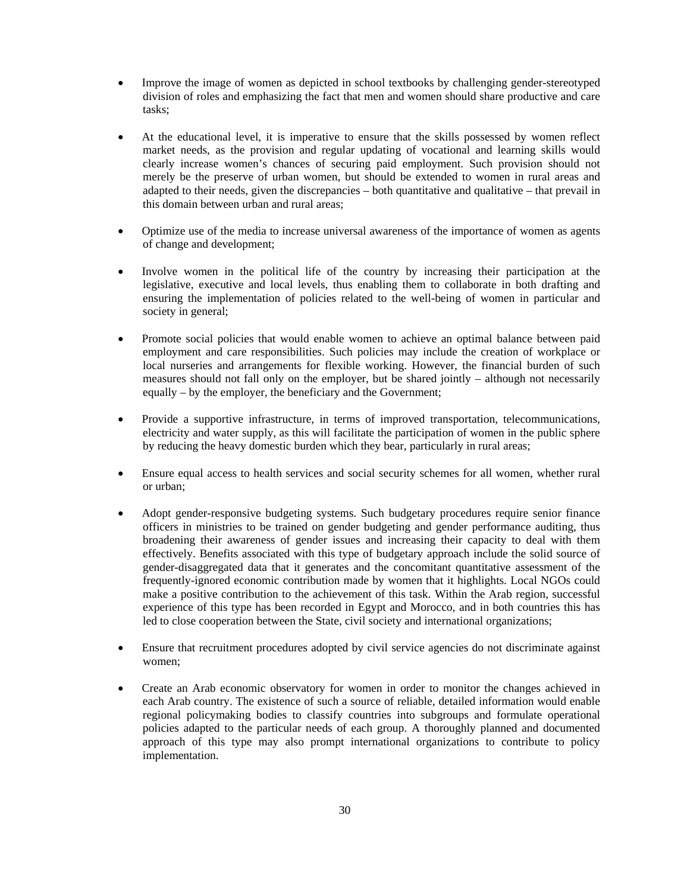- Improve the image of women as depicted in school textbooks by challenging gender-stereotyped division of roles and emphasizing the fact that men and women should share productive and care tasks;

- At the educational level, it is imperative to ensure that the skills possessed by women reflect market needs, as the provision and regular updating of vocational and learning skills would clearly increase women's chances of securing paid employment. Such provision should not merely be the preserve of urban women, but should be extended to women in rural areas and adapted to their needs, given the discrepancies – both quantitative and qualitative – that prevail in this domain between urban and rural areas;

- Optimize use of the media to increase universal awareness of the importance of women as agents of change and development;

- Involve women in the political life of the country by increasing their participation at the legislative, executive and local levels, thus enabling them to collaborate in both drafting and ensuring the implementation of policies related to the well-being of women in particular and society in general;

- Promote social policies that would enable women to achieve an optimal balance between paid employment and care responsibilities. Such policies may include the creation of workplace or local nurseries and arrangements for flexible working. However, the financial burden of such measures should not fall only on the employer, but be shared jointly – although not necessarily equally – by the employer, the beneficiary and the Government;

- Provide a supportive infrastructure, in terms of improved transportation, telecommunications, electricity and water supply, as this will facilitate the participation of women in the public sphere by reducing the heavy domestic burden which they bear, particularly in rural areas;

- Ensure equal access to health services and social security schemes for all women, whether rural or urban;

- Adopt gender-responsive budgeting systems. Such budgetary procedures require senior finance officers in ministries to be trained on gender budgeting and gender performance auditing, thus broadening their awareness of gender issues and increasing their capacity to deal with them effectively. Benefits associated with this type of budgetary approach include the solid source of gender-disaggregated data that it generates and the concomitant quantitative assessment of the frequently-ignored economic contribution made by women that it highlights. Local NGOs could make a positive contribution to the achievement of this task. Within the Arab region, successful experience of this type has been recorded in Egypt and Morocco, and in both countries this has led to close cooperation between the State, civil society and international organizations;

- Ensure that recruitment procedures adopted by civil service agencies do not discriminate against women;

- Create an Arab economic observatory for women in order to monitor the changes achieved in each Arab country. The existence of such a source of reliable, detailed information would enable regional policymaking bodies to classify countries into subgroups and formulate operational policies adapted to the particular needs of each group. A thoroughly planned and documented approach of this type may also prompt international organizations to contribute to policy implementation.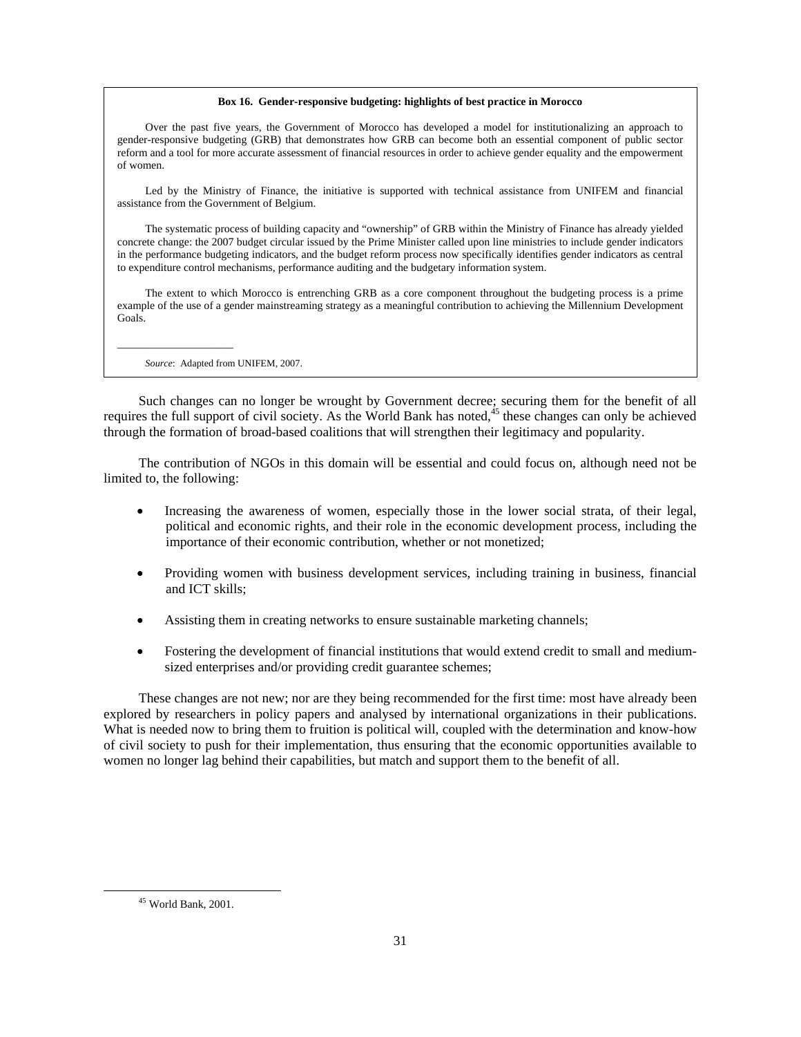**Box 16. Gender-responsive budgeting: highlights of best practice in Morocco**

Over the past five years, the Government of Morocco has developed a model for institutionalizing an approach to gender-responsive budgeting (GRB) that demonstrates how GRB can become both an essential component of public sector reform and a tool for more accurate assessment of financial resources in order to achieve gender equality and the empowerment of women.

Led by the Ministry of Finance, the initiative is supported with technical assistance from UNIFEM and financial assistance from the Government of Belgium.

The systematic process of building capacity and "ownership" of GRB within the Ministry of Finance has already yielded concrete change: the 2007 budget circular issued by the Prime Minister called upon line ministries to include gender indicators in the performance budgeting indicators, and the budget reform process now specifically identifies gender indicators as central to expenditure control mechanisms, performance auditing and the budgetary information system.

The extent to which Morocco is entrenching GRB as a core component throughout the budgeting process is a prime example of the use of a gender mainstreaming strategy as a meaningful contribution to achieving the Millennium Development Goals.

*Source*: Adapted from UNIFEM, 2007.

Such changes can no longer be wrought by Government decree; securing them for the benefit of all requires the full support of civil society. As the World Bank has noted,[45] these changes can only be achieved through the formation of broad-based coalitions that will strengthen their legitimacy and popularity.

The contribution of NGOs in this domain will be essential and could focus on, although need not be limited to, the following:

- Increasing the awareness of women, especially those in the lower social strata, of their legal, political and economic rights, and their role in the economic development process, including the importance of their economic contribution, whether or not monetized;
- Providing women with business development services, including training in business, financial and ICT skills;
- Assisting them in creating networks to ensure sustainable marketing channels;
- Fostering the development of financial institutions that would extend credit to small and medium-sized enterprises and/or providing credit guarantee schemes;

These changes are not new; nor are they being recommended for the first time: most have already been explored by researchers in policy papers and analysed by international organizations in their publications. What is needed now to bring them to fruition is political will, coupled with the determination and know-how of civil society to push for their implementation, thus ensuring that the economic opportunities available to women no longer lag behind their capabilities, but match and support them to the benefit of all.

[45] World Bank, 2001.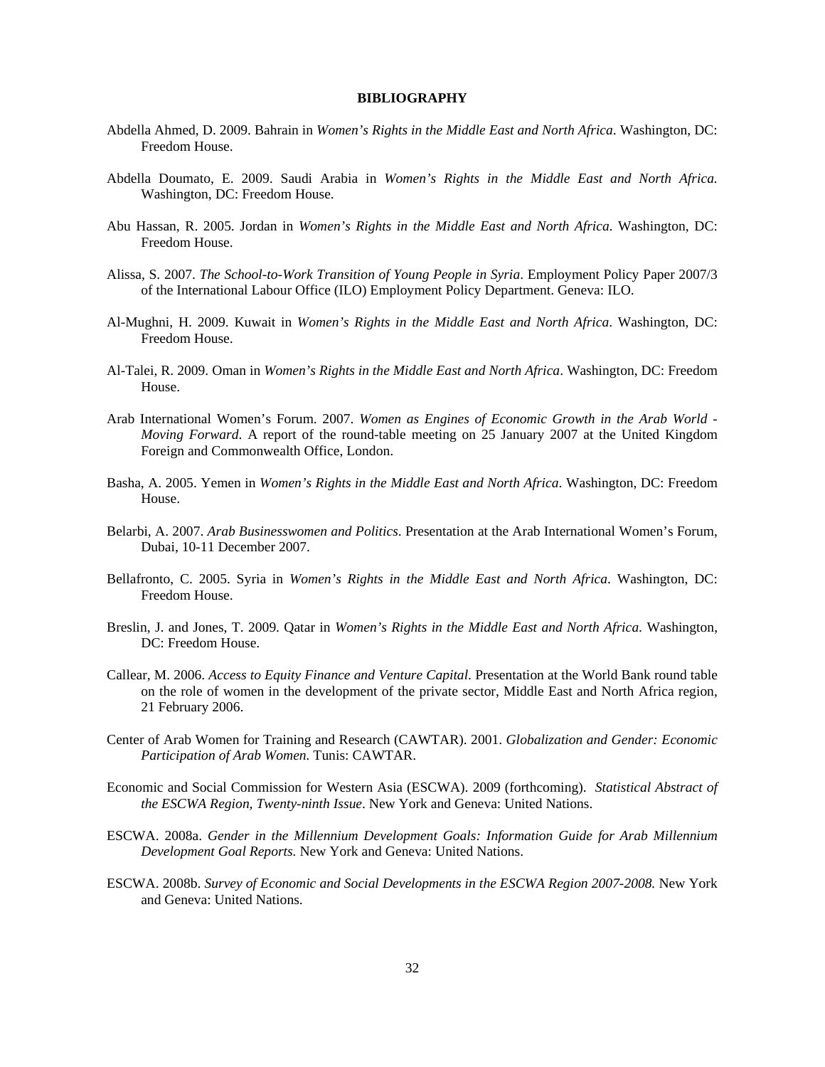# BIBLIOGRAPHY

Abdella Ahmed, D. 2009. Bahrain in *Women's Rights in the Middle East and North Africa*. Washington, DC: Freedom House.

Abdella Doumato, E. 2009. Saudi Arabia in *Women's Rights in the Middle East and North Africa.* Washington, DC: Freedom House.

Abu Hassan, R. 2005. Jordan in *Women's Rights in the Middle East and North Africa.* Washington, DC: Freedom House.

Alissa, S. 2007. *The School-to-Work Transition of Young People in Syria*. Employment Policy Paper 2007/3 of the International Labour Office (ILO) Employment Policy Department. Geneva: ILO.

Al-Mughni, H. 2009. Kuwait in *Women's Rights in the Middle East and North Africa*. Washington, DC: Freedom House.

Al-Talei, R. 2009. Oman in *Women's Rights in the Middle East and North Africa*. Washington, DC: Freedom House.

Arab International Women's Forum. 2007. *Women as Engines of Economic Growth in the Arab World - Moving Forward*. A report of the round-table meeting on 25 January 2007 at the United Kingdom Foreign and Commonwealth Office, London.

Basha, A. 2005. Yemen in *Women's Rights in the Middle East and North Africa*. Washington, DC: Freedom House.

Belarbi, A. 2007. *Arab Businesswomen and Politics*. Presentation at the Arab International Women's Forum, Dubai, 10-11 December 2007.

Bellafronto, C. 2005. Syria in *Women's Rights in the Middle East and North Africa*. Washington, DC: Freedom House.

Breslin, J. and Jones, T. 2009. Qatar in *Women's Rights in the Middle East and North Africa.* Washington, DC: Freedom House.

Callear, M. 2006. *Access to Equity Finance and Venture Capital.* Presentation at the World Bank round table on the role of women in the development of the private sector, Middle East and North Africa region, 21 February 2006.

Center of Arab Women for Training and Research (CAWTAR). 2001. *Globalization and Gender: Economic Participation of Arab Women.* Tunis: CAWTAR.

Economic and Social Commission for Western Asia (ESCWA). 2009 (forthcoming). *Statistical Abstract of the ESCWA Region, Twenty-ninth Issue*. New York and Geneva: United Nations.

ESCWA. 2008a. *Gender in the Millennium Development Goals: Information Guide for Arab Millennium Development Goal Reports.* New York and Geneva: United Nations.

ESCWA. 2008b. *Survey of Economic and Social Developments in the ESCWA Region 2007-2008.* New York and Geneva: United Nations.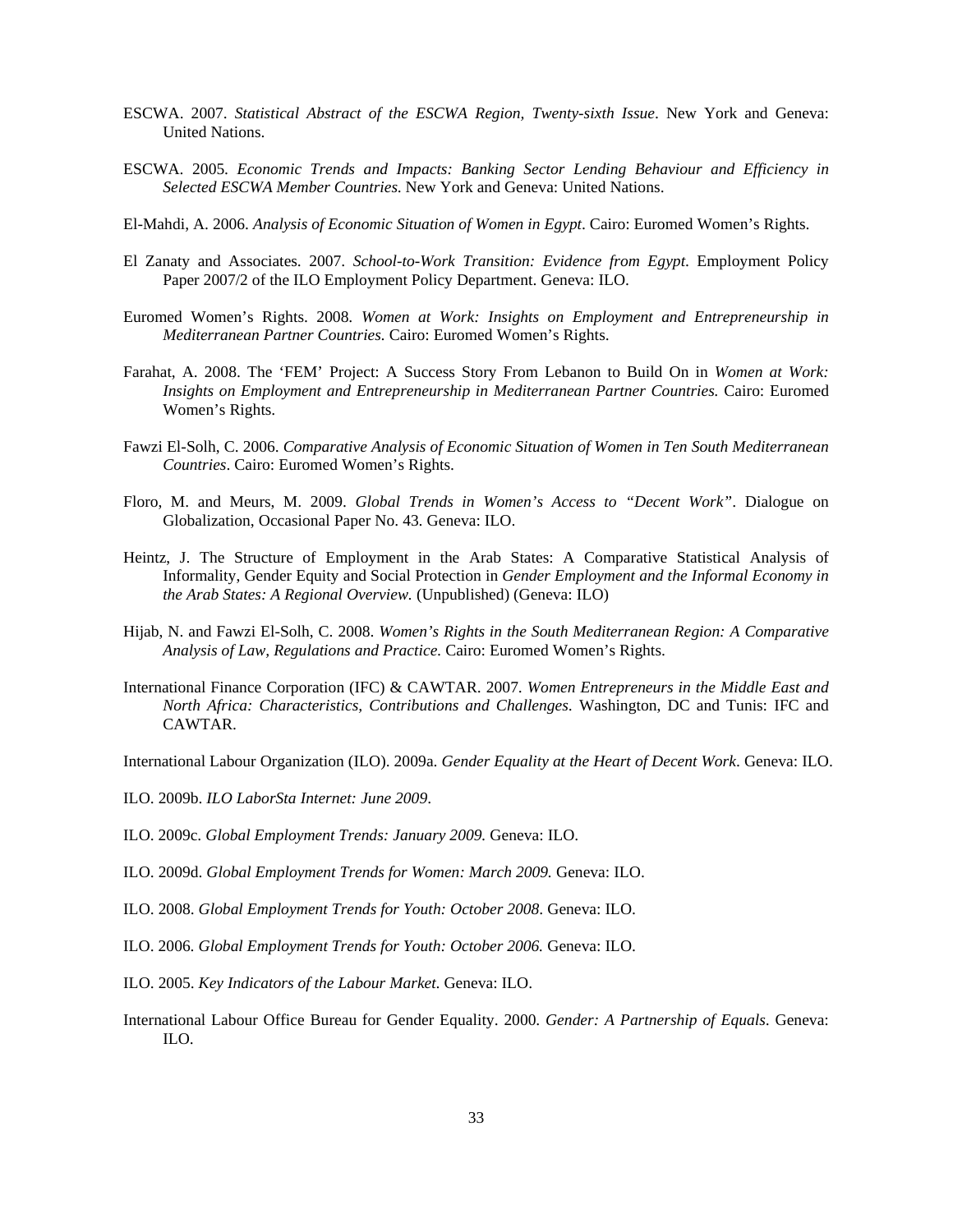ESCWA. 2007. *Statistical Abstract of the ESCWA Region, Twenty-sixth Issue*. New York and Geneva: United Nations.

ESCWA. 2005. *Economic Trends and Impacts: Banking Sector Lending Behaviour and Efficiency in Selected ESCWA Member Countries*. New York and Geneva: United Nations.

El-Mahdi, A. 2006. *Analysis of Economic Situation of Women in Egypt*. Cairo: Euromed Women's Rights.

El Zanaty and Associates. 2007. *School-to-Work Transition: Evidence from Egypt*. Employment Policy Paper 2007/2 of the ILO Employment Policy Department. Geneva: ILO.

Euromed Women's Rights. 2008. *Women at Work: Insights on Employment and Entrepreneurship in Mediterranean Partner Countries.* Cairo: Euromed Women's Rights.

Farahat, A. 2008. The 'FEM' Project: A Success Story From Lebanon to Build On in *Women at Work: Insights on Employment and Entrepreneurship in Mediterranean Partner Countries.* Cairo: Euromed Women's Rights.

Fawzi El-Solh, C. 2006. *Comparative Analysis of Economic Situation of Women in Ten South Mediterranean Countries*. Cairo: Euromed Women's Rights.

Floro, M. and Meurs, M. 2009. *Global Trends in Women's Access to "Decent Work"*. Dialogue on Globalization, Occasional Paper No. 43. Geneva: ILO.

Heintz, J. The Structure of Employment in the Arab States: A Comparative Statistical Analysis of Informality, Gender Equity and Social Protection in *Gender Employment and the Informal Economy in the Arab States: A Regional Overview.* (Unpublished) (Geneva: ILO)

Hijab, N. and Fawzi El-Solh, C. 2008. *Women's Rights in the South Mediterranean Region: A Comparative Analysis of Law, Regulations and Practice.* Cairo: Euromed Women's Rights.

International Finance Corporation (IFC) & CAWTAR. 2007. *Women Entrepreneurs in the Middle East and North Africa: Characteristics, Contributions and Challenges*. Washington, DC and Tunis: IFC and CAWTAR.

International Labour Organization (ILO). 2009a. *Gender Equality at the Heart of Decent Work*. Geneva: ILO.

ILO. 2009b. *ILO LaborSta Internet: June 2009*.

ILO. 2009c. *Global Employment Trends: January 2009.* Geneva: ILO.

ILO. 2009d. *Global Employment Trends for Women: March 2009.* Geneva: ILO.

ILO. 2008. *Global Employment Trends for Youth: October 2008*. Geneva: ILO.

ILO. 2006. *Global Employment Trends for Youth: October 2006.* Geneva: ILO.

ILO. 2005. *Key Indicators of the Labour Market*. Geneva: ILO.

International Labour Office Bureau for Gender Equality. 2000. *Gender: A Partnership of Equals*. Geneva: ILO.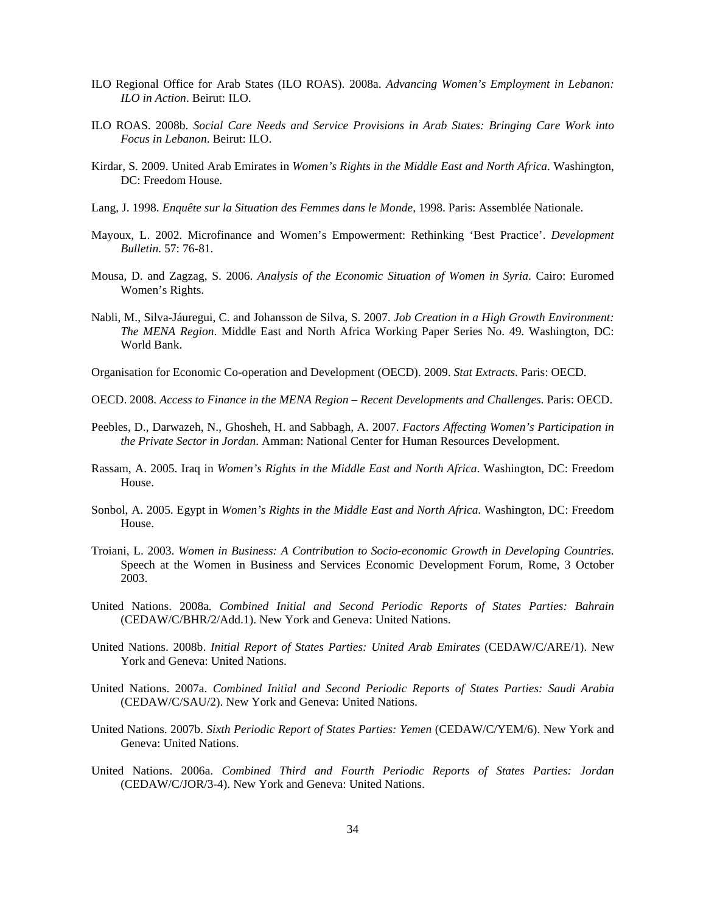ILO Regional Office for Arab States (ILO ROAS). 2008a. *Advancing Women's Employment in Lebanon: ILO in Action*. Beirut: ILO.

ILO ROAS. 2008b. *Social Care Needs and Service Provisions in Arab States: Bringing Care Work into Focus in Lebanon*. Beirut: ILO.

Kirdar, S. 2009. United Arab Emirates in *Women's Rights in the Middle East and North Africa*. Washington, DC: Freedom House.

Lang, J. 1998. *Enquête sur la Situation des Femmes dans le Monde*, 1998. Paris: Assemblée Nationale.

Mayoux, L. 2002. Microfinance and Women's Empowerment: Rethinking 'Best Practice'. *Development Bulletin*. 57: 76-81.

Mousa, D. and Zagzag, S. 2006. *Analysis of the Economic Situation of Women in Syria*. Cairo: Euromed Women's Rights.

Nabli, M., Silva-Jáuregui, C. and Johansson de Silva, S. 2007. *Job Creation in a High Growth Environment: The MENA Region*. Middle East and North Africa Working Paper Series No. 49. Washington, DC: World Bank.

Organisation for Economic Co-operation and Development (OECD). 2009. *Stat Extracts*. Paris: OECD.

OECD. 2008. *Access to Finance in the MENA Region – Recent Developments and Challenges*. Paris: OECD.

Peebles, D., Darwazeh, N., Ghosheh, H. and Sabbagh, A. 2007. *Factors Affecting Women's Participation in the Private Sector in Jordan*. Amman: National Center for Human Resources Development.

Rassam, A. 2005. Iraq in *Women's Rights in the Middle East and North Africa*. Washington, DC: Freedom House.

Sonbol, A. 2005. Egypt in *Women's Rights in the Middle East and North Africa*. Washington, DC: Freedom House.

Troiani, L. 2003. *Women in Business: A Contribution to Socio-economic Growth in Developing Countries*. Speech at the Women in Business and Services Economic Development Forum, Rome, 3 October 2003.

United Nations. 2008a. *Combined Initial and Second Periodic Reports of States Parties: Bahrain* (CEDAW/C/BHR/2/Add.1). New York and Geneva: United Nations.

United Nations. 2008b. *Initial Report of States Parties: United Arab Emirates* (CEDAW/C/ARE/1). New York and Geneva: United Nations.

United Nations. 2007a. *Combined Initial and Second Periodic Reports of States Parties: Saudi Arabia* (CEDAW/C/SAU/2). New York and Geneva: United Nations.

United Nations. 2007b. *Sixth Periodic Report of States Parties: Yemen* (CEDAW/C/YEM/6). New York and Geneva: United Nations.

United Nations. 2006a. *Combined Third and Fourth Periodic Reports of States Parties: Jordan* (CEDAW/C/JOR/3-4). New York and Geneva: United Nations.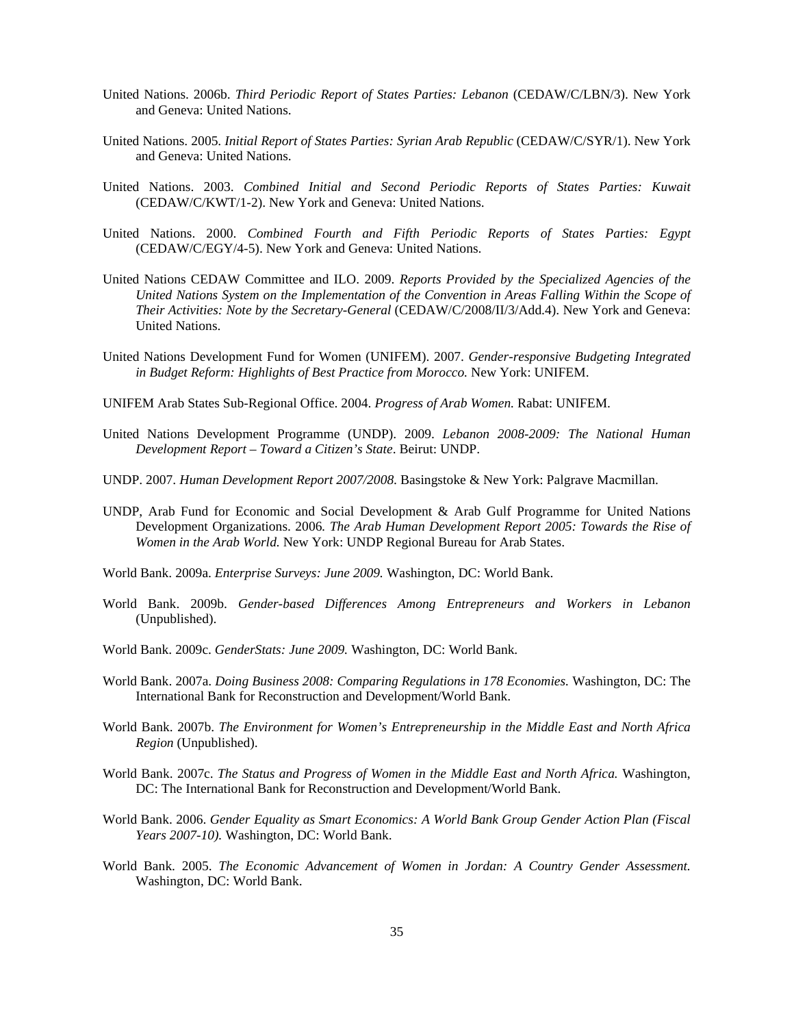United Nations. 2006b. *Third Periodic Report of States Parties: Lebanon* (CEDAW/C/LBN/3). New York and Geneva: United Nations.

United Nations. 2005. *Initial Report of States Parties: Syrian Arab Republic* (CEDAW/C/SYR/1). New York and Geneva: United Nations.

United Nations. 2003. *Combined Initial and Second Periodic Reports of States Parties: Kuwait* (CEDAW/C/KWT/1-2). New York and Geneva: United Nations.

United Nations. 2000. *Combined Fourth and Fifth Periodic Reports of States Parties: Egypt* (CEDAW/C/EGY/4-5). New York and Geneva: United Nations.

United Nations CEDAW Committee and ILO. 2009. *Reports Provided by the Specialized Agencies of the United Nations System on the Implementation of the Convention in Areas Falling Within the Scope of Their Activities: Note by the Secretary-General* (CEDAW/C/2008/II/3/Add.4). New York and Geneva: United Nations.

United Nations Development Fund for Women (UNIFEM). 2007. *Gender-responsive Budgeting Integrated in Budget Reform: Highlights of Best Practice from Morocco.* New York: UNIFEM.

UNIFEM Arab States Sub-Regional Office. 2004. *Progress of Arab Women.* Rabat: UNIFEM.

United Nations Development Programme (UNDP). 2009. *Lebanon 2008-2009: The National Human Development Report – Toward a Citizen's State*. Beirut: UNDP.

UNDP. 2007. *Human Development Report 2007/2008.* Basingstoke & New York: Palgrave Macmillan.

UNDP, Arab Fund for Economic and Social Development & Arab Gulf Programme for United Nations Development Organizations. 2006. *The Arab Human Development Report 2005: Towards the Rise of Women in the Arab World.* New York: UNDP Regional Bureau for Arab States.

World Bank. 2009a. *Enterprise Surveys: June 2009.* Washington, DC: World Bank.

World Bank. 2009b. *Gender-based Differences Among Entrepreneurs and Workers in Lebanon* (Unpublished).

World Bank. 2009c. *GenderStats: June 2009.* Washington, DC: World Bank.

World Bank. 2007a. *Doing Business 2008: Comparing Regulations in 178 Economies.* Washington, DC: The International Bank for Reconstruction and Development/World Bank.

World Bank. 2007b. *The Environment for Women's Entrepreneurship in the Middle East and North Africa Region* (Unpublished).

World Bank. 2007c. *The Status and Progress of Women in the Middle East and North Africa.* Washington, DC: The International Bank for Reconstruction and Development/World Bank.

World Bank. 2006. *Gender Equality as Smart Economics: A World Bank Group Gender Action Plan (Fiscal Years 2007-10).* Washington, DC: World Bank.

World Bank. 2005. *The Economic Advancement of Women in Jordan: A Country Gender Assessment.* Washington, DC: World Bank.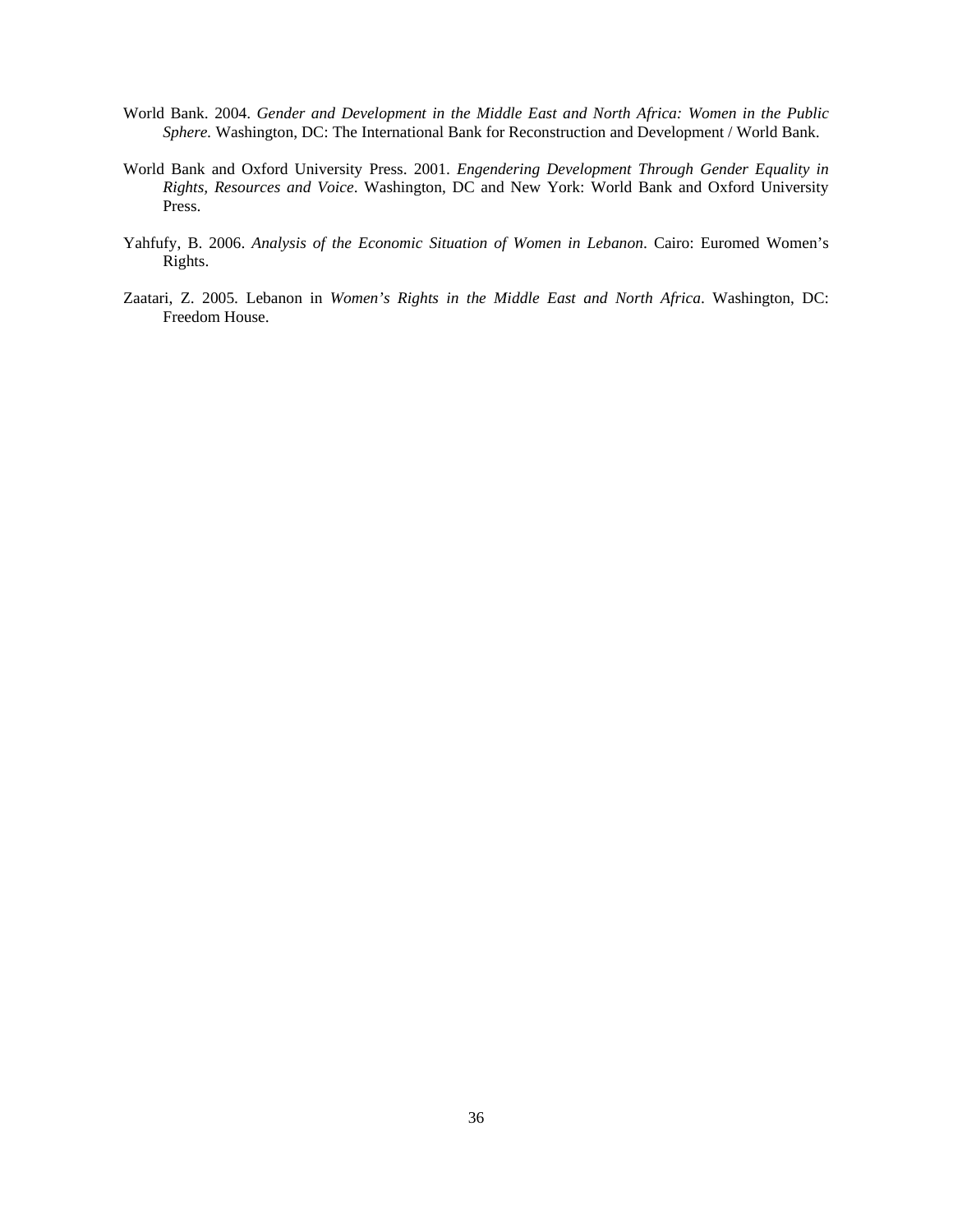World Bank. 2004. *Gender and Development in the Middle East and North Africa: Women in the Public Sphere.* Washington, DC: The International Bank for Reconstruction and Development / World Bank.

World Bank and Oxford University Press. 2001. *Engendering Development Through Gender Equality in Rights, Resources and Voice*. Washington, DC and New York: World Bank and Oxford University Press.

Yahfufy, B. 2006. *Analysis of the Economic Situation of Women in Lebanon*. Cairo: Euromed Women's Rights.

Zaatari, Z. 2005. Lebanon in *Women's Rights in the Middle East and North Africa*. Washington, DC: Freedom House.